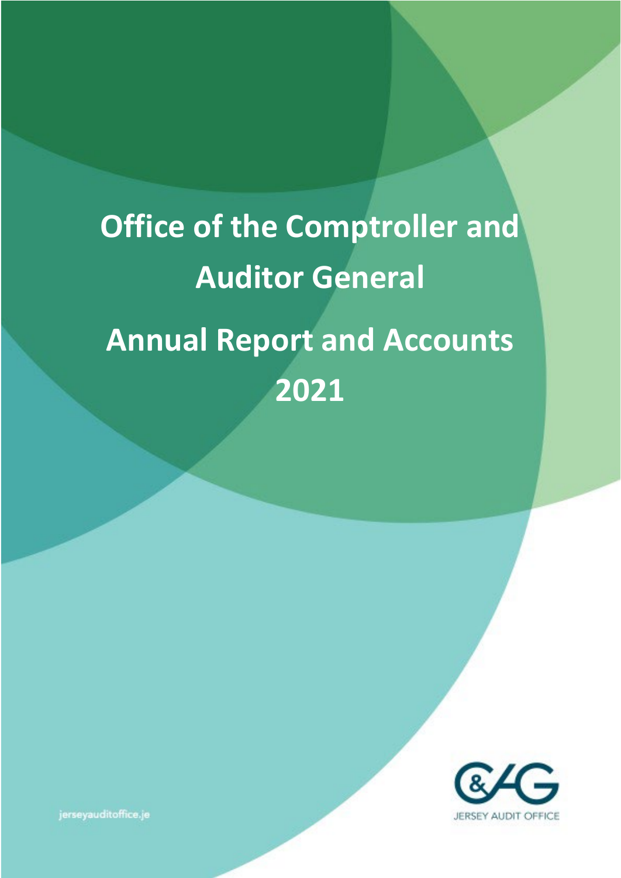# Office of the Comptroller and Auditor General

# Annual Report and Accounts 2021

C&AG JERSEY AUDIT OFFICE

jerseyauditoffice.je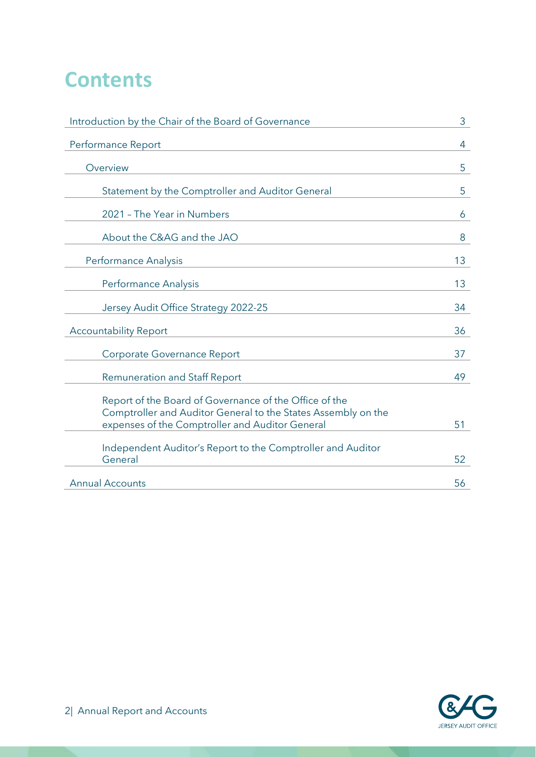# Contents

| | |
|---|---|
| Introduction by the Chair of the Board of Governance | 3 |
| Performance Report | 4 |
| Overview | 5 |
| Statement by the Comptroller and Auditor General | 5 |
| 2021 – The Year in Numbers | 6 |
| About the C&AG and the JAO | 8 |
| Performance Analysis | 13 |
| Performance Analysis | 13 |
| Jersey Audit Office Strategy 2022-25 | 34 |
| Accountability Report | 36 |
| Corporate Governance Report | 37 |
| Remuneration and Staff Report | 49 |
| Report of the Board of Governance of the Office of the Comptroller and Auditor General to the States Assembly on the expenses of the Comptroller and Auditor General | 51 |
| Independent Auditor's Report to the Comptroller and Auditor General | 52 |
| Annual Accounts | 56 |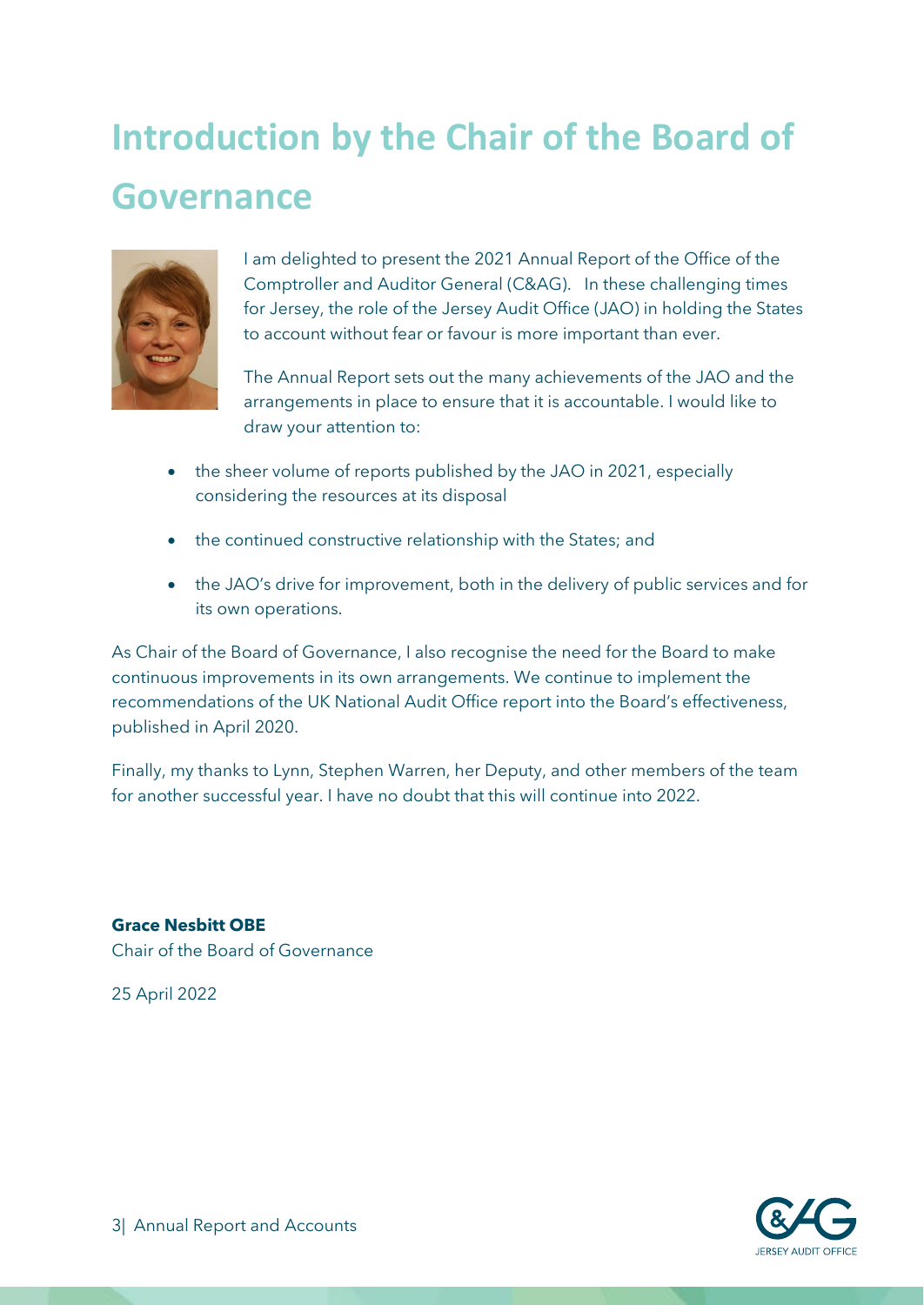# Introduction by the Chair of the Board of Governance

I am delighted to present the 2021 Annual Report of the Office of the Comptroller and Auditor General (C&AG). In these challenging times for Jersey, the role of the Jersey Audit Office (JAO) in holding the States to account without fear or favour is more important than ever.

The Annual Report sets out the many achievements of the JAO and the arrangements in place to ensure that it is accountable. I would like to draw your attention to:

- the sheer volume of reports published by the JAO in 2021, especially considering the resources at its disposal
- the continued constructive relationship with the States; and
- the JAO's drive for improvement, both in the delivery of public services and for its own operations.

As Chair of the Board of Governance, I also recognise the need for the Board to make continuous improvements in its own arrangements. We continue to implement the recommendations of the UK National Audit Office report into the Board's effectiveness, published in April 2020.

Finally, my thanks to Lynn, Stephen Warren, her Deputy, and other members of the team for another successful year. I have no doubt that this will continue into 2022.

**Grace Nesbitt OBE**
Chair of the Board of Governance

25 April 2022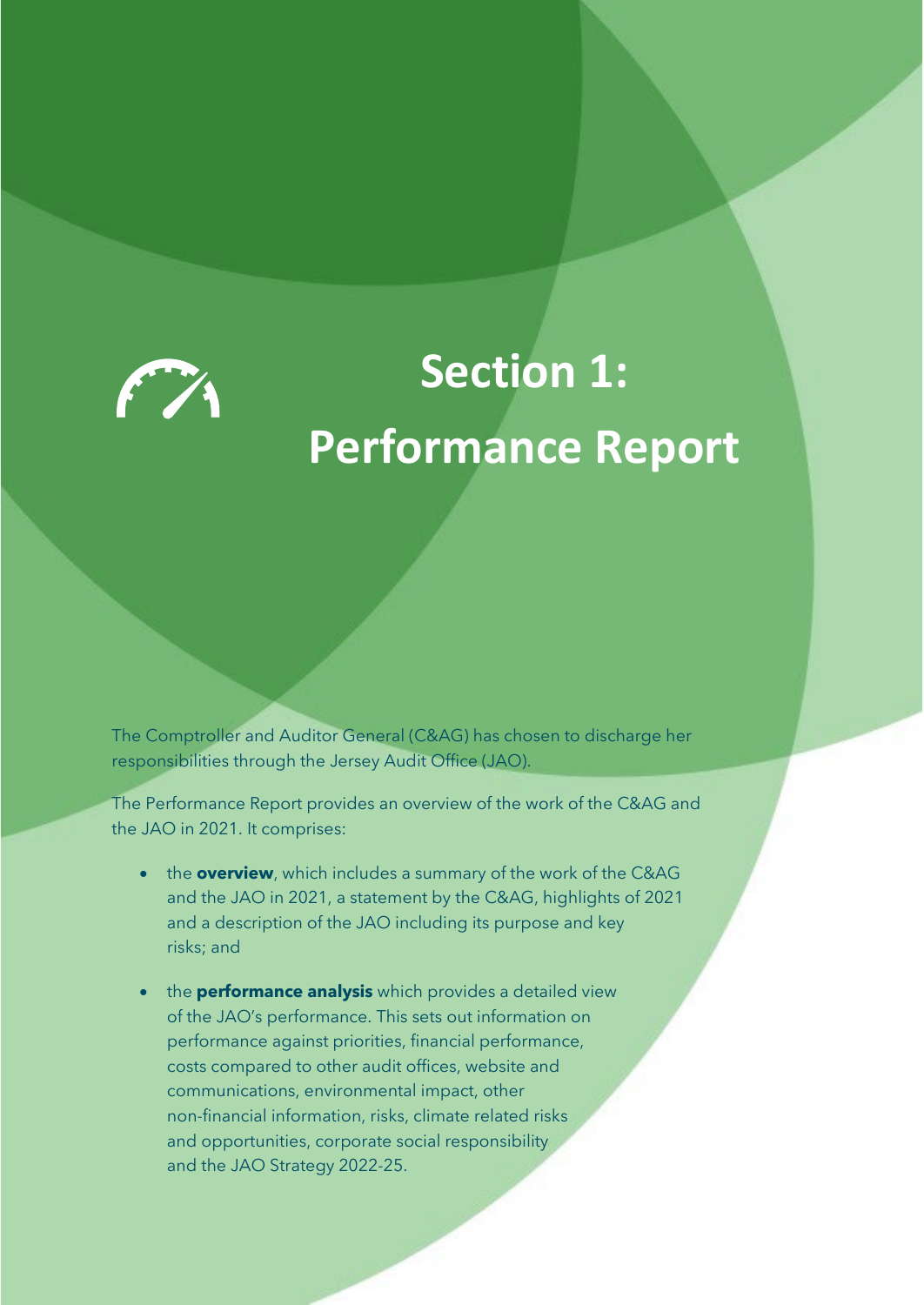# Section 1: Performance Report

The Comptroller and Auditor General (C&AG) has chosen to discharge her responsibilities through the Jersey Audit Office (JAO).

The Performance Report provides an overview of the work of the C&AG and the JAO in 2021. It comprises:

- the **overview**, which includes a summary of the work of the C&AG and the JAO in 2021, a statement by the C&AG, highlights of 2021 and a description of the JAO including its purpose and key risks; and
- the **performance analysis** which provides a detailed view of the JAO's performance. This sets out information on performance against priorities, financial performance, costs compared to other audit offices, website and communications, environmental impact, other non-financial information, risks, climate related risks and opportunities, corporate social responsibility and the JAO Strategy 2022-25.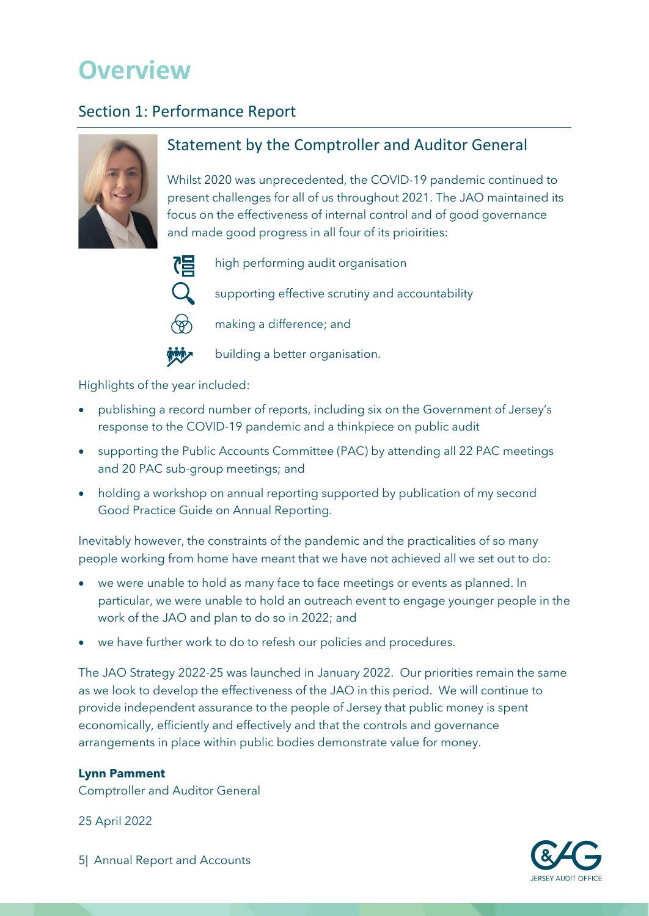# Overview

## Section 1: Performance Report

### Statement by the Comptroller and Auditor General

Whilst 2020 was unprecedented, the COVID-19 pandemic continued to present challenges for all of us throughout 2021. The JAO maintained its focus on the effectiveness of internal control and of good governance and made good progress in all four of its prioirities:

- high performing audit organisation
- supporting effective scrutiny and accountability
- making a difference; and
- building a better organisation.

Highlights of the year included:

- publishing a record number of reports, including six on the Government of Jersey's response to the COVID-19 pandemic and a thinkpiece on public audit
- supporting the Public Accounts Committee (PAC) by attending all 22 PAC meetings and 20 PAC sub-group meetings; and
- holding a workshop on annual reporting supported by publication of my second Good Practice Guide on Annual Reporting.

Inevitably however, the constraints of the pandemic and the practicalities of so many people working from home have meant that we have not achieved all we set out to do:

- we were unable to hold as many face to face meetings or events as planned. In particular, we were unable to hold an outreach event to engage younger people in the work of the JAO and plan to do so in 2022; and
- we have further work to do to refesh our policies and procedures.

The JAO Strategy 2022-25 was launched in January 2022. Our priorities remain the same as we look to develop the effectiveness of the JAO in this period. We will continue to provide independent assurance to the people of Jersey that public money is spent economically, efficiently and effectively and that the controls and governance arrangements in place within public bodies demonstrate value for money.

**Lynn Pamment**
Comptroller and Auditor General

25 April 2022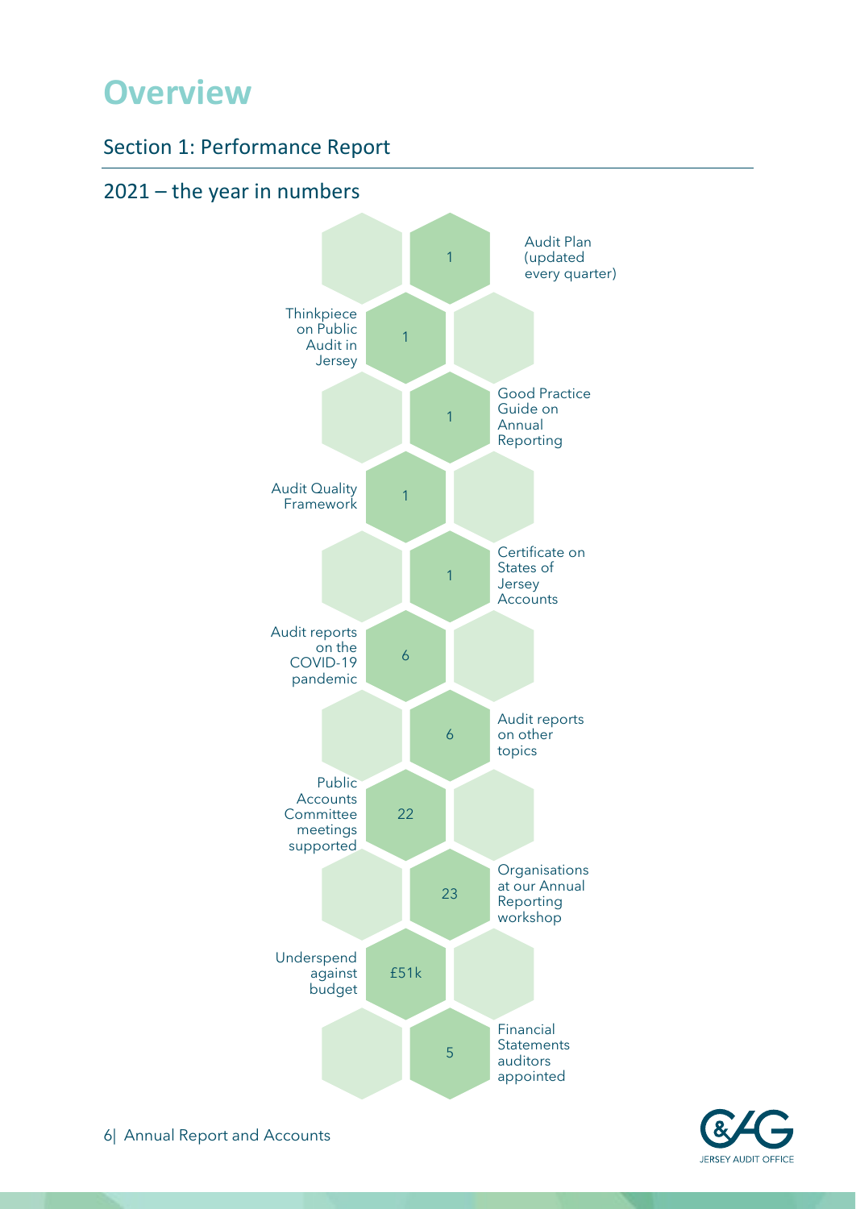# Overview

## Section 1: Performance Report

### 2021 – the year in numbers

- 1 Audit Plan (updated every quarter)
- 1 Thinkpiece on Public Audit in Jersey
- 1 Good Practice Guide on Annual Reporting
- 1 Audit Quality Framework
- 1 Certificate on States of Jersey Accounts
- 6 Audit reports on the COVID-19 pandemic
- 6 Audit reports on other topics
- 22 Public Accounts Committee meetings supported
- 23 Organisations at our Annual Reporting workshop
- £51k Underspend against budget
- 5 Financial Statements auditors appointed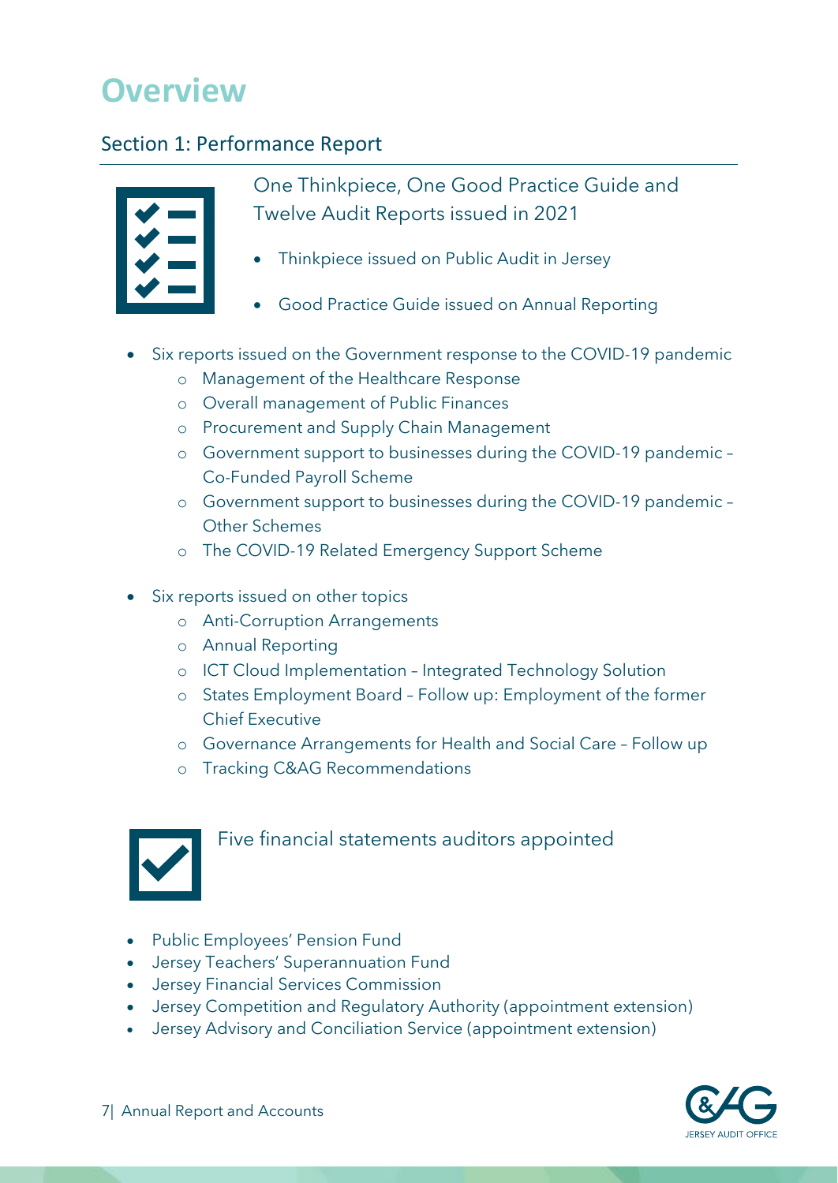# Overview

## Section 1: Performance Report

One Thinkpiece, One Good Practice Guide and Twelve Audit Reports issued in 2021

- Thinkpiece issued on Public Audit in Jersey
- Good Practice Guide issued on Annual Reporting

- Six reports issued on the Government response to the COVID-19 pandemic
  - Management of the Healthcare Response
  - Overall management of Public Finances
  - Procurement and Supply Chain Management
  - Government support to businesses during the COVID-19 pandemic – Co-Funded Payroll Scheme
  - Government support to businesses during the COVID-19 pandemic – Other Schemes
  - The COVID-19 Related Emergency Support Scheme
- Six reports issued on other topics
  - Anti-Corruption Arrangements
  - Annual Reporting
  - ICT Cloud Implementation – Integrated Technology Solution
  - States Employment Board – Follow up: Employment of the former Chief Executive
  - Governance Arrangements for Health and Social Care – Follow up
  - Tracking C&AG Recommendations

Five financial statements auditors appointed

- Public Employees' Pension Fund
- Jersey Teachers' Superannuation Fund
- Jersey Financial Services Commission
- Jersey Competition and Regulatory Authority (appointment extension)
- Jersey Advisory and Conciliation Service (appointment extension)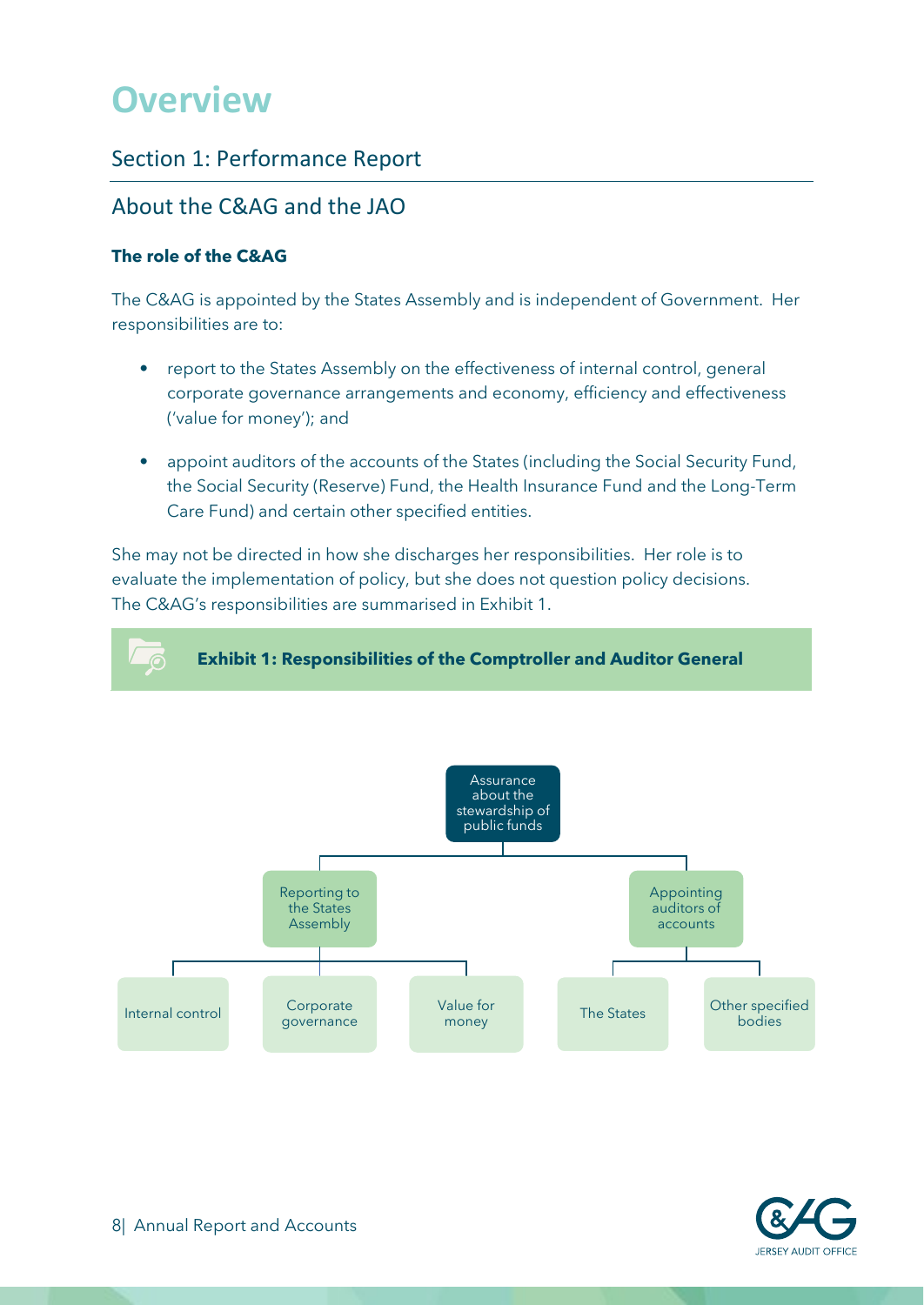# Overview

## Section 1: Performance Report

## About the C&AG and the JAO

**The role of the C&AG**

The C&AG is appointed by the States Assembly and is independent of Government. Her responsibilities are to:

- report to the States Assembly on the effectiveness of internal control, general corporate governance arrangements and economy, efficiency and effectiveness ('value for money'); and
- appoint auditors of the accounts of the States (including the Social Security Fund, the Social Security (Reserve) Fund, the Health Insurance Fund and the Long-Term Care Fund) and certain other specified entities.

She may not be directed in how she discharges her responsibilities. Her role is to evaluate the implementation of policy, but she does not question policy decisions. The C&AG's responsibilities are summarised in Exhibit 1.

**Exhibit 1: Responsibilities of the Comptroller and Auditor General**

- Assurance about the stewardship of public funds
  - Reporting to the States Assembly
    - Internal control
    - Corporate governance
    - Value for money
  - Appointing auditors of accounts
    - The States
    - Other specified bodies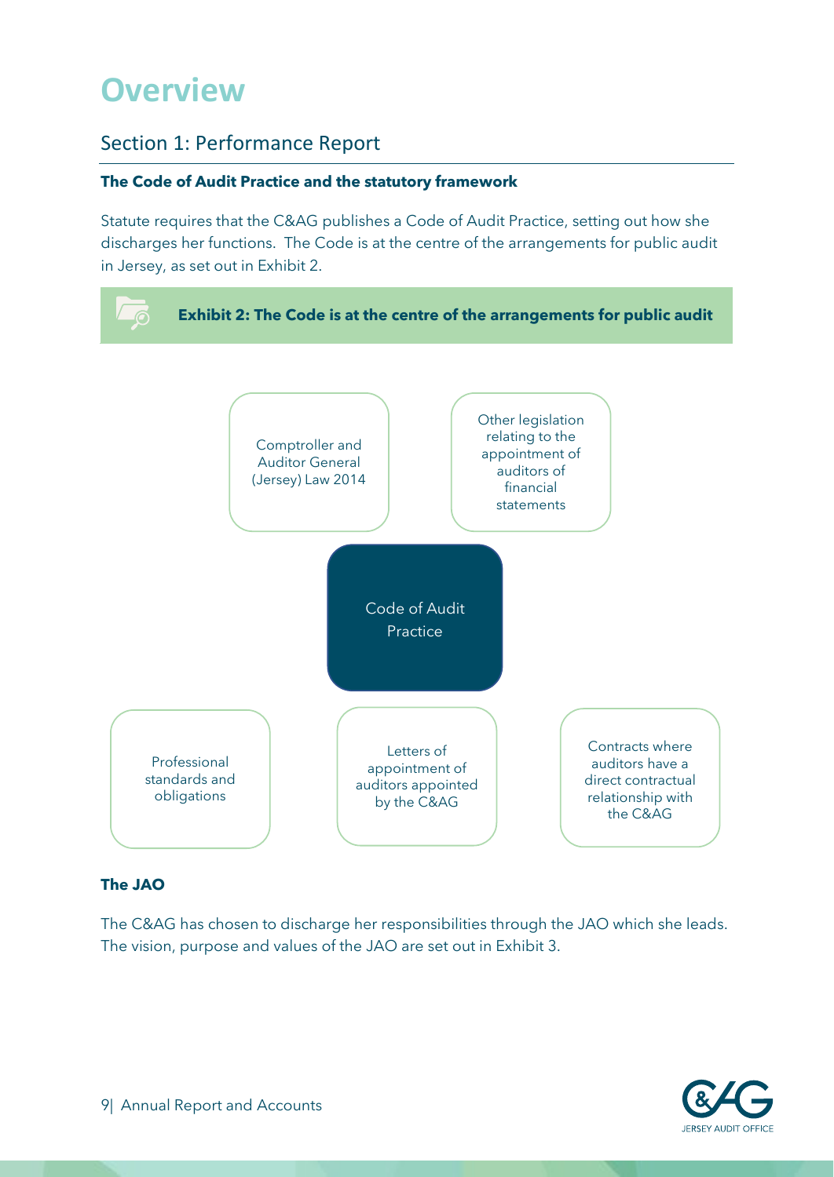# Overview

## Section 1: Performance Report

**The Code of Audit Practice and the statutory framework**

Statute requires that the C&AG publishes a Code of Audit Practice, setting out how she discharges her functions. The Code is at the centre of the arrangements for public audit in Jersey, as set out in Exhibit 2.

**Exhibit 2: The Code is at the centre of the arrangements for public audit**

- Comptroller and Auditor General (Jersey) Law 2014
- Other legislation relating to the appointment of auditors of financial statements
- Code of Audit Practice
- Professional standards and obligations
- Letters of appointment of auditors appointed by the C&AG
- Contracts where auditors have a direct contractual relationship with the C&AG

**The JAO**

The C&AG has chosen to discharge her responsibilities through the JAO which she leads. The vision, purpose and values of the JAO are set out in Exhibit 3.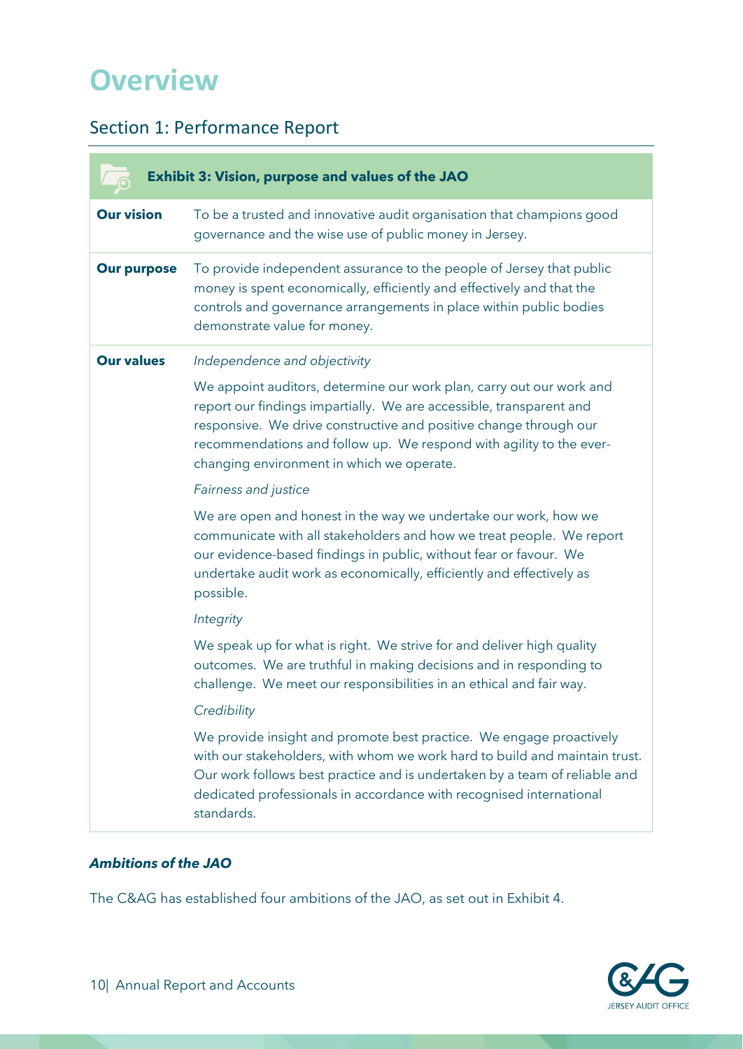# Overview

## Section 1: Performance Report

**Exhibit 3: Vision, purpose and values of the JAO**

| | |
|---|---|
| **Our vision** | To be a trusted and innovative audit organisation that champions good governance and the wise use of public money in Jersey. |
| **Our purpose** | To provide independent assurance to the people of Jersey that public money is spent economically, efficiently and effectively and that the controls and governance arrangements in place within public bodies demonstrate value for money. |
| **Our values** | *Independence and objectivity*<br><br>We appoint auditors, determine our work plan, carry out our work and report our findings impartially. We are accessible, transparent and responsive. We drive constructive and positive change through our recommendations and follow up. We respond with agility to the ever-changing environment in which we operate.<br><br>*Fairness and justice*<br><br>We are open and honest in the way we undertake our work, how we communicate with all stakeholders and how we treat people. We report our evidence-based findings in public, without fear or favour. We undertake audit work as economically, efficiently and effectively as possible.<br><br>*Integrity*<br><br>We speak up for what is right. We strive for and deliver high quality outcomes. We are truthful in making decisions and in responding to challenge. We meet our responsibilities in an ethical and fair way.<br><br>*Credibility*<br><br>We provide insight and promote best practice. We engage proactively with our stakeholders, with whom we work hard to build and maintain trust. Our work follows best practice and is undertaken by a team of reliable and dedicated professionals in accordance with recognised international standards. |

***Ambitions of the JAO***

The C&AG has established four ambitions of the JAO, as set out in Exhibit 4.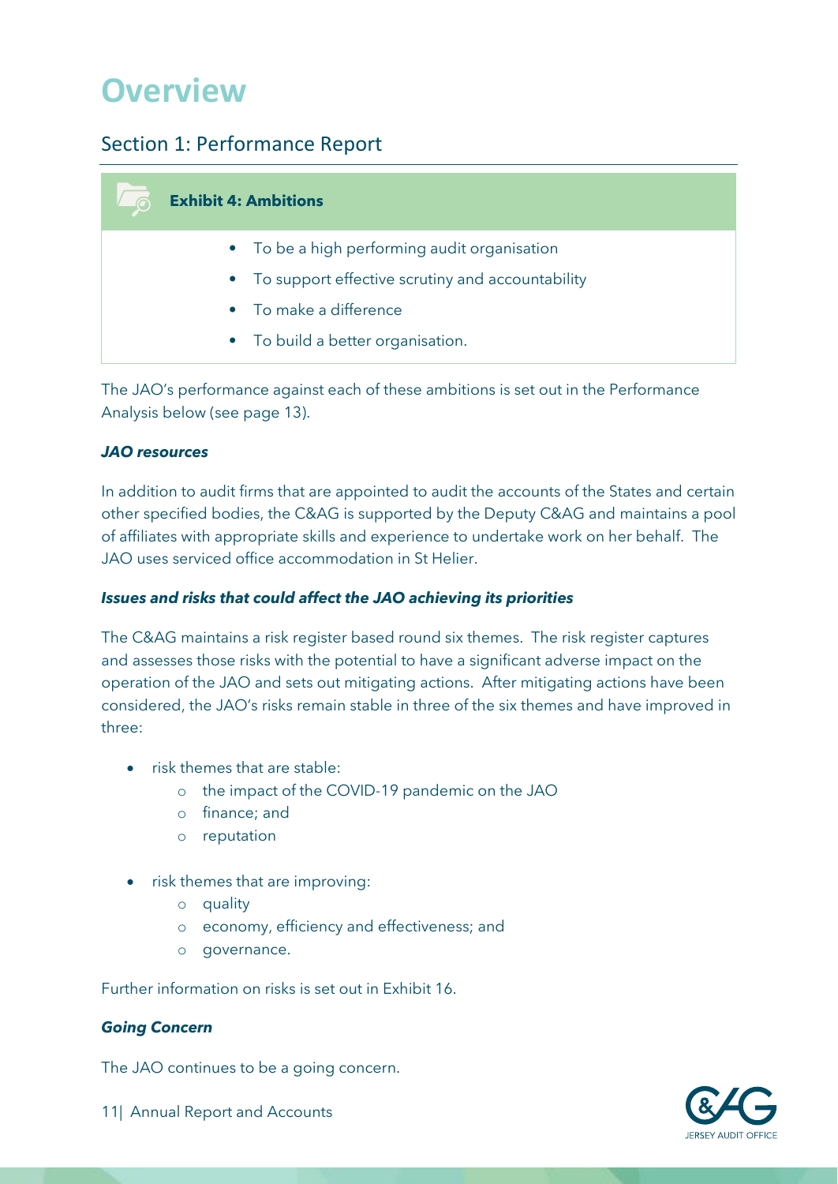# Overview

## Section 1: Performance Report

**Exhibit 4: Ambitions**

- To be a high performing audit organisation
- To support effective scrutiny and accountability
- To make a difference
- To build a better organisation.

The JAO's performance against each of these ambitions is set out in the Performance Analysis below (see page 13).

***JAO resources***

In addition to audit firms that are appointed to audit the accounts of the States and certain other specified bodies, the C&AG is supported by the Deputy C&AG and maintains a pool of affiliates with appropriate skills and experience to undertake work on her behalf. The JAO uses serviced office accommodation in St Helier.

***Issues and risks that could affect the JAO achieving its priorities***

The C&AG maintains a risk register based round six themes. The risk register captures and assesses those risks with the potential to have a significant adverse impact on the operation of the JAO and sets out mitigating actions. After mitigating actions have been considered, the JAO's risks remain stable in three of the six themes and have improved in three:

- risk themes that are stable:
  - the impact of the COVID-19 pandemic on the JAO
  - finance; and
  - reputation
- risk themes that are improving:
  - quality
  - economy, efficiency and effectiveness; and
  - governance.

Further information on risks is set out in Exhibit 16.

***Going Concern***

The JAO continues to be a going concern.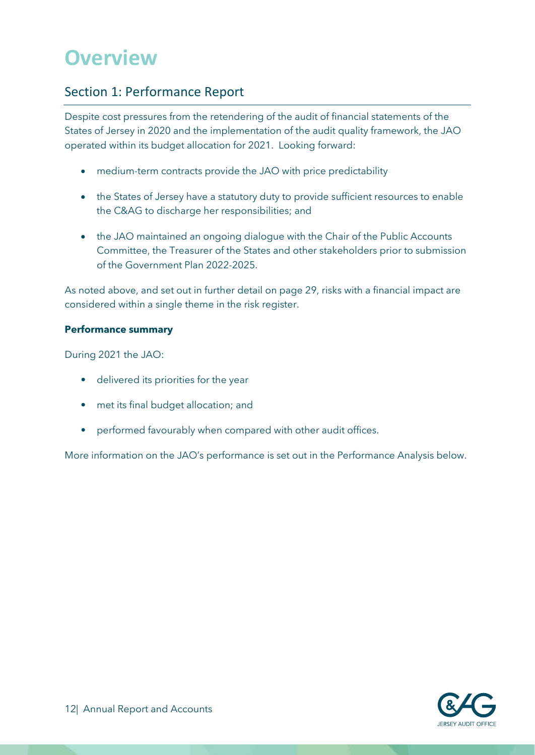# Overview

## Section 1: Performance Report

Despite cost pressures from the retendering of the audit of financial statements of the States of Jersey in 2020 and the implementation of the audit quality framework, the JAO operated within its budget allocation for 2021. Looking forward:

- medium-term contracts provide the JAO with price predictability
- the States of Jersey have a statutory duty to provide sufficient resources to enable the C&AG to discharge her responsibilities; and
- the JAO maintained an ongoing dialogue with the Chair of the Public Accounts Committee, the Treasurer of the States and other stakeholders prior to submission of the Government Plan 2022-2025.

As noted above, and set out in further detail on page 29, risks with a financial impact are considered within a single theme in the risk register.

**Performance summary**

During 2021 the JAO:

- delivered its priorities for the year
- met its final budget allocation; and
- performed favourably when compared with other audit offices.

More information on the JAO's performance is set out in the Performance Analysis below.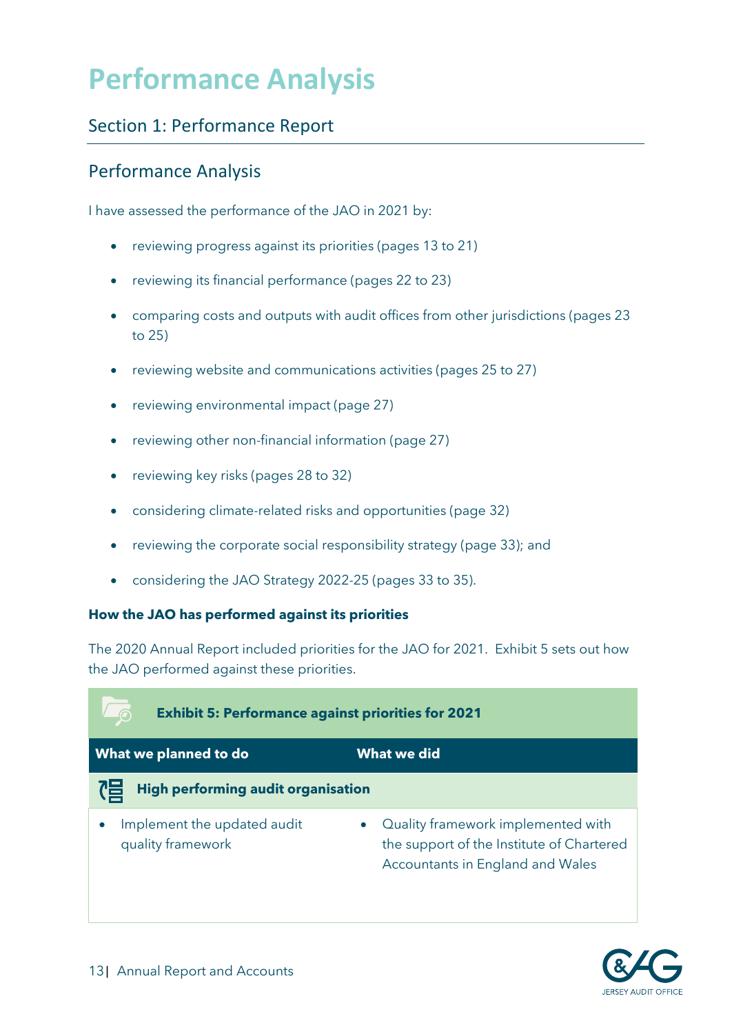# Performance Analysis

## Section 1: Performance Report

### Performance Analysis

I have assessed the performance of the JAO in 2021 by:

- reviewing progress against its priorities (pages 13 to 21)
- reviewing its financial performance (pages 22 to 23)
- comparing costs and outputs with audit offices from other jurisdictions (pages 23 to 25)
- reviewing website and communications activities (pages 25 to 27)
- reviewing environmental impact (page 27)
- reviewing other non-financial information (page 27)
- reviewing key risks (pages 28 to 32)
- considering climate-related risks and opportunities (page 32)
- reviewing the corporate social responsibility strategy (page 33); and
- considering the JAO Strategy 2022-25 (pages 33 to 35).

**How the JAO has performed against its priorities**

The 2020 Annual Report included priorities for the JAO for 2021. Exhibit 5 sets out how the JAO performed against these priorities.

**Exhibit 5: Performance against priorities for 2021**

| What we planned to do | What we did |
|---|---|
| **High performing audit organisation** | |
| • Implement the updated audit quality framework | • Quality framework implemented with the support of the Institute of Chartered Accountants in England and Wales |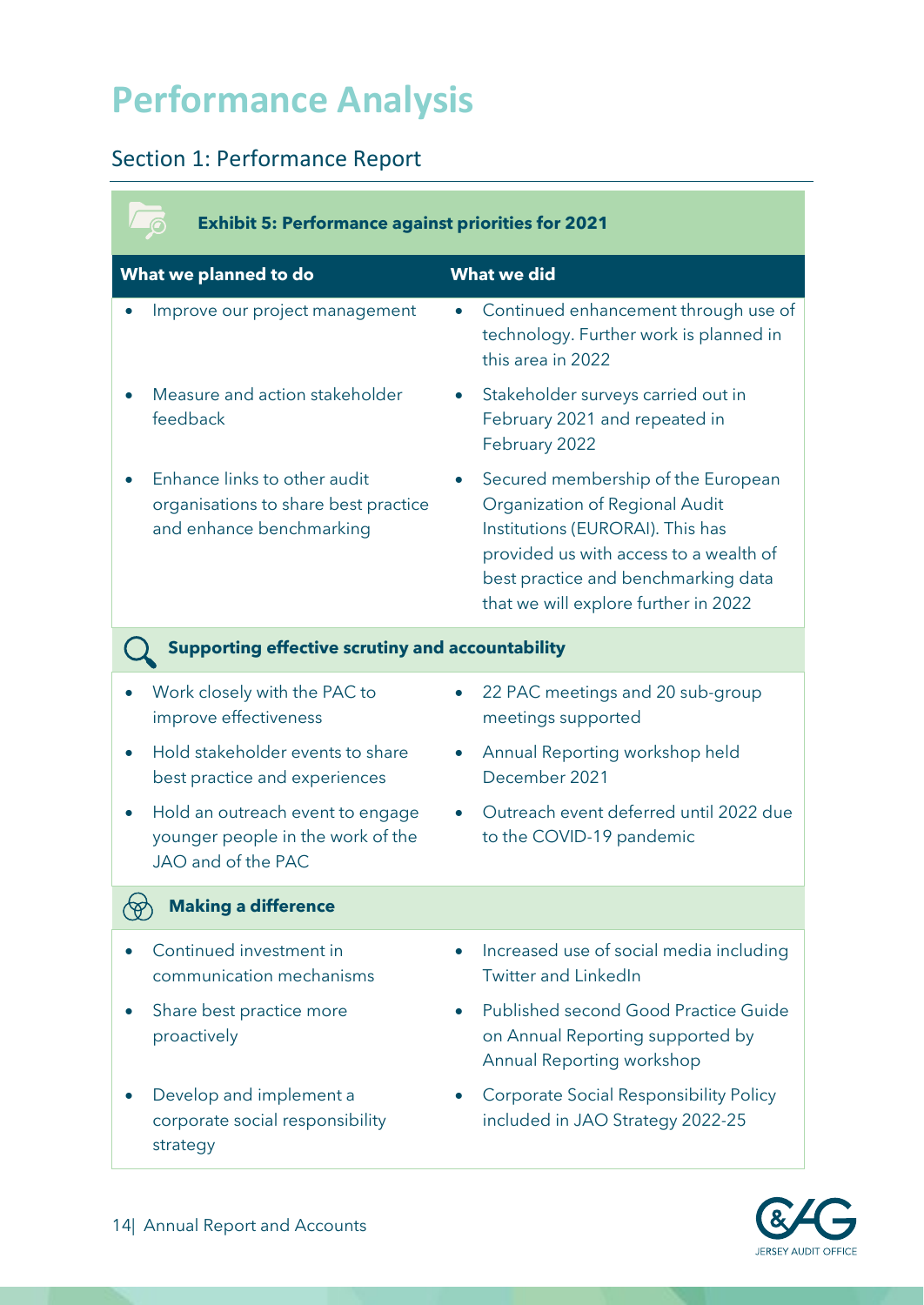# Performance Analysis

## Section 1: Performance Report

**Exhibit 5: Performance against priorities for 2021**

| What we planned to do | What we did |
| --- | --- |
| • Improve our project management | • Continued enhancement through use of technology. Further work is planned in this area in 2022 |
| • Measure and action stakeholder feedback | • Stakeholder surveys carried out in February 2021 and repeated in February 2022 |
| • Enhance links to other audit organisations to share best practice and enhance benchmarking | • Secured membership of the European Organization of Regional Audit Institutions (EURORAI). This has provided us with access to a wealth of best practice and benchmarking data that we will explore further in 2022 |
| **Supporting effective scrutiny and accountability** | |
| • Work closely with the PAC to improve effectiveness | • 22 PAC meetings and 20 sub-group meetings supported |
| • Hold stakeholder events to share best practice and experiences | • Annual Reporting workshop held December 2021 |
| • Hold an outreach event to engage younger people in the work of the JAO and of the PAC | • Outreach event deferred until 2022 due to the COVID-19 pandemic |
| **Making a difference** | |
| • Continued investment in communication mechanisms | • Increased use of social media including Twitter and LinkedIn |
| • Share best practice more proactively | • Published second Good Practice Guide on Annual Reporting supported by Annual Reporting workshop |
| • Develop and implement a corporate social responsibility strategy | • Corporate Social Responsibility Policy included in JAO Strategy 2022-25 |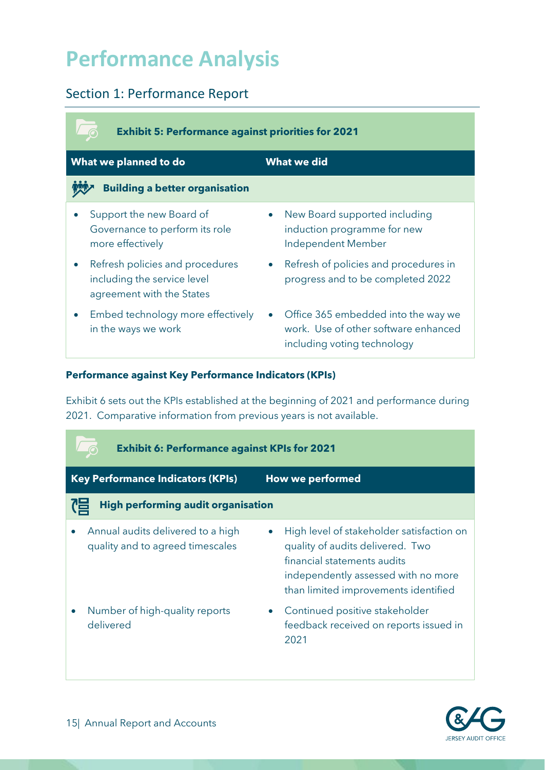# Performance Analysis

## Section 1: Performance Report

**Exhibit 5: Performance against priorities for 2021**

| What we planned to do | What we did |
|---|---|
| **Building a better organisation** | |
| • Support the new Board of Governance to perform its role more effectively | • New Board supported including induction programme for new Independent Member |
| • Refresh policies and procedures including the service level agreement with the States | • Refresh of policies and procedures in progress and to be completed 2022 |
| • Embed technology more effectively in the ways we work | • Office 365 embedded into the way we work. Use of other software enhanced including voting technology |

**Performance against Key Performance Indicators (KPIs)**

Exhibit 6 sets out the KPIs established at the beginning of 2021 and performance during 2021. Comparative information from previous years is not available.

**Exhibit 6: Performance against KPIs for 2021**

| Key Performance Indicators (KPIs) | How we performed |
|---|---|
| **High performing audit organisation** | |
| • Annual audits delivered to a high quality and to agreed timescales | • High level of stakeholder satisfaction on quality of audits delivered. Two financial statements audits independently assessed with no more than limited improvements identified |
| • Number of high-quality reports delivered | • Continued positive stakeholder feedback received on reports issued in 2021 |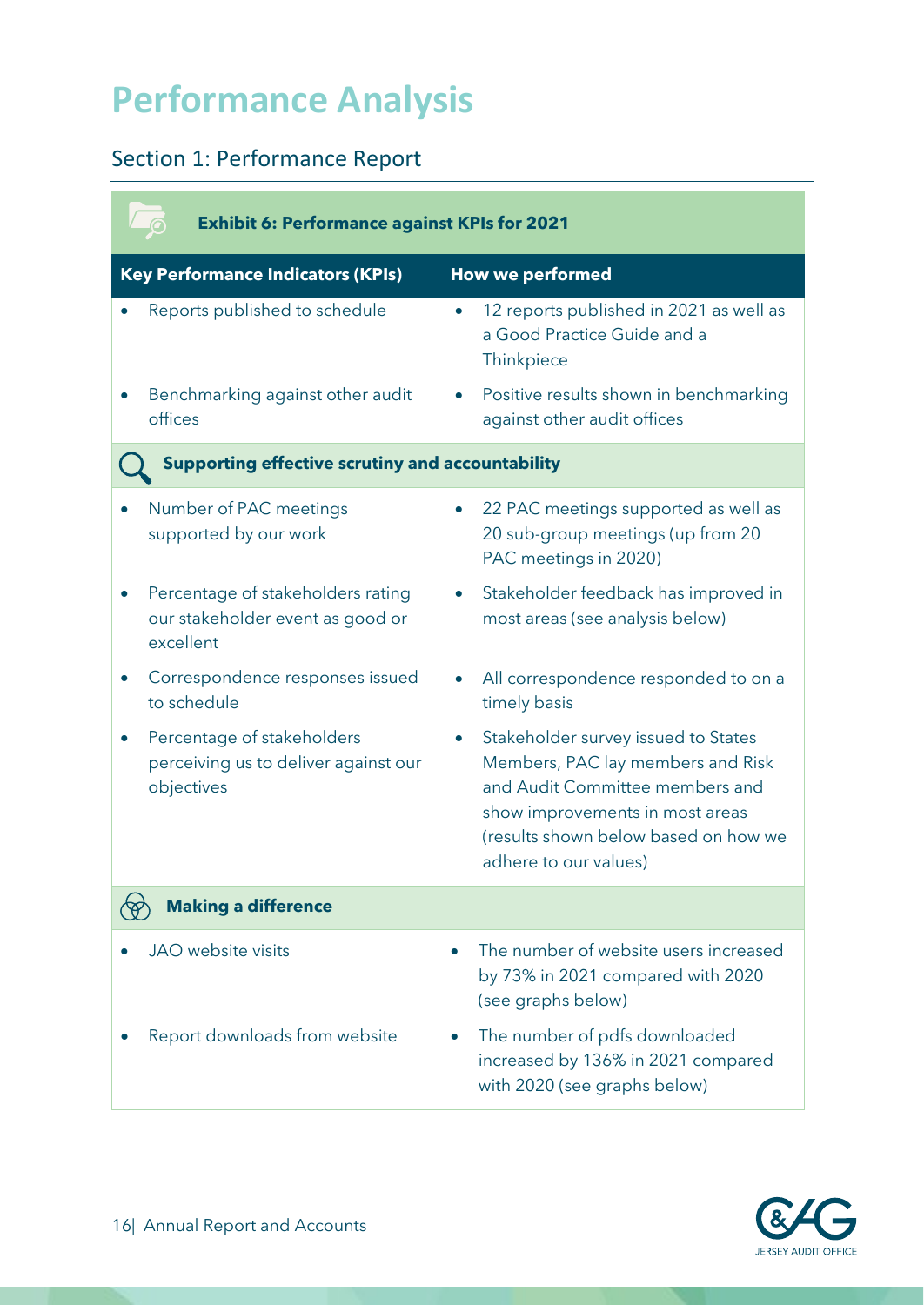# Performance Analysis

## Section 1: Performance Report

**Exhibit 6: Performance against KPIs for 2021**

| Key Performance Indicators (KPIs) | How we performed |
| --- | --- |
| • Reports published to schedule | • 12 reports published in 2021 as well as a Good Practice Guide and a Thinkpiece |
| • Benchmarking against other audit offices | • Positive results shown in benchmarking against other audit offices |
| **Supporting effective scrutiny and accountability** | |
| • Number of PAC meetings supported by our work | • 22 PAC meetings supported as well as 20 sub-group meetings (up from 20 PAC meetings in 2020) |
| • Percentage of stakeholders rating our stakeholder event as good or excellent | • Stakeholder feedback has improved in most areas (see analysis below) |
| • Correspondence responses issued to schedule | • All correspondence responded to on a timely basis |
| • Percentage of stakeholders perceiving us to deliver against our objectives | • Stakeholder survey issued to States Members, PAC lay members and Risk and Audit Committee members and show improvements in most areas (results shown below based on how we adhere to our values) |
| **Making a difference** | |
| • JAO website visits | • The number of website users increased by 73% in 2021 compared with 2020 (see graphs below) |
| • Report downloads from website | • The number of pdfs downloaded increased by 136% in 2021 compared with 2020 (see graphs below) |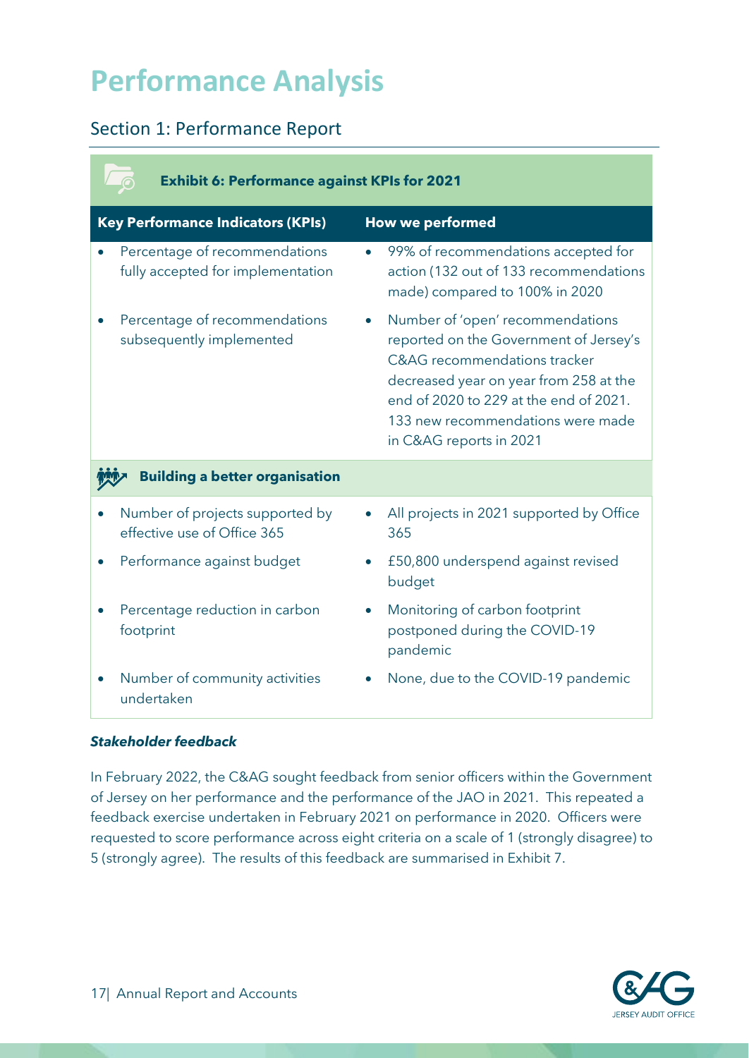# Performance Analysis

## Section 1: Performance Report

**Exhibit 6: Performance against KPIs for 2021**

| Key Performance Indicators (KPIs) | How we performed |
| --- | --- |
| • Percentage of recommendations fully accepted for implementation | • 99% of recommendations accepted for action (132 out of 133 recommendations made) compared to 100% in 2020 |
| • Percentage of recommendations subsequently implemented | • Number of 'open' recommendations reported on the Government of Jersey's C&AG recommendations tracker decreased year on year from 258 at the end of 2020 to 229 at the end of 2021. 133 new recommendations were made in C&AG reports in 2021 |
| **Building a better organisation** | |
| • Number of projects supported by effective use of Office 365 | • All projects in 2021 supported by Office 365 |
| • Performance against budget | • £50,800 underspend against revised budget |
| • Percentage reduction in carbon footprint | • Monitoring of carbon footprint postponed during the COVID-19 pandemic |
| • Number of community activities undertaken | • None, due to the COVID-19 pandemic |

***Stakeholder feedback***

In February 2022, the C&AG sought feedback from senior officers within the Government of Jersey on her performance and the performance of the JAO in 2021. This repeated a feedback exercise undertaken in February 2021 on performance in 2020. Officers were requested to score performance across eight criteria on a scale of 1 (strongly disagree) to 5 (strongly agree). The results of this feedback are summarised in Exhibit 7.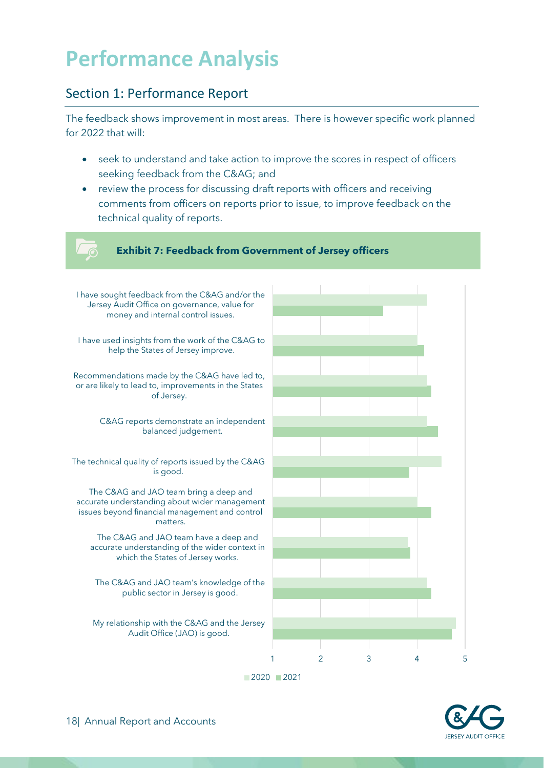# Performance Analysis

## Section 1: Performance Report

The feedback shows improvement in most areas. There is however specific work planned for 2022 that will:

- seek to understand and take action to improve the scores in respect of officers seeking feedback from the C&AG; and
- review the process for discussing draft reports with officers and receiving comments from officers on reports prior to issue, to improve feedback on the technical quality of reports.

**Exhibit 7: Feedback from Government of Jersey officers**

I have sought feedback from the C&AG and/or the Jersey Audit Office on governance, value for money and internal control issues.

I have used insights from the work of the C&AG to help the States of Jersey improve.

Recommendations made by the C&AG have led to, or are likely to lead to, improvements in the States of Jersey.

C&AG reports demonstrate an independent balanced judgement.

The technical quality of reports issued by the C&AG is good.

The C&AG and JAO team bring a deep and accurate understanding about wider management issues beyond financial management and control matters.

The C&AG and JAO team have a deep and accurate understanding of the wider context in which the States of Jersey works.

The C&AG and JAO team's knowledge of the public sector in Jersey is good.

My relationship with the C&AG and the Jersey Audit Office (JAO) is good.

1 2 3 4 5

2020 2021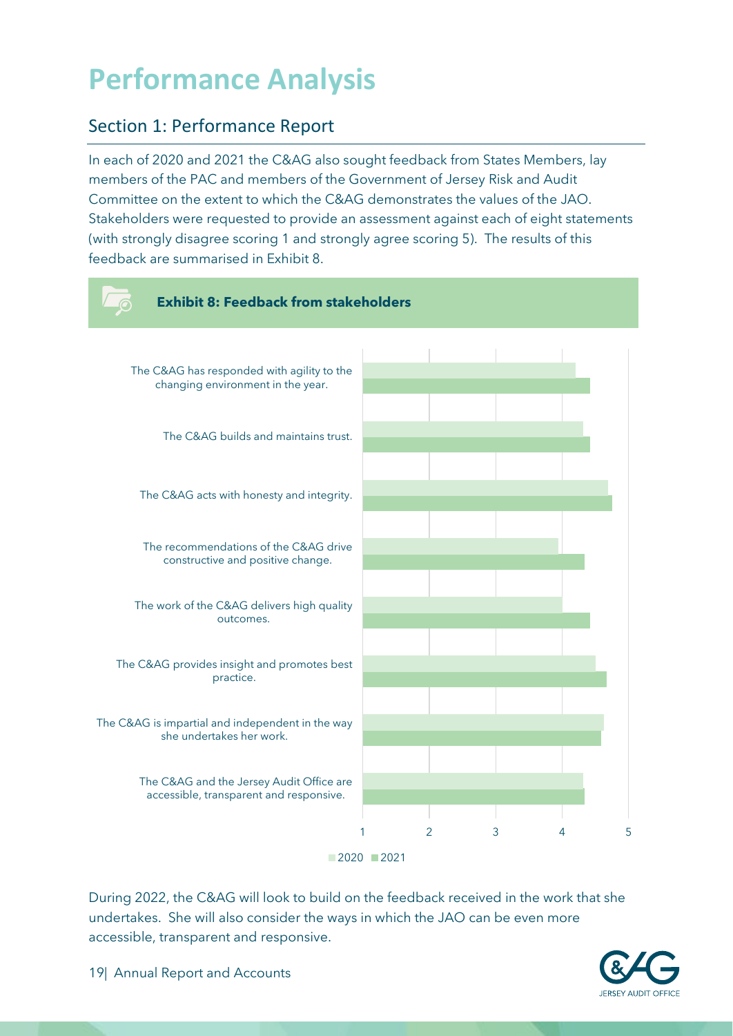// Performance Analysis

## Section 1: Performance Report

In each of 2020 and 2021 the C&AG also sought feedback from States Members, lay members of the PAC and members of the Government of Jersey Risk and Audit Committee on the extent to which the C&AG demonstrates the values of the JAO. Stakeholders were requested to provide an assessment against each of eight statements (with strongly disagree scoring 1 and strongly agree scoring 5). The results of this feedback are summarised in Exhibit 8.

**Exhibit 8: Feedback from stakeholders**

The C&AG has responded with agility to the changing environment in the year.

The C&AG builds and maintains trust.

The C&AG acts with honesty and integrity.

The recommendations of the C&AG drive constructive and positive change.

The work of the C&AG delivers high quality outcomes.

The C&AG provides insight and promotes best practice.

The C&AG is impartial and independent in the way she undertakes her work.

The C&AG and the Jersey Audit Office are accessible, transparent and responsive.

1 2 3 4 5

2020 2021

During 2022, the C&AG will look to build on the feedback received in the work that she undertakes. She will also consider the ways in which the JAO can be even more accessible, transparent and responsive.

# Performance Analysis

## Section 1: Performance Report

In each of 2020 and 2021 the C&AG also sought feedback from States Members, lay members of the PAC and members of the Government of Jersey Risk and Audit Committee on the extent to which the C&AG demonstrates the values of the JAO. Stakeholders were requested to provide an assessment against each of eight statements (with strongly disagree scoring 1 and strongly agree scoring 5). The results of this feedback are summarised in Exhibit 8.

**Exhibit 8: Feedback from stakeholders**

The C&AG has responded with agility to the changing environment in the year.

The C&AG builds and maintains trust.

The C&AG acts with honesty and integrity.

The recommendations of the C&AG drive constructive and positive change.

The work of the C&AG delivers high quality outcomes.

The C&AG provides insight and promotes best practice.

The C&AG is impartial and independent in the way she undertakes her work.

The C&AG and the Jersey Audit Office are accessible, transparent and responsive.

1 2 3 4 5

2020 2021

During 2022, the C&AG will look to build on the feedback received in the work that she undertakes. She will also consider the ways in which the JAO can be even more accessible, transparent and responsive.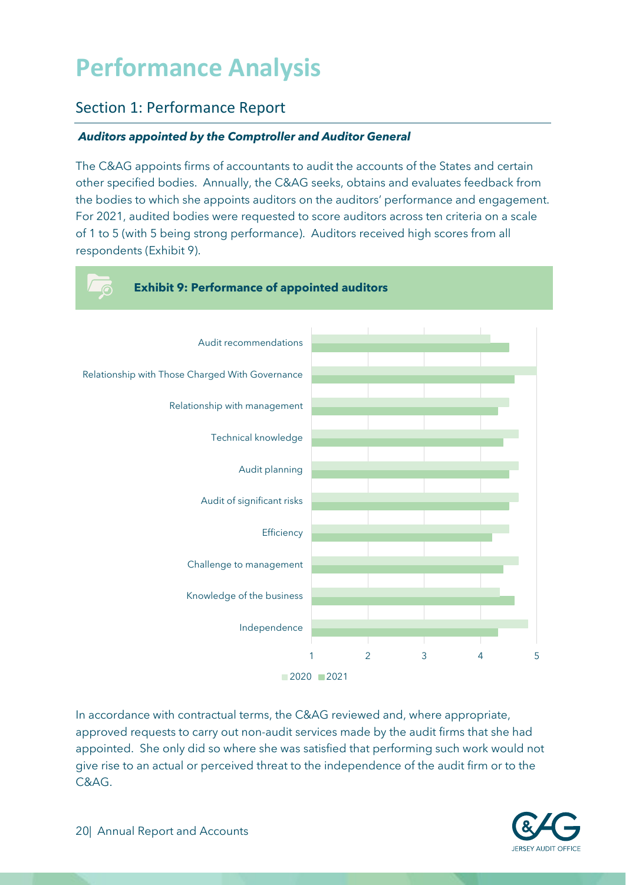# Performance Analysis

## Section 1: Performance Report

***Auditors appointed by the Comptroller and Auditor General***

The C&AG appoints firms of accountants to audit the accounts of the States and certain other specified bodies. Annually, the C&AG seeks, obtains and evaluates feedback from the bodies to which she appoints auditors on the auditors' performance and engagement. For 2021, audited bodies were requested to score auditors across ten criteria on a scale of 1 to 5 (with 5 being strong performance). Auditors received high scores from all respondents (Exhibit 9).

**Exhibit 9: Performance of appointed auditors**

In accordance with contractual terms, the C&AG reviewed and, where appropriate, approved requests to carry out non-audit services made by the audit firms that she had appointed. She only did so where she was satisfied that performing such work would not give rise to an actual or perceived threat to the independence of the audit firm or to the C&AG.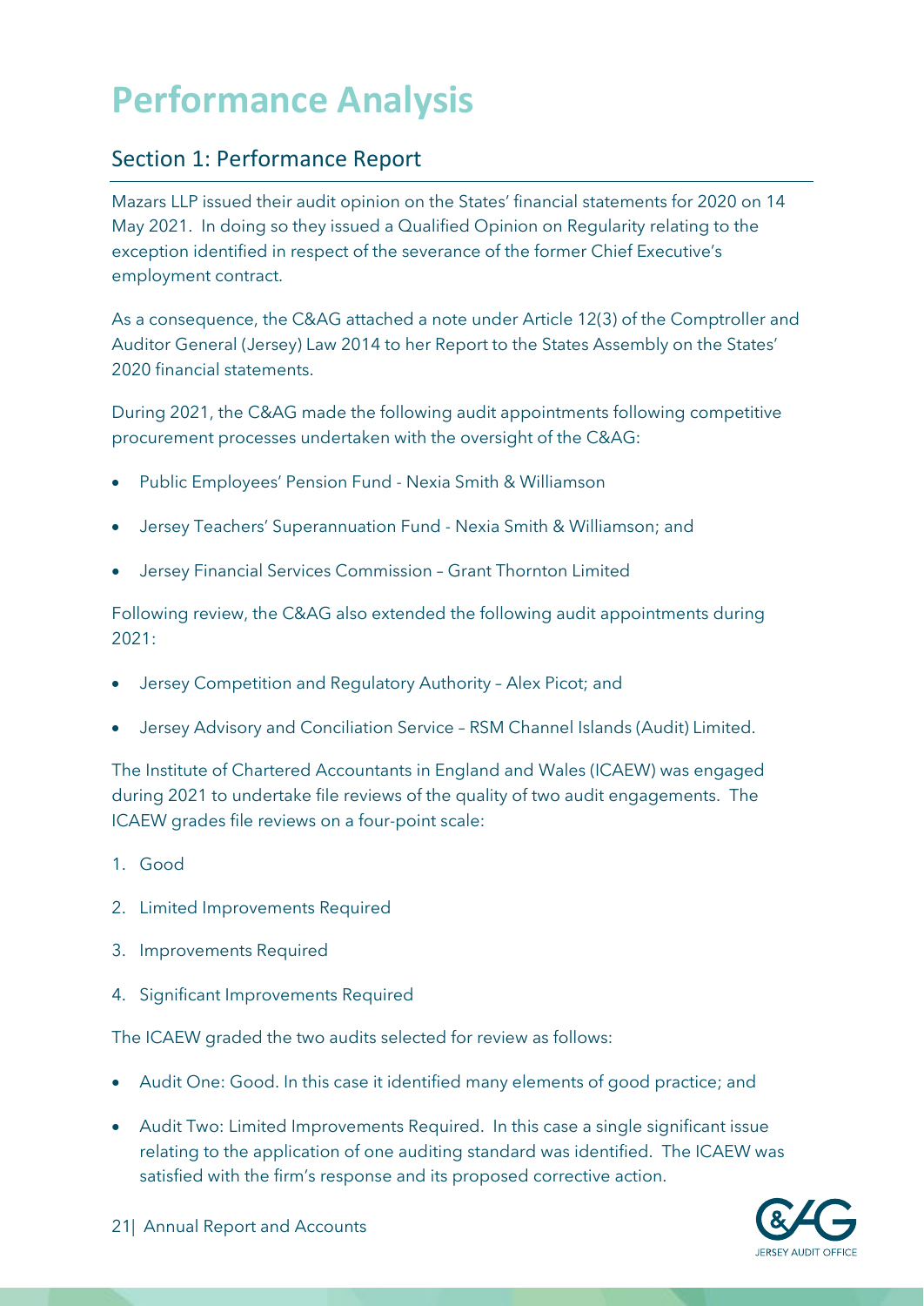# Performance Analysis

## Section 1: Performance Report

Mazars LLP issued their audit opinion on the States' financial statements for 2020 on 14 May 2021. In doing so they issued a Qualified Opinion on Regularity relating to the exception identified in respect of the severance of the former Chief Executive's employment contract.

As a consequence, the C&AG attached a note under Article 12(3) of the Comptroller and Auditor General (Jersey) Law 2014 to her Report to the States Assembly on the States' 2020 financial statements.

During 2021, the C&AG made the following audit appointments following competitive procurement processes undertaken with the oversight of the C&AG:

- Public Employees' Pension Fund - Nexia Smith & Williamson
- Jersey Teachers' Superannuation Fund - Nexia Smith & Williamson; and
- Jersey Financial Services Commission – Grant Thornton Limited

Following review, the C&AG also extended the following audit appointments during 2021:

- Jersey Competition and Regulatory Authority – Alex Picot; and
- Jersey Advisory and Conciliation Service – RSM Channel Islands (Audit) Limited.

The Institute of Chartered Accountants in England and Wales (ICAEW) was engaged during 2021 to undertake file reviews of the quality of two audit engagements. The ICAEW grades file reviews on a four-point scale:

1. Good
2. Limited Improvements Required
3. Improvements Required
4. Significant Improvements Required

The ICAEW graded the two audits selected for review as follows:

- Audit One: Good. In this case it identified many elements of good practice; and
- Audit Two: Limited Improvements Required. In this case a single significant issue relating to the application of one auditing standard was identified. The ICAEW was satisfied with the firm's response and its proposed corrective action.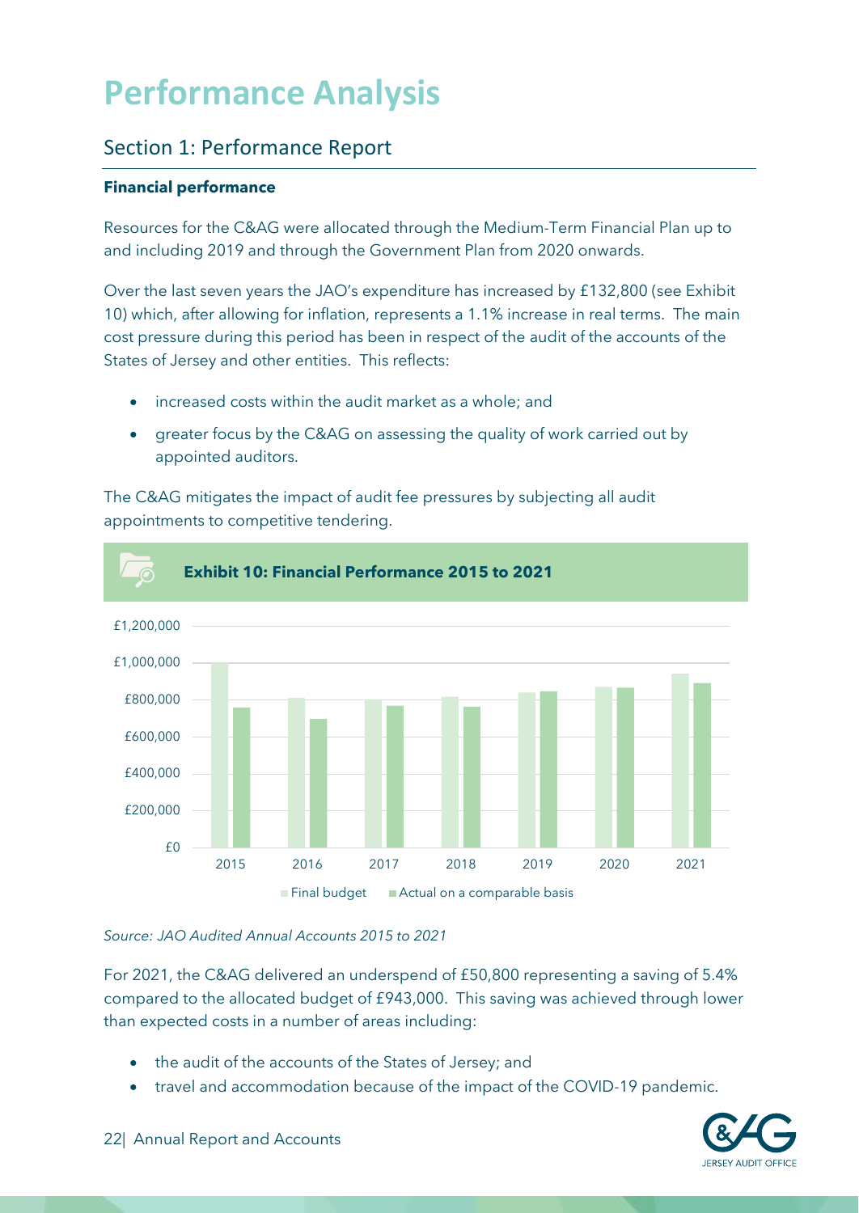# Performance Analysis

## Section 1: Performance Report

**Financial performance**

Resources for the C&AG were allocated through the Medium-Term Financial Plan up to and including 2019 and through the Government Plan from 2020 onwards.

Over the last seven years the JAO's expenditure has increased by £132,800 (see Exhibit 10) which, after allowing for inflation, represents a 1.1% increase in real terms. The main cost pressure during this period has been in respect of the audit of the accounts of the States of Jersey and other entities. This reflects:

- increased costs within the audit market as a whole; and
- greater focus by the C&AG on assessing the quality of work carried out by appointed auditors.

The C&AG mitigates the impact of audit fee pressures by subjecting all audit appointments to competitive tendering.

**Exhibit 10: Financial Performance 2015 to 2021**

*Source: JAO Audited Annual Accounts 2015 to 2021*

For 2021, the C&AG delivered an underspend of £50,800 representing a saving of 5.4% compared to the allocated budget of £943,000. This saving was achieved through lower than expected costs in a number of areas including:

- the audit of the accounts of the States of Jersey; and
- travel and accommodation because of the impact of the COVID-19 pandemic.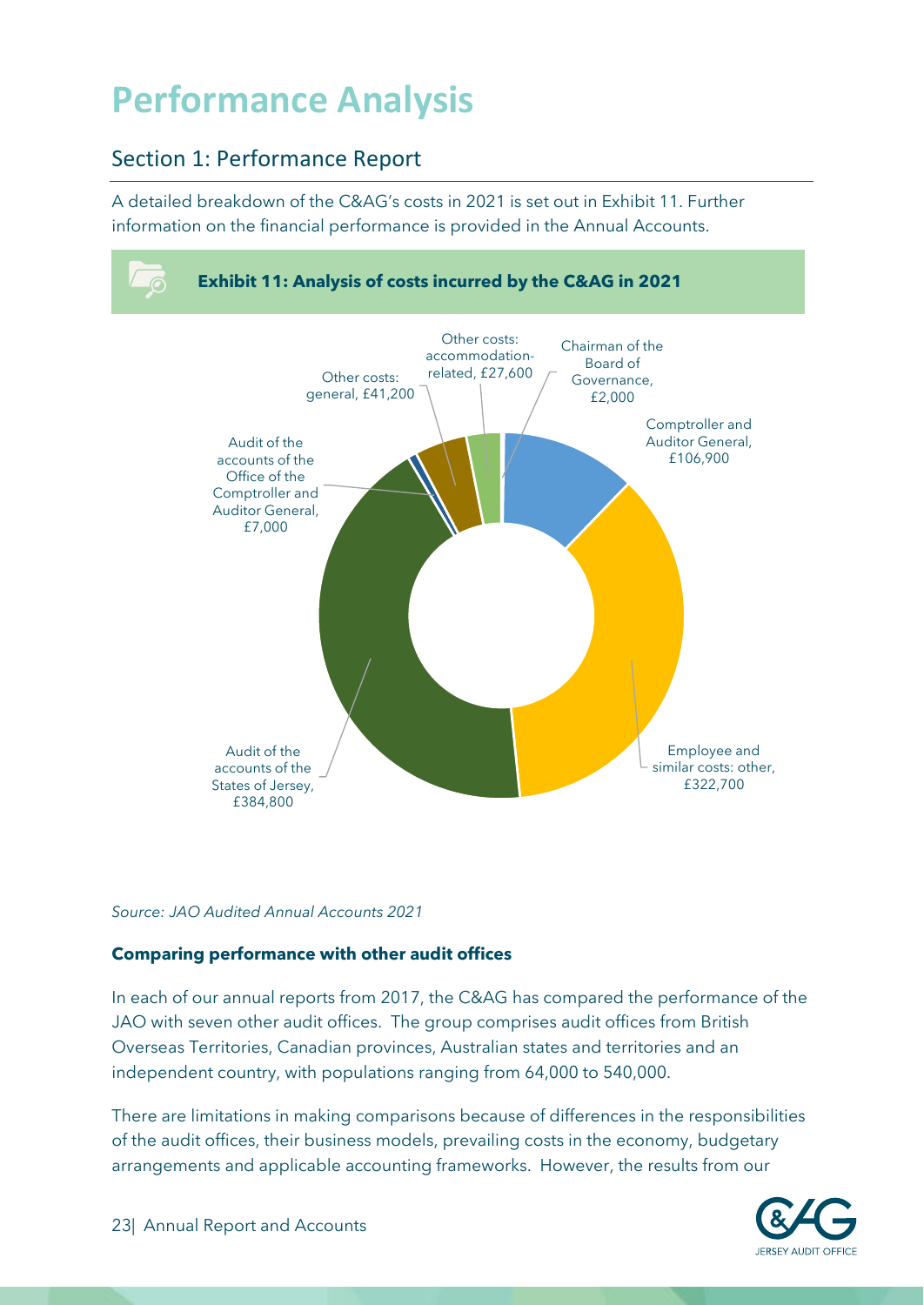# Performance Analysis

## Section 1: Performance Report

A detailed breakdown of the C&AG's costs in 2021 is set out in Exhibit 11. Further information on the financial performance is provided in the Annual Accounts.

**Exhibit 11: Analysis of costs incurred by the C&AG in 2021**

| Cost | Amount |
| --- | --- |
| Chairman of the Board of Governance | £2,000 |
| Comptroller and Auditor General | £106,900 |
| Employee and similar costs: other | £322,700 |
| Audit of the accounts of the States of Jersey | £384,800 |
| Audit of the accounts of the Office of the Comptroller and Auditor General | £7,000 |
| Other costs: general | £41,200 |
| Other costs: accommodation-related | £27,600 |

*Source: JAO Audited Annual Accounts 2021*

**Comparing performance with other audit offices**

In each of our annual reports from 2017, the C&AG has compared the performance of the JAO with seven other audit offices. The group comprises audit offices from British Overseas Territories, Canadian provinces, Australian states and territories and an independent country, with populations ranging from 64,000 to 540,000.

There are limitations in making comparisons because of differences in the responsibilities of the audit offices, their business models, prevailing costs in the economy, budgetary arrangements and applicable accounting frameworks. However, the results from our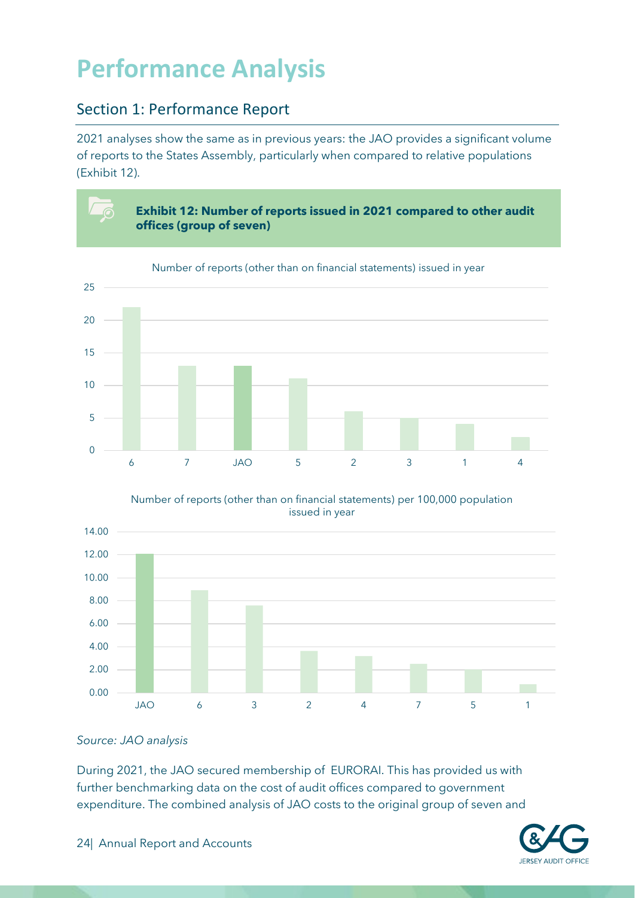# Performance Analysis

## Section 1: Performance Report

2021 analyses show the same as in previous years: the JAO provides a significant volume of reports to the States Assembly, particularly when compared to relative populations (Exhibit 12).

**Exhibit 12: Number of reports issued in 2021 compared to other audit offices (group of seven)**

Number of reports (other than on financial statements) issued in year

| Audit office | Number of reports |
|---|---|
| 6 | 22 |
| 7 | 13 |
| JAO | 13 |
| 5 | 11 |
| 2 | 6 |
| 3 | 5 |
| 1 | 4 |
| 4 | 2 |

Number of reports (other than on financial statements) per 100,000 population issued in year

| Audit office | Reports per 100,000 population |
|---|---|
| JAO | 12.10 |
| 6 | 8.90 |
| 3 | 7.60 |
| 2 | 3.65 |
| 4 | 3.20 |
| 7 | 2.50 |
| 5 | 2.00 |
| 1 | 0.75 |

*Source: JAO analysis*

During 2021, the JAO secured membership of EURORAI. This has provided us with further benchmarking data on the cost of audit offices compared to government expenditure. The combined analysis of JAO costs to the original group of seven and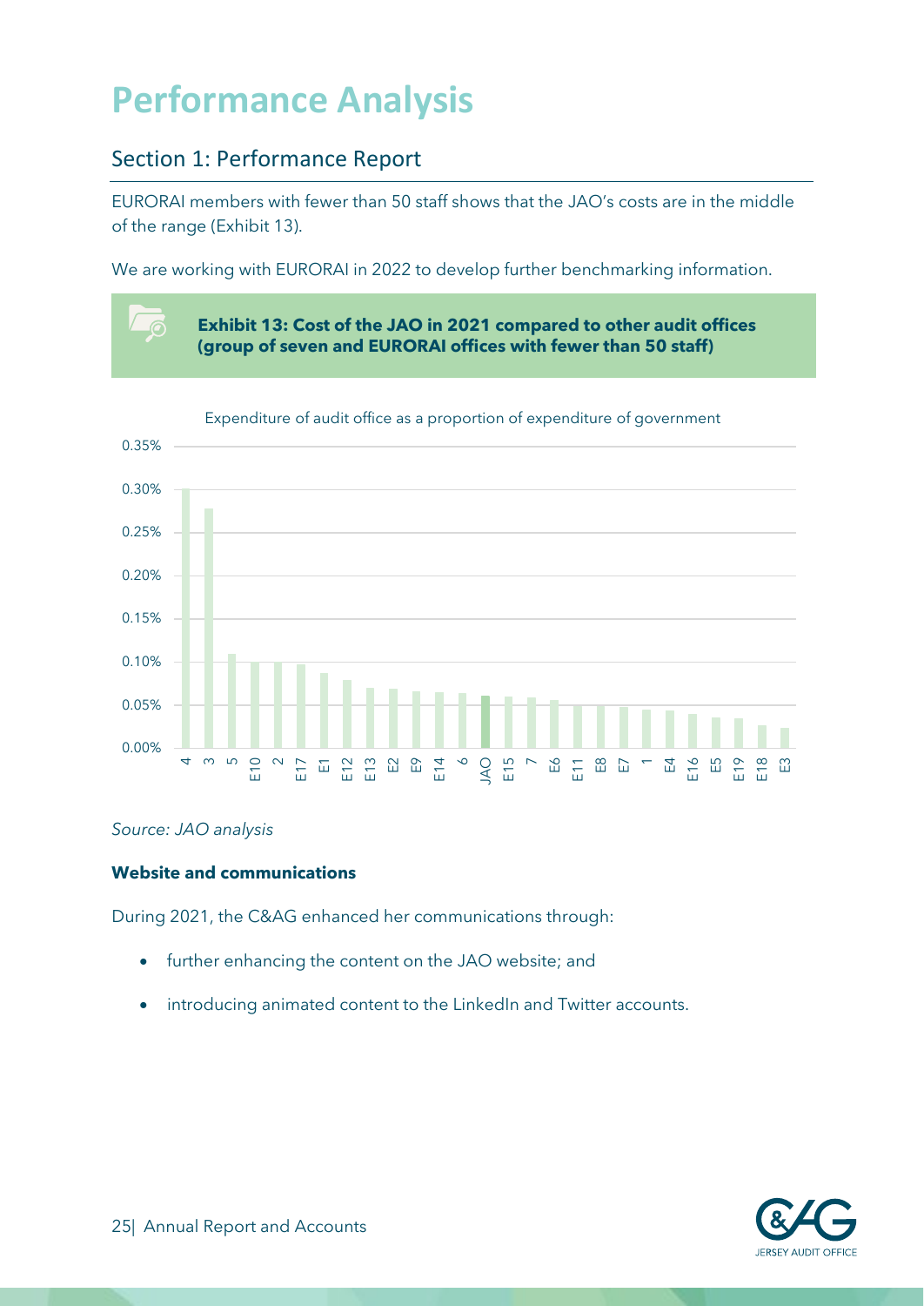# Performance Analysis

## Section 1: Performance Report

EURORAI members with fewer than 50 staff shows that the JAO's costs are in the middle of the range (Exhibit 13).

We are working with EURORAI in 2022 to develop further benchmarking information.

**Exhibit 13: Cost of the JAO in 2021 compared to other audit offices (group of seven and EURORAI offices with fewer than 50 staff)**

Expenditure of audit office as a proportion of expenditure of government

| Audit office | Approx. value |
|---|---|
| 4 | 0.30% |
| 3 | 0.28% |
| 5 | 0.11% |
| E10 | 0.10% |
| 2 | 0.10% |
| E17 | 0.10% |
| E1 | 0.09% |
| E12 | 0.08% |
| E13 | 0.07% |
| E2 | 0.07% |
| E9 | 0.07% |
| E14 | 0.07% |
| 6 | 0.06% |
| JAO | 0.06% |
| E15 | 0.06% |
| 7 | 0.06% |
| E6 | 0.06% |
| E11 | 0.05% |
| E8 | 0.05% |
| E7 | 0.05% |
| 1 | 0.04% |
| E4 | 0.04% |
| E16 | 0.04% |
| E5 | 0.04% |
| E19 | 0.03% |
| E18 | 0.03% |
| E3 | 0.02% |

*Source: JAO analysis*

**Website and communications**

During 2021, the C&AG enhanced her communications through:

- further enhancing the content on the JAO website; and
- introducing animated content to the LinkedIn and Twitter accounts.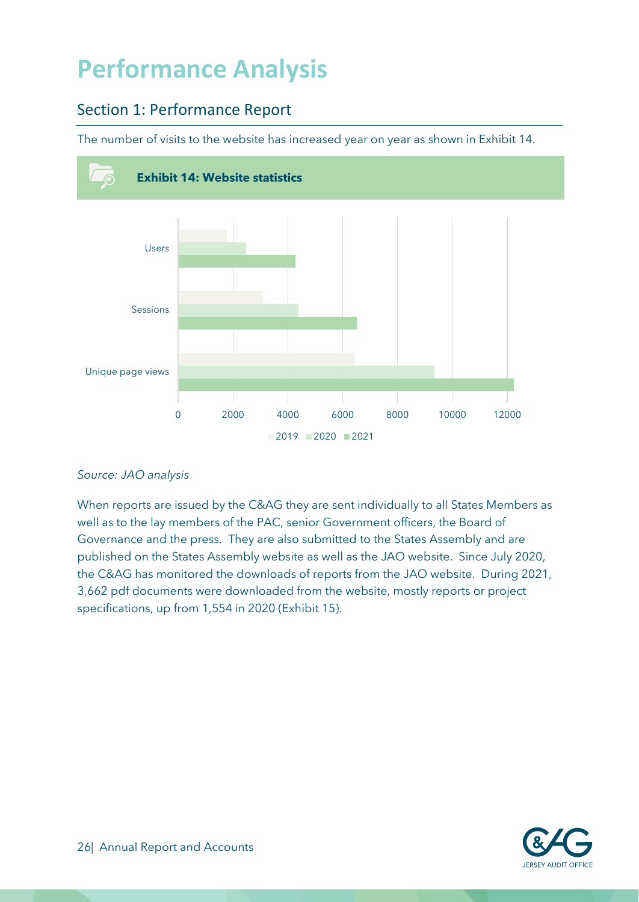# Performance Analysis

## Section 1: Performance Report

The number of visits to the website has increased year on year as shown in Exhibit 14.

**Exhibit 14: Website statistics**

*Source: JAO analysis*

When reports are issued by the C&AG they are sent individually to all States Members as well as to the lay members of the PAC, senior Government officers, the Board of Governance and the press. They are also submitted to the States Assembly and are published on the States Assembly website as well as the JAO website. Since July 2020, the C&AG has monitored the downloads of reports from the JAO website. During 2021, 3,662 pdf documents were downloaded from the website, mostly reports or project specifications, up from 1,554 in 2020 (Exhibit 15).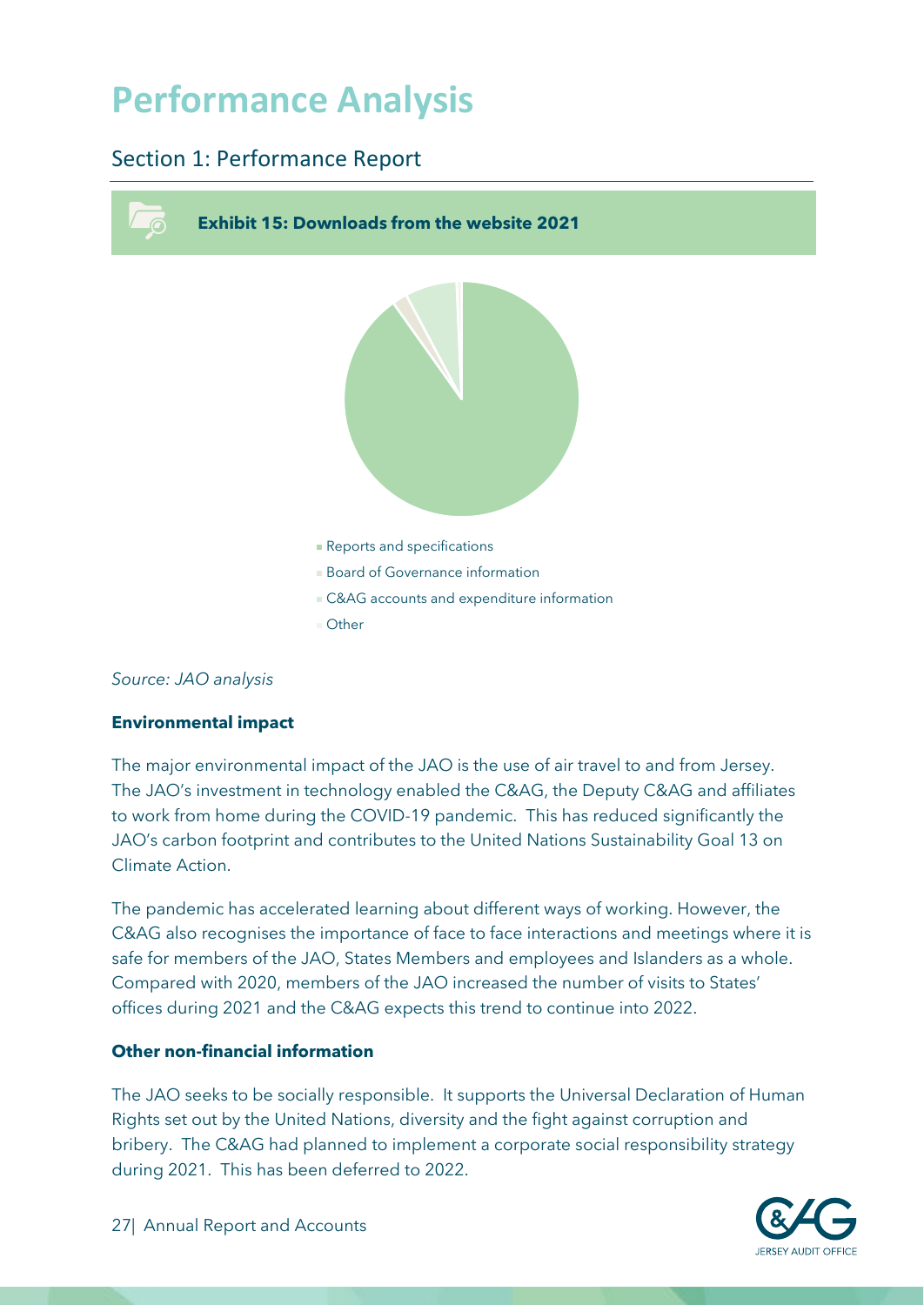# Performance Analysis

## Section 1: Performance Report

**Exhibit 15: Downloads from the website 2021**

- Reports and specifications
- Board of Governance information
- C&AG accounts and expenditure information
- Other

*Source: JAO analysis*

**Environmental impact**

The major environmental impact of the JAO is the use of air travel to and from Jersey. The JAO's investment in technology enabled the C&AG, the Deputy C&AG and affiliates to work from home during the COVID-19 pandemic. This has reduced significantly the JAO's carbon footprint and contributes to the United Nations Sustainability Goal 13 on Climate Action.

The pandemic has accelerated learning about different ways of working. However, the C&AG also recognises the importance of face to face interactions and meetings where it is safe for members of the JAO, States Members and employees and Islanders as a whole. Compared with 2020, members of the JAO increased the number of visits to States' offices during 2021 and the C&AG expects this trend to continue into 2022.

**Other non-financial information**

The JAO seeks to be socially responsible. It supports the Universal Declaration of Human Rights set out by the United Nations, diversity and the fight against corruption and bribery. The C&AG had planned to implement a corporate social responsibility strategy during 2021. This has been deferred to 2022.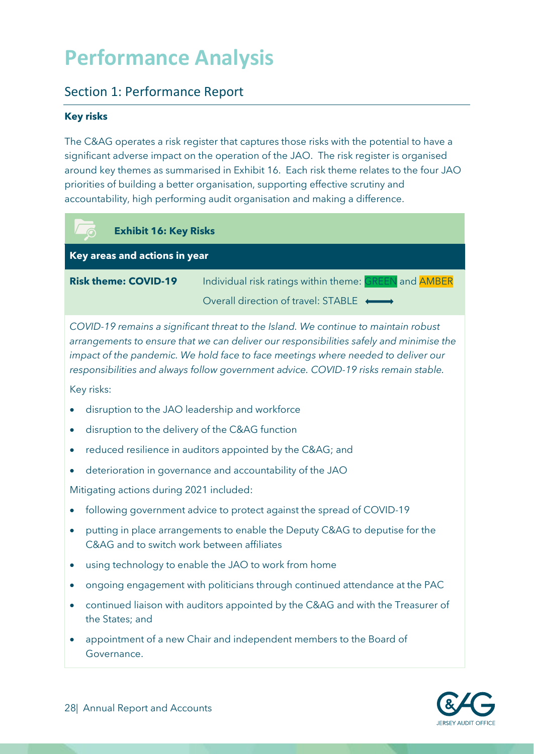# Performance Analysis

## Section 1: Performance Report

**Key risks**

The C&AG operates a risk register that captures those risks with the potential to have a significant adverse impact on the operation of the JAO. The risk register is organised around key themes as summarised in Exhibit 16. Each risk theme relates to the four JAO priorities of building a better organisation, supporting effective scrutiny and accountability, high performing audit organisation and making a difference.

**Exhibit 16: Key Risks**

**Key areas and actions in year**

| **Risk theme: COVID-19** | Individual risk ratings within theme: GREEN and AMBER<br>Overall direction of travel: STABLE ⟷ |
|---|---|

*COVID-19 remains a significant threat to the Island. We continue to maintain robust arrangements to ensure that we can deliver our responsibilities safely and minimise the impact of the pandemic. We hold face to face meetings where needed to deliver our responsibilities and always follow government advice. COVID-19 risks remain stable.*

Key risks:

- disruption to the JAO leadership and workforce
- disruption to the delivery of the C&AG function
- reduced resilience in auditors appointed by the C&AG; and
- deterioration in governance and accountability of the JAO

Mitigating actions during 2021 included:

- following government advice to protect against the spread of COVID-19
- putting in place arrangements to enable the Deputy C&AG to deputise for the C&AG and to switch work between affiliates
- using technology to enable the JAO to work from home
- ongoing engagement with politicians through continued attendance at the PAC
- continued liaison with auditors appointed by the C&AG and with the Treasurer of the States; and
- appointment of a new Chair and independent members to the Board of Governance.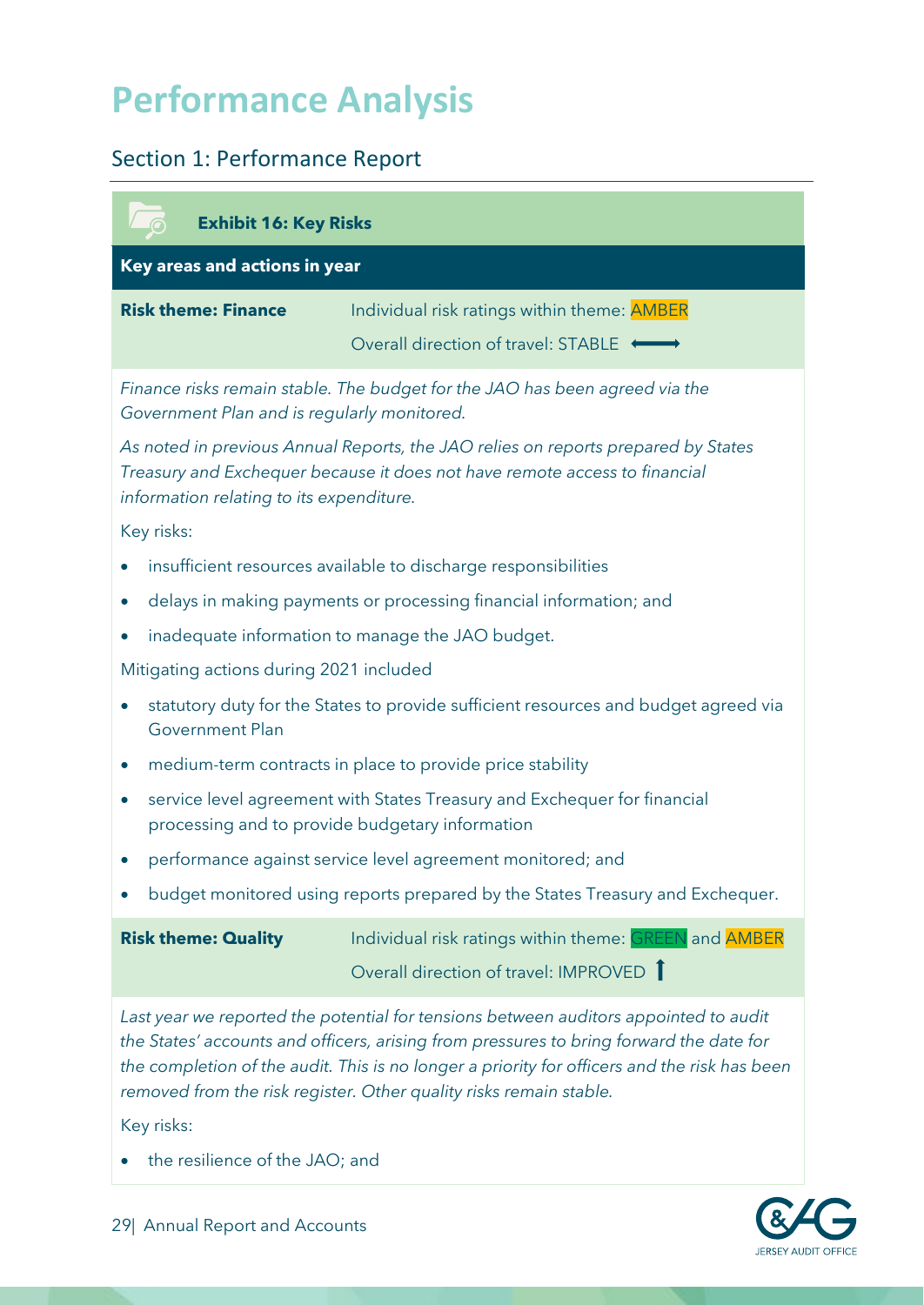# Performance Analysis

## Section 1: Performance Report

**Exhibit 16: Key Risks**

**Key areas and actions in year**

| **Risk theme: Finance** | Individual risk ratings within theme: AMBER<br>Overall direction of travel: STABLE ⟷ |
|---|---|

*Finance risks remain stable. The budget for the JAO has been agreed via the Government Plan and is regularly monitored.*

*As noted in previous Annual Reports, the JAO relies on reports prepared by States Treasury and Exchequer because it does not have remote access to financial information relating to its expenditure.*

Key risks:

- insufficient resources available to discharge responsibilities
- delays in making payments or processing financial information; and
- inadequate information to manage the JAO budget.

Mitigating actions during 2021 included

- statutory duty for the States to provide sufficient resources and budget agreed via Government Plan
- medium-term contracts in place to provide price stability
- service level agreement with States Treasury and Exchequer for financial processing and to provide budgetary information
- performance against service level agreement monitored; and
- budget monitored using reports prepared by the States Treasury and Exchequer.

| **Risk theme: Quality** | Individual risk ratings within theme: GREEN and AMBER<br>Overall direction of travel: IMPROVED ↑ |
|---|---|

*Last year we reported the potential for tensions between auditors appointed to audit the States' accounts and officers, arising from pressures to bring forward the date for the completion of the audit. This is no longer a priority for officers and the risk has been removed from the risk register. Other quality risks remain stable.*

Key risks:

- the resilience of the JAO; and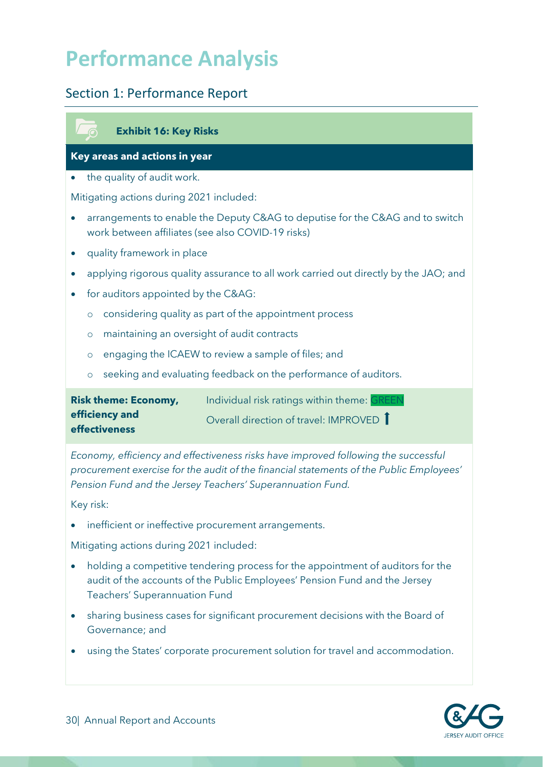# Performance Analysis

## Section 1: Performance Report

**Exhibit 16: Key Risks**

**Key areas and actions in year**

- the quality of audit work.

Mitigating actions during 2021 included:

- arrangements to enable the Deputy C&AG to deputise for the C&AG and to switch work between affiliates (see also COVID-19 risks)
- quality framework in place
- applying rigorous quality assurance to all work carried out directly by the JAO; and
- for auditors appointed by the C&AG:
  - considering quality as part of the appointment process
  - maintaining an oversight of audit contracts
  - engaging the ICAEW to review a sample of files; and
  - seeking and evaluating feedback on the performance of auditors.

| **Risk theme: Economy, efficiency and effectiveness** | Individual risk ratings within theme: GREEN<br>Overall direction of travel: IMPROVED ↑ |
| --- | --- |

*Economy, efficiency and effectiveness risks have improved following the successful procurement exercise for the audit of the financial statements of the Public Employees' Pension Fund and the Jersey Teachers' Superannuation Fund.*

Key risk:

- inefficient or ineffective procurement arrangements.

Mitigating actions during 2021 included:

- holding a competitive tendering process for the appointment of auditors for the audit of the accounts of the Public Employees' Pension Fund and the Jersey Teachers' Superannuation Fund
- sharing business cases for significant procurement decisions with the Board of Governance; and
- using the States' corporate procurement solution for travel and accommodation.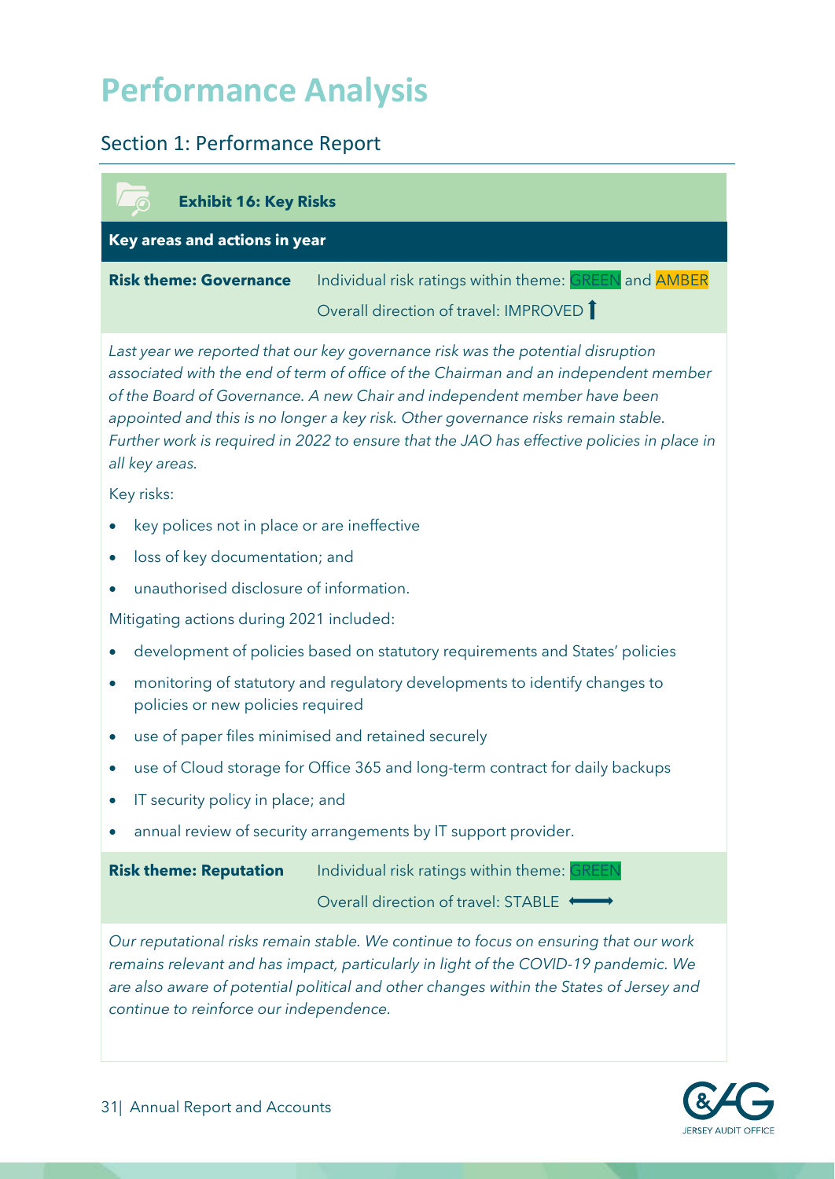# Performance Analysis

## Section 1: Performance Report

**Exhibit 16: Key Risks**

**Key areas and actions in year**

**Risk theme: Governance** — Individual risk ratings within theme: GREEN and AMBER

Overall direction of travel: IMPROVED ↑

*Last year we reported that our key governance risk was the potential disruption associated with the end of term of office of the Chairman and an independent member of the Board of Governance. A new Chair and independent member have been appointed and this is no longer a key risk. Other governance risks remain stable. Further work is required in 2022 to ensure that the JAO has effective policies in place in all key areas.*

Key risks:

- key polices not in place or are ineffective
- loss of key documentation; and
- unauthorised disclosure of information.

Mitigating actions during 2021 included:

- development of policies based on statutory requirements and States' policies
- monitoring of statutory and regulatory developments to identify changes to policies or new policies required
- use of paper files minimised and retained securely
- use of Cloud storage for Office 365 and long-term contract for daily backups
- IT security policy in place; and
- annual review of security arrangements by IT support provider.

**Risk theme: Reputation** — Individual risk ratings within theme: GREEN

Overall direction of travel: STABLE ⟷

*Our reputational risks remain stable. We continue to focus on ensuring that our work remains relevant and has impact, particularly in light of the COVID-19 pandemic. We are also aware of potential political and other changes within the States of Jersey and continue to reinforce our independence.*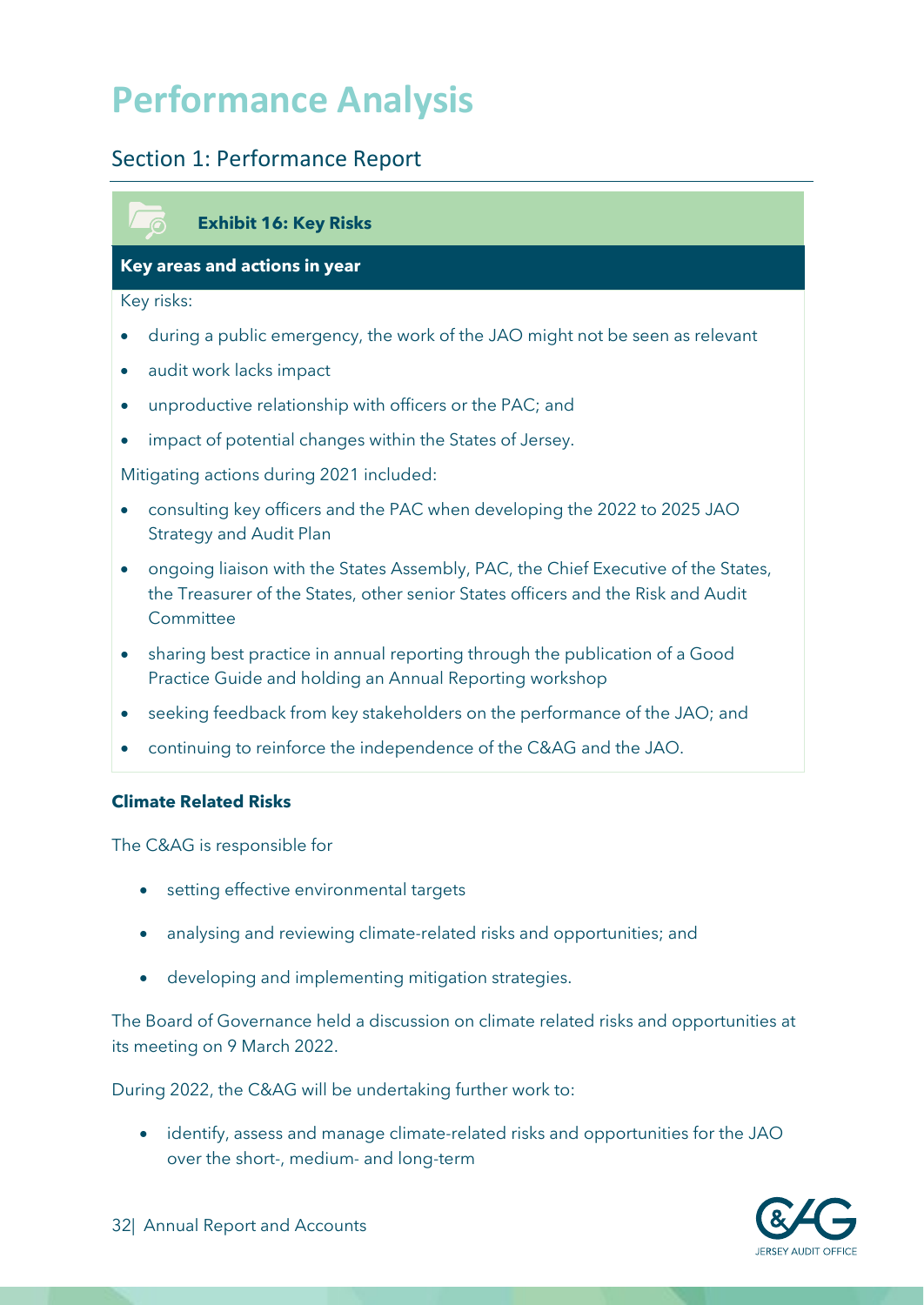# Performance Analysis

## Section 1: Performance Report

**Exhibit 16: Key Risks**

**Key areas and actions in year**

Key risks:

- during a public emergency, the work of the JAO might not be seen as relevant
- audit work lacks impact
- unproductive relationship with officers or the PAC; and
- impact of potential changes within the States of Jersey.

Mitigating actions during 2021 included:

- consulting key officers and the PAC when developing the 2022 to 2025 JAO Strategy and Audit Plan
- ongoing liaison with the States Assembly, PAC, the Chief Executive of the States, the Treasurer of the States, other senior States officers and the Risk and Audit Committee
- sharing best practice in annual reporting through the publication of a Good Practice Guide and holding an Annual Reporting workshop
- seeking feedback from key stakeholders on the performance of the JAO; and
- continuing to reinforce the independence of the C&AG and the JAO.

**Climate Related Risks**

The C&AG is responsible for

- setting effective environmental targets
- analysing and reviewing climate-related risks and opportunities; and
- developing and implementing mitigation strategies.

The Board of Governance held a discussion on climate related risks and opportunities at its meeting on 9 March 2022.

During 2022, the C&AG will be undertaking further work to:

- identify, assess and manage climate-related risks and opportunities for the JAO over the short-, medium- and long-term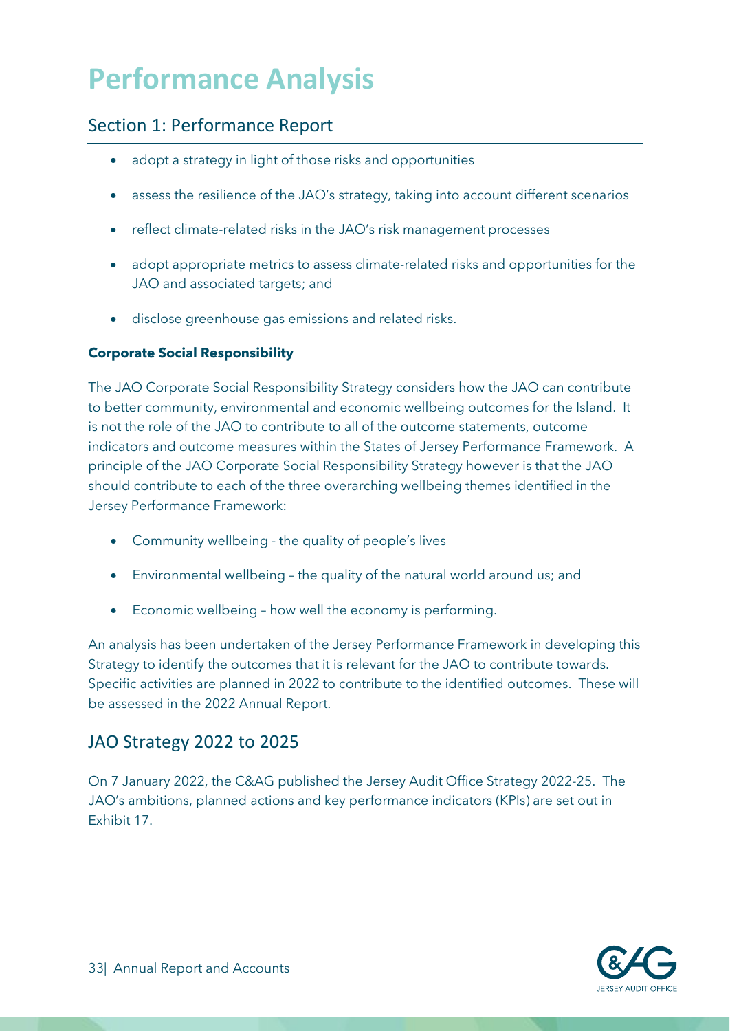# Performance Analysis

## Section 1: Performance Report

- adopt a strategy in light of those risks and opportunities
- assess the resilience of the JAO's strategy, taking into account different scenarios
- reflect climate-related risks in the JAO's risk management processes
- adopt appropriate metrics to assess climate-related risks and opportunities for the JAO and associated targets; and
- disclose greenhouse gas emissions and related risks.

**Corporate Social Responsibility**

The JAO Corporate Social Responsibility Strategy considers how the JAO can contribute to better community, environmental and economic wellbeing outcomes for the Island. It is not the role of the JAO to contribute to all of the outcome statements, outcome indicators and outcome measures within the States of Jersey Performance Framework. A principle of the JAO Corporate Social Responsibility Strategy however is that the JAO should contribute to each of the three overarching wellbeing themes identified in the Jersey Performance Framework:

- Community wellbeing - the quality of people's lives
- Environmental wellbeing – the quality of the natural world around us; and
- Economic wellbeing – how well the economy is performing.

An analysis has been undertaken of the Jersey Performance Framework in developing this Strategy to identify the outcomes that it is relevant for the JAO to contribute towards. Specific activities are planned in 2022 to contribute to the identified outcomes. These will be assessed in the 2022 Annual Report.

## JAO Strategy 2022 to 2025

On 7 January 2022, the C&AG published the Jersey Audit Office Strategy 2022-25. The JAO's ambitions, planned actions and key performance indicators (KPIs) are set out in Exhibit 17.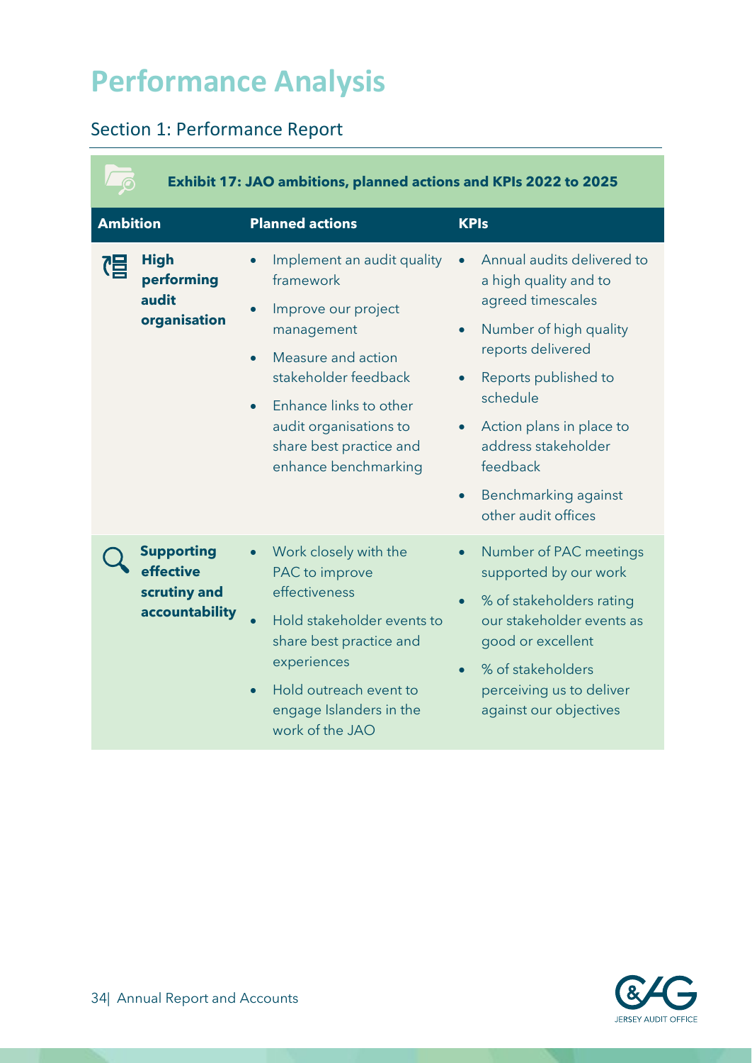# Performance Analysis

## Section 1: Performance Report

**Exhibit 17: JAO ambitions, planned actions and KPIs 2022 to 2025**

| Ambition | Planned actions | KPIs |
|---|---|---|
| **High performing audit organisation** | • Implement an audit quality framework<br>• Improve our project management<br>• Measure and action stakeholder feedback<br>• Enhance links to other audit organisations to share best practice and enhance benchmarking | • Annual audits delivered to a high quality and to agreed timescales<br>• Number of high quality reports delivered<br>• Reports published to schedule<br>• Action plans in place to address stakeholder feedback<br>• Benchmarking against other audit offices |
| **Supporting effective scrutiny and accountability** | • Work closely with the PAC to improve effectiveness<br>• Hold stakeholder events to share best practice and experiences<br>• Hold outreach event to engage Islanders in the work of the JAO | • Number of PAC meetings supported by our work<br>• % of stakeholders rating our stakeholder events as good or excellent<br>• % of stakeholders perceiving us to deliver against our objectives |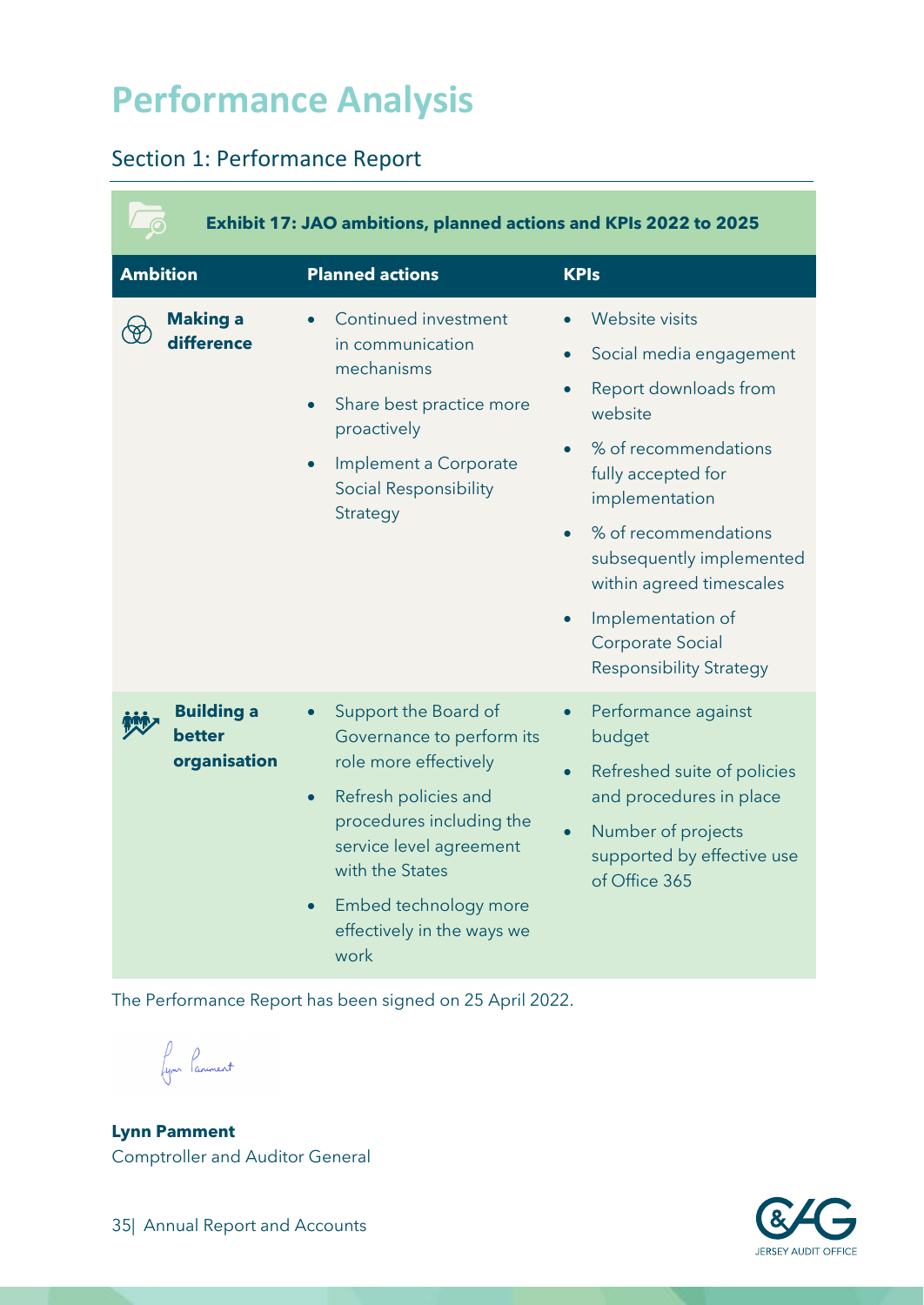# Performance Analysis

## Section 1: Performance Report

**Exhibit 17: JAO ambitions, planned actions and KPIs 2022 to 2025**

| Ambition | Planned actions | KPIs |
|---|---|---|
| **Making a difference** | • Continued investment in communication mechanisms<br>• Share best practice more proactively<br>• Implement a Corporate Social Responsibility Strategy | • Website visits<br>• Social media engagement<br>• Report downloads from website<br>• % of recommendations fully accepted for implementation<br>• % of recommendations subsequently implemented within agreed timescales<br>• Implementation of Corporate Social Responsibility Strategy |
| **Building a better organisation** | • Support the Board of Governance to perform its role more effectively<br>• Refresh policies and procedures including the service level agreement with the States<br>• Embed technology more effectively in the ways we work | • Performance against budget<br>• Refreshed suite of policies and procedures in place<br>• Number of projects supported by effective use of Office 365 |

The Performance Report has been signed on 25 April 2022.

**Lynn Pamment**
Comptroller and Auditor General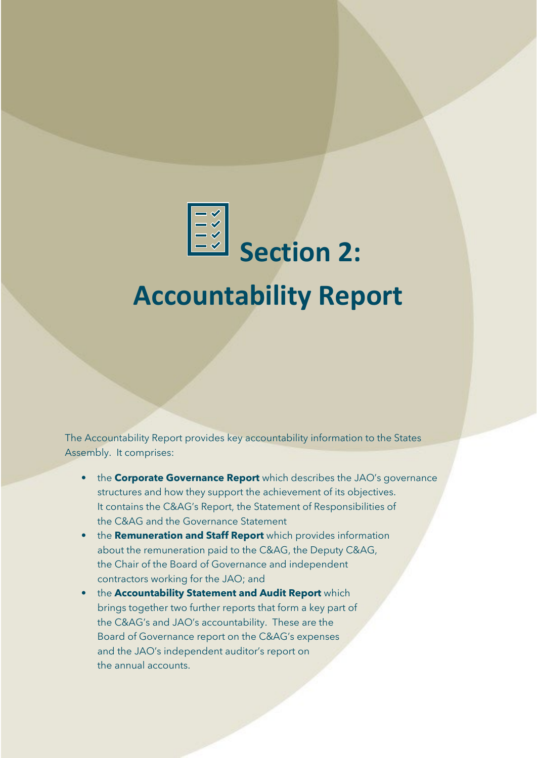# Section 2: Accountability Report

The Accountability Report provides key accountability information to the States Assembly. It comprises:

- the **Corporate Governance Report** which describes the JAO's governance structures and how they support the achievement of its objectives. It contains the C&AG's Report, the Statement of Responsibilities of the C&AG and the Governance Statement
- the **Remuneration and Staff Report** which provides information about the remuneration paid to the C&AG, the Deputy C&AG, the Chair of the Board of Governance and independent contractors working for the JAO; and
- the **Accountability Statement and Audit Report** which brings together two further reports that form a key part of the C&AG's and JAO's accountability. These are the Board of Governance report on the C&AG's expenses and the JAO's independent auditor's report on the annual accounts.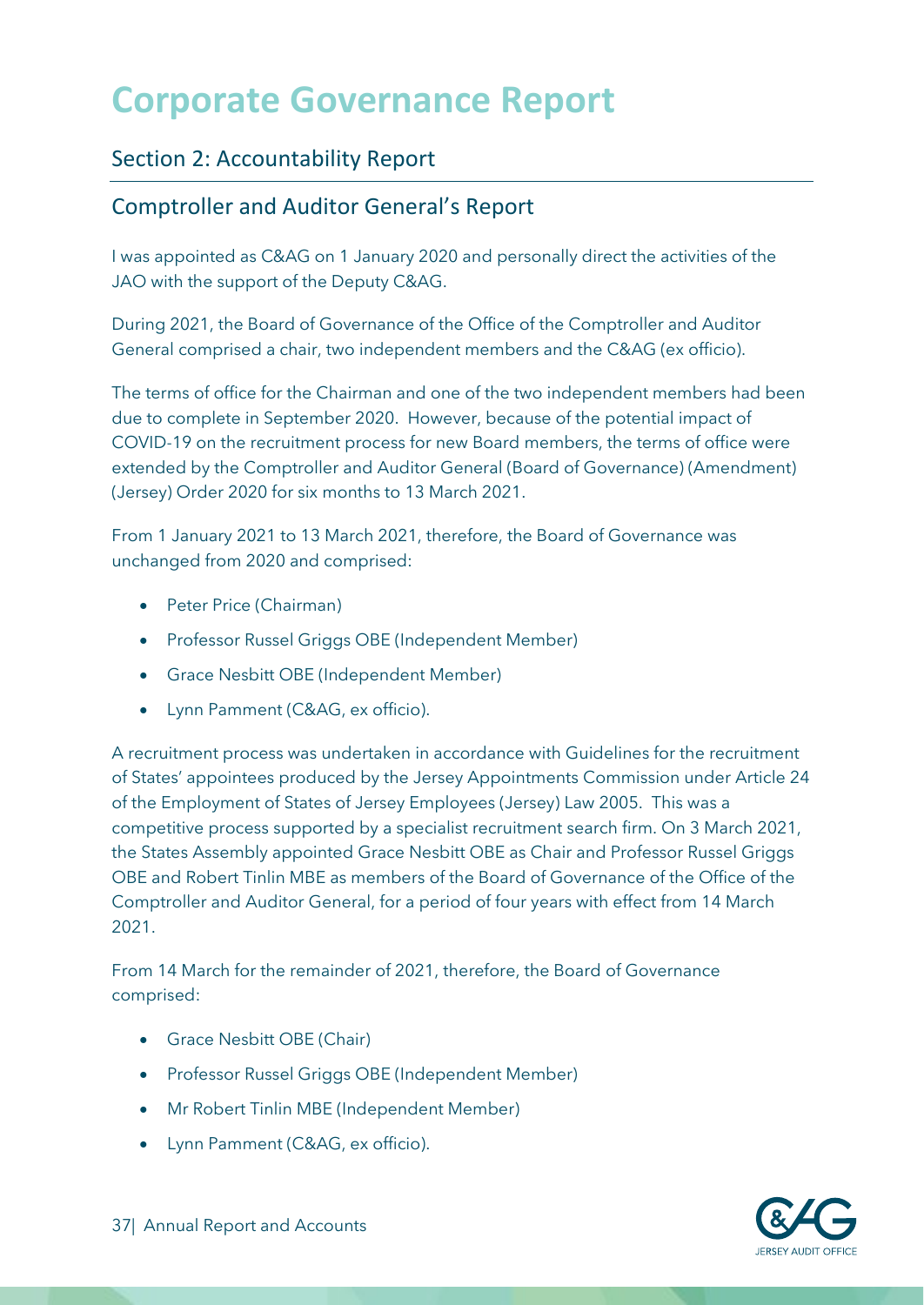# Corporate Governance Report

## Section 2: Accountability Report

## Comptroller and Auditor General's Report

I was appointed as C&AG on 1 January 2020 and personally direct the activities of the JAO with the support of the Deputy C&AG.

During 2021, the Board of Governance of the Office of the Comptroller and Auditor General comprised a chair, two independent members and the C&AG (ex officio).

The terms of office for the Chairman and one of the two independent members had been due to complete in September 2020. However, because of the potential impact of COVID-19 on the recruitment process for new Board members, the terms of office were extended by the Comptroller and Auditor General (Board of Governance) (Amendment) (Jersey) Order 2020 for six months to 13 March 2021.

From 1 January 2021 to 13 March 2021, therefore, the Board of Governance was unchanged from 2020 and comprised:

- Peter Price (Chairman)
- Professor Russel Griggs OBE (Independent Member)
- Grace Nesbitt OBE (Independent Member)
- Lynn Pamment (C&AG, ex officio).

A recruitment process was undertaken in accordance with Guidelines for the recruitment of States' appointees produced by the Jersey Appointments Commission under Article 24 of the Employment of States of Jersey Employees (Jersey) Law 2005. This was a competitive process supported by a specialist recruitment search firm. On 3 March 2021, the States Assembly appointed Grace Nesbitt OBE as Chair and Professor Russel Griggs OBE and Robert Tinlin MBE as members of the Board of Governance of the Office of the Comptroller and Auditor General, for a period of four years with effect from 14 March 2021.

From 14 March for the remainder of 2021, therefore, the Board of Governance comprised:

- Grace Nesbitt OBE (Chair)
- Professor Russel Griggs OBE (Independent Member)
- Mr Robert Tinlin MBE (Independent Member)
- Lynn Pamment (C&AG, ex officio).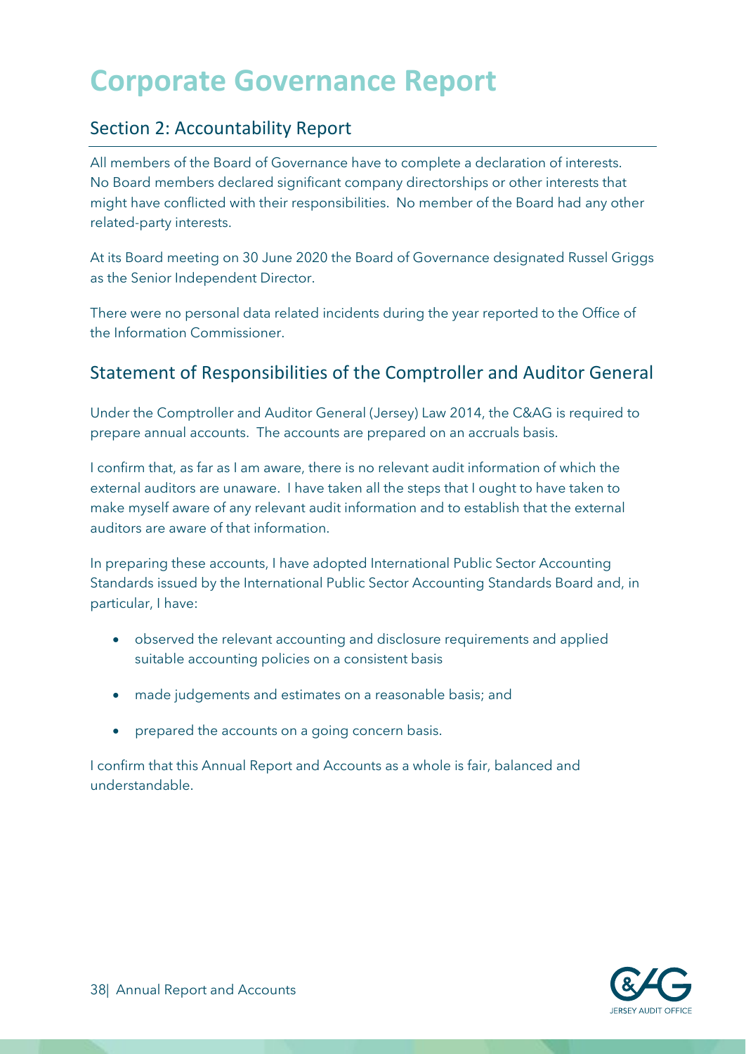# Corporate Governance Report

## Section 2: Accountability Report

All members of the Board of Governance have to complete a declaration of interests. No Board members declared significant company directorships or other interests that might have conflicted with their responsibilities. No member of the Board had any other related-party interests.

At its Board meeting on 30 June 2020 the Board of Governance designated Russel Griggs as the Senior Independent Director.

There were no personal data related incidents during the year reported to the Office of the Information Commissioner.

## Statement of Responsibilities of the Comptroller and Auditor General

Under the Comptroller and Auditor General (Jersey) Law 2014, the C&AG is required to prepare annual accounts. The accounts are prepared on an accruals basis.

I confirm that, as far as I am aware, there is no relevant audit information of which the external auditors are unaware. I have taken all the steps that I ought to have taken to make myself aware of any relevant audit information and to establish that the external auditors are aware of that information.

In preparing these accounts, I have adopted International Public Sector Accounting Standards issued by the International Public Sector Accounting Standards Board and, in particular, I have:

- observed the relevant accounting and disclosure requirements and applied suitable accounting policies on a consistent basis
- made judgements and estimates on a reasonable basis; and
- prepared the accounts on a going concern basis.

I confirm that this Annual Report and Accounts as a whole is fair, balanced and understandable.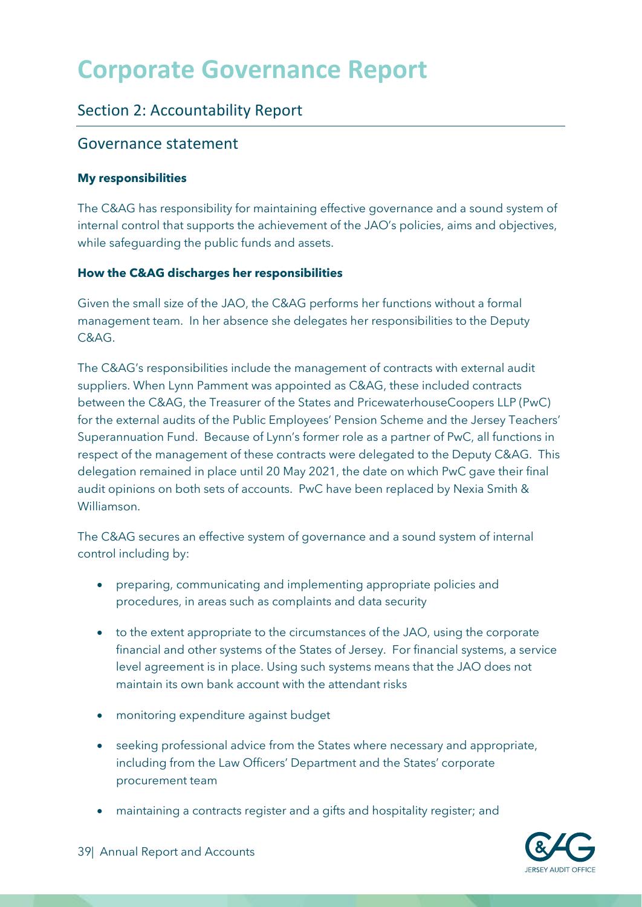# Corporate Governance Report

## Section 2: Accountability Report

## Governance statement

**My responsibilities**

The C&AG has responsibility for maintaining effective governance and a sound system of internal control that supports the achievement of the JAO's policies, aims and objectives, while safeguarding the public funds and assets.

**How the C&AG discharges her responsibilities**

Given the small size of the JAO, the C&AG performs her functions without a formal management team. In her absence she delegates her responsibilities to the Deputy C&AG.

The C&AG's responsibilities include the management of contracts with external audit suppliers. When Lynn Pamment was appointed as C&AG, these included contracts between the C&AG, the Treasurer of the States and PricewaterhouseCoopers LLP (PwC) for the external audits of the Public Employees' Pension Scheme and the Jersey Teachers' Superannuation Fund. Because of Lynn's former role as a partner of PwC, all functions in respect of the management of these contracts were delegated to the Deputy C&AG. This delegation remained in place until 20 May 2021, the date on which PwC gave their final audit opinions on both sets of accounts. PwC have been replaced by Nexia Smith & Williamson.

The C&AG secures an effective system of governance and a sound system of internal control including by:

- preparing, communicating and implementing appropriate policies and procedures, in areas such as complaints and data security
- to the extent appropriate to the circumstances of the JAO, using the corporate financial and other systems of the States of Jersey. For financial systems, a service level agreement is in place. Using such systems means that the JAO does not maintain its own bank account with the attendant risks
- monitoring expenditure against budget
- seeking professional advice from the States where necessary and appropriate, including from the Law Officers' Department and the States' corporate procurement team
- maintaining a contracts register and a gifts and hospitality register; and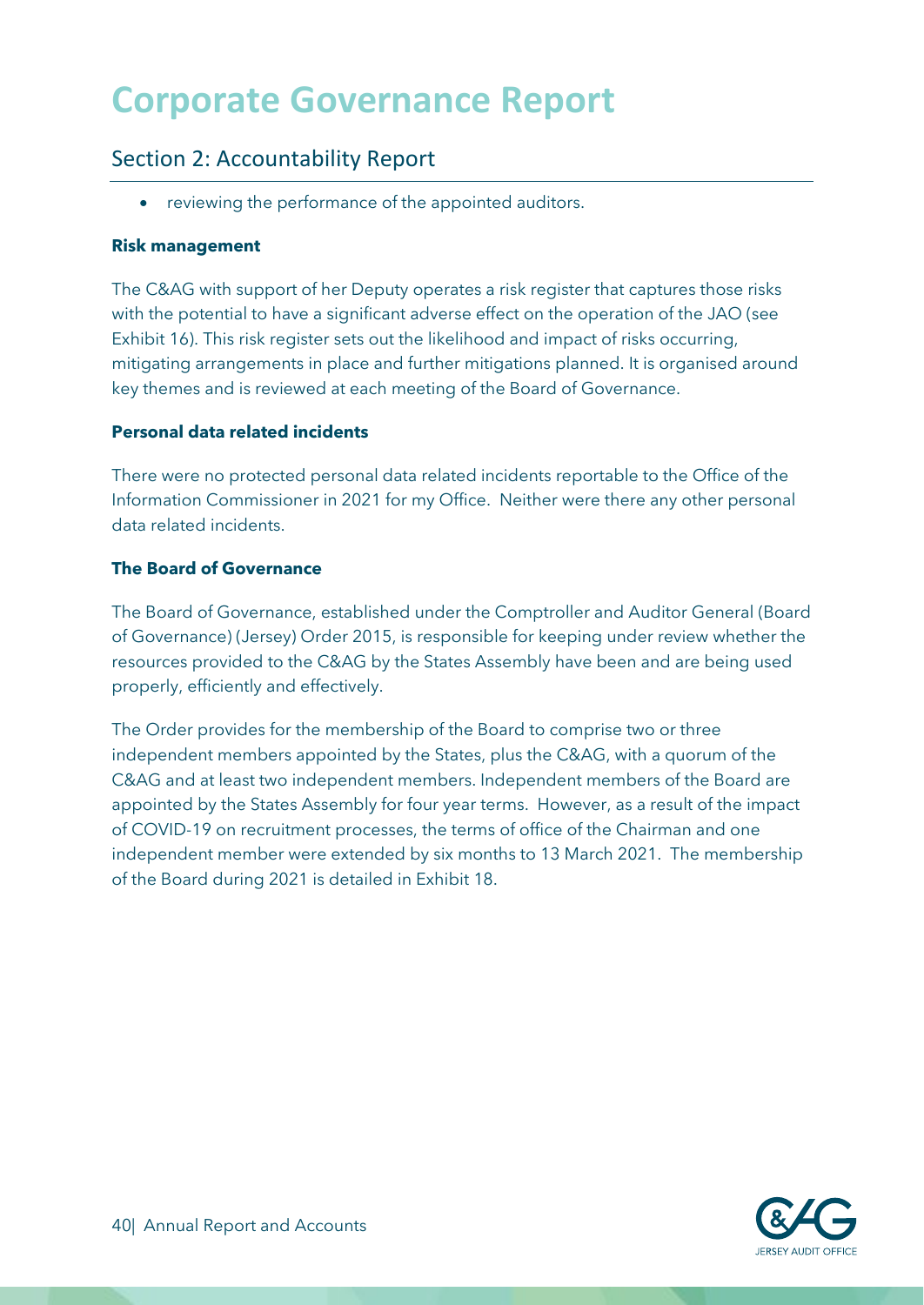- reviewing the performance of the appointed auditors.

**Risk management**

The C&AG with support of her Deputy operates a risk register that captures those risks with the potential to have a significant adverse effect on the operation of the JAO (see Exhibit 16). This risk register sets out the likelihood and impact of risks occurring, mitigating arrangements in place and further mitigations planned. It is organised around key themes and is reviewed at each meeting of the Board of Governance.

**Personal data related incidents**

There were no protected personal data related incidents reportable to the Office of the Information Commissioner in 2021 for my Office. Neither were there any other personal data related incidents.

**The Board of Governance**

The Board of Governance, established under the Comptroller and Auditor General (Board of Governance) (Jersey) Order 2015, is responsible for keeping under review whether the resources provided to the C&AG by the States Assembly have been and are being used properly, efficiently and effectively.

The Order provides for the membership of the Board to comprise two or three independent members appointed by the States, plus the C&AG, with a quorum of the C&AG and at least two independent members. Independent members of the Board are appointed by the States Assembly for four year terms. However, as a result of the impact of COVID-19 on recruitment processes, the terms of office of the Chairman and one independent member were extended by six months to 13 March 2021. The membership of the Board during 2021 is detailed in Exhibit 18.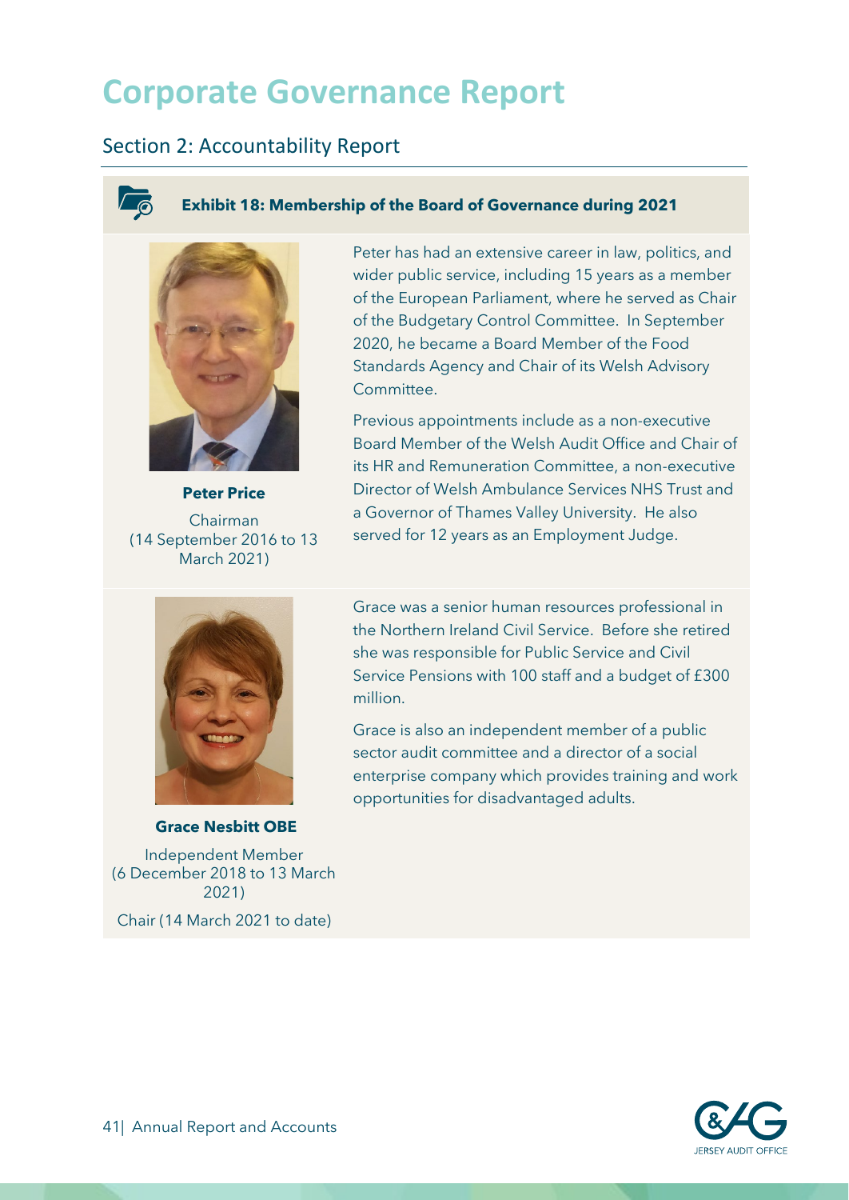# Corporate Governance Report

## Section 2: Accountability Report

**Exhibit 18: Membership of the Board of Governance during 2021**

**Peter Price**

Chairman
(14 September 2016 to 13 March 2021)

Peter has had an extensive career in law, politics, and wider public service, including 15 years as a member of the European Parliament, where he served as Chair of the Budgetary Control Committee. In September 2020, he became a Board Member of the Food Standards Agency and Chair of its Welsh Advisory Committee.

Previous appointments include as a non-executive Board Member of the Welsh Audit Office and Chair of its HR and Remuneration Committee, a non-executive Director of Welsh Ambulance Services NHS Trust and a Governor of Thames Valley University. He also served for 12 years as an Employment Judge.

**Grace Nesbitt OBE**

Independent Member
(6 December 2018 to 13 March 2021)

Chair (14 March 2021 to date)

Grace was a senior human resources professional in the Northern Ireland Civil Service. Before she retired she was responsible for Public Service and Civil Service Pensions with 100 staff and a budget of £300 million.

Grace is also an independent member of a public sector audit committee and a director of a social enterprise company which provides training and work opportunities for disadvantaged adults.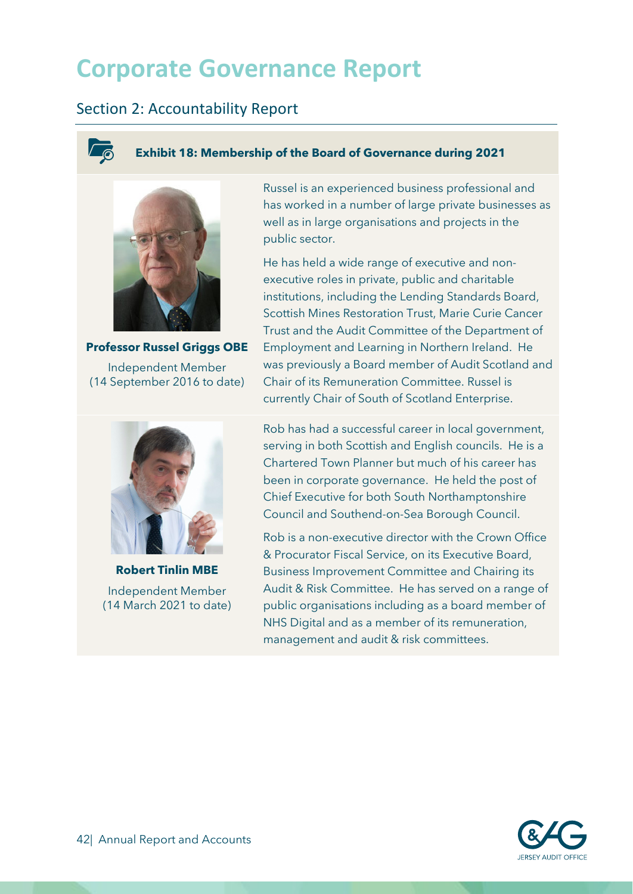# Corporate Governance Report

## Section 2: Accountability Report

**Exhibit 18: Membership of the Board of Governance during 2021**

**Professor Russel Griggs OBE**

Independent Member
(14 September 2016 to date)

Russel is an experienced business professional and has worked in a number of large private businesses as well as in large organisations and projects in the public sector.

He has held a wide range of executive and non-executive roles in private, public and charitable institutions, including the Lending Standards Board, Scottish Mines Restoration Trust, Marie Curie Cancer Trust and the Audit Committee of the Department of Employment and Learning in Northern Ireland. He was previously a Board member of Audit Scotland and Chair of its Remuneration Committee. Russel is currently Chair of South of Scotland Enterprise.

**Robert Tinlin MBE**

Independent Member
(14 March 2021 to date)

Rob has had a successful career in local government, serving in both Scottish and English councils. He is a Chartered Town Planner but much of his career has been in corporate governance. He held the post of Chief Executive for both South Northamptonshire Council and Southend-on-Sea Borough Council.

Rob is a non-executive director with the Crown Office & Procurator Fiscal Service, on its Executive Board, Business Improvement Committee and Chairing its Audit & Risk Committee. He has served on a range of public organisations including as a board member of NHS Digital and as a member of its remuneration, management and audit & risk committees.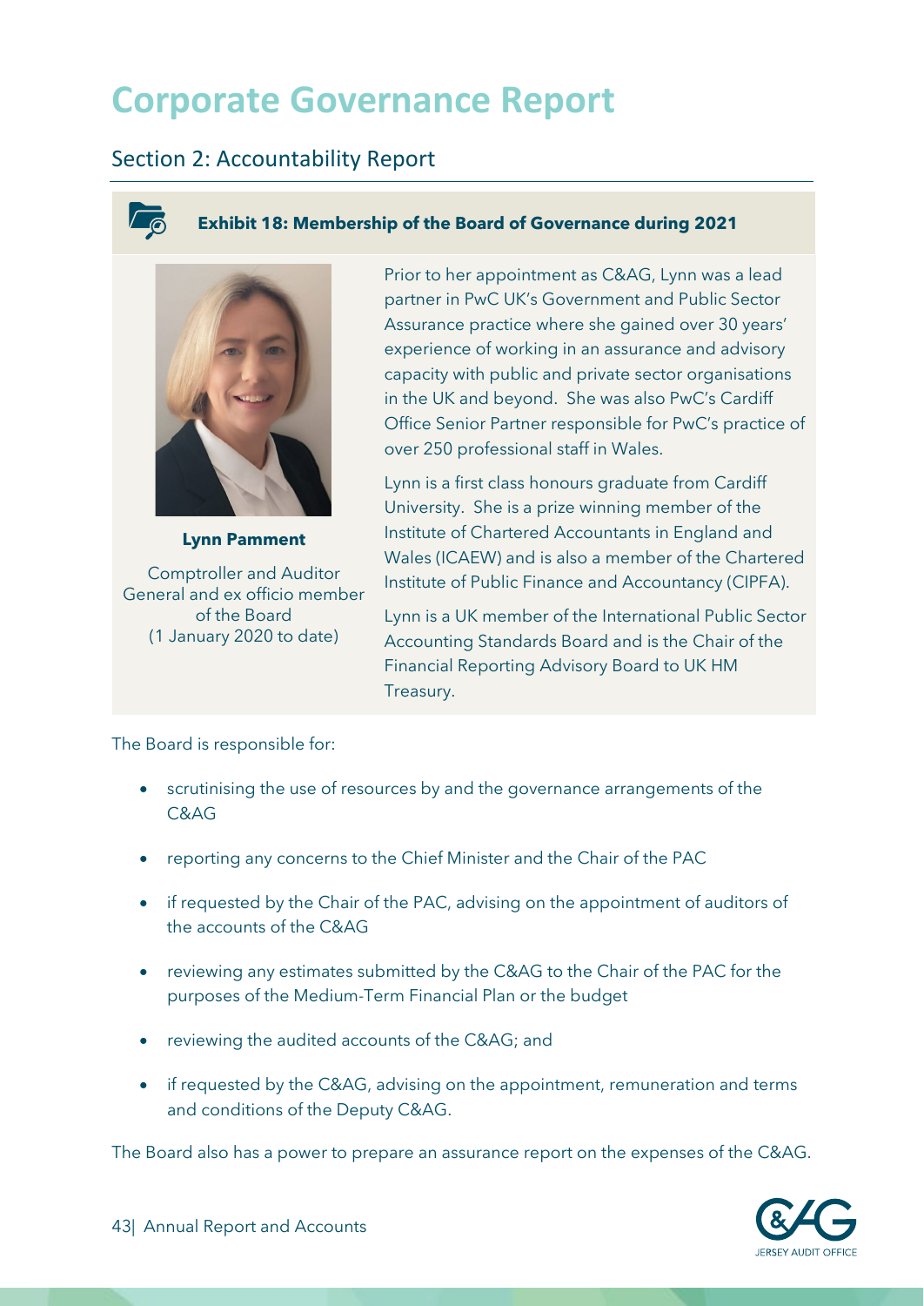# Corporate Governance Report

## Section 2: Accountability Report

**Exhibit 18: Membership of the Board of Governance during 2021**

**Lynn Pamment**

Comptroller and Auditor General and ex officio member of the Board
(1 January 2020 to date)

Prior to her appointment as C&AG, Lynn was a lead partner in PwC UK's Government and Public Sector Assurance practice where she gained over 30 years' experience of working in an assurance and advisory capacity with public and private sector organisations in the UK and beyond. She was also PwC's Cardiff Office Senior Partner responsible for PwC's practice of over 250 professional staff in Wales.

Lynn is a first class honours graduate from Cardiff University. She is a prize winning member of the Institute of Chartered Accountants in England and Wales (ICAEW) and is also a member of the Chartered Institute of Public Finance and Accountancy (CIPFA).

Lynn is a UK member of the International Public Sector Accounting Standards Board and is the Chair of the Financial Reporting Advisory Board to UK HM Treasury.

The Board is responsible for:

- scrutinising the use of resources by and the governance arrangements of the C&AG
- reporting any concerns to the Chief Minister and the Chair of the PAC
- if requested by the Chair of the PAC, advising on the appointment of auditors of the accounts of the C&AG
- reviewing any estimates submitted by the C&AG to the Chair of the PAC for the purposes of the Medium-Term Financial Plan or the budget
- reviewing the audited accounts of the C&AG; and
- if requested by the C&AG, advising on the appointment, remuneration and terms and conditions of the Deputy C&AG.

The Board also has a power to prepare an assurance report on the expenses of the C&AG.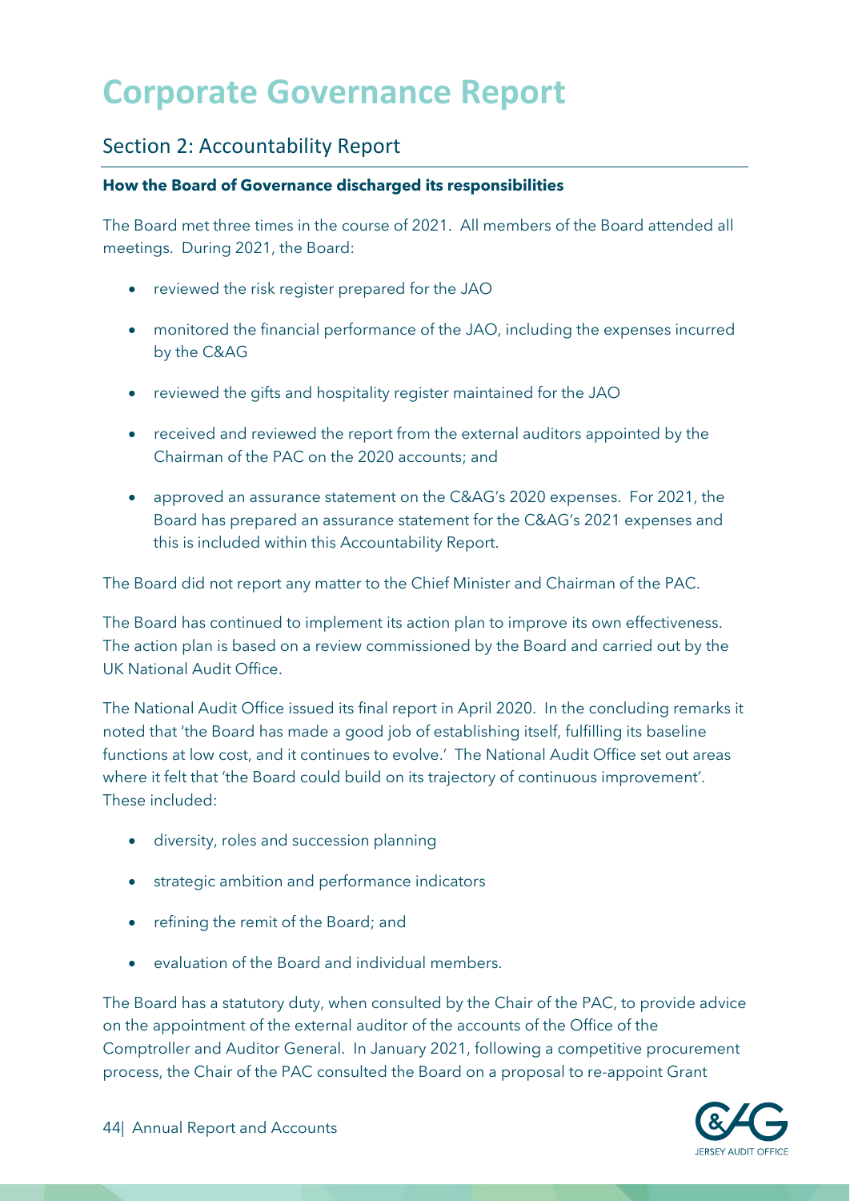# Corporate Governance Report

## Section 2: Accountability Report

**How the Board of Governance discharged its responsibilities**

The Board met three times in the course of 2021. All members of the Board attended all meetings. During 2021, the Board:

- reviewed the risk register prepared for the JAO
- monitored the financial performance of the JAO, including the expenses incurred by the C&AG
- reviewed the gifts and hospitality register maintained for the JAO
- received and reviewed the report from the external auditors appointed by the Chairman of the PAC on the 2020 accounts; and
- approved an assurance statement on the C&AG's 2020 expenses. For 2021, the Board has prepared an assurance statement for the C&AG's 2021 expenses and this is included within this Accountability Report.

The Board did not report any matter to the Chief Minister and Chairman of the PAC.

The Board has continued to implement its action plan to improve its own effectiveness. The action plan is based on a review commissioned by the Board and carried out by the UK National Audit Office.

The National Audit Office issued its final report in April 2020. In the concluding remarks it noted that 'the Board has made a good job of establishing itself, fulfilling its baseline functions at low cost, and it continues to evolve.' The National Audit Office set out areas where it felt that 'the Board could build on its trajectory of continuous improvement'. These included:

- diversity, roles and succession planning
- strategic ambition and performance indicators
- refining the remit of the Board; and
- evaluation of the Board and individual members.

The Board has a statutory duty, when consulted by the Chair of the PAC, to provide advice on the appointment of the external auditor of the accounts of the Office of the Comptroller and Auditor General. In January 2021, following a competitive procurement process, the Chair of the PAC consulted the Board on a proposal to re-appoint Grant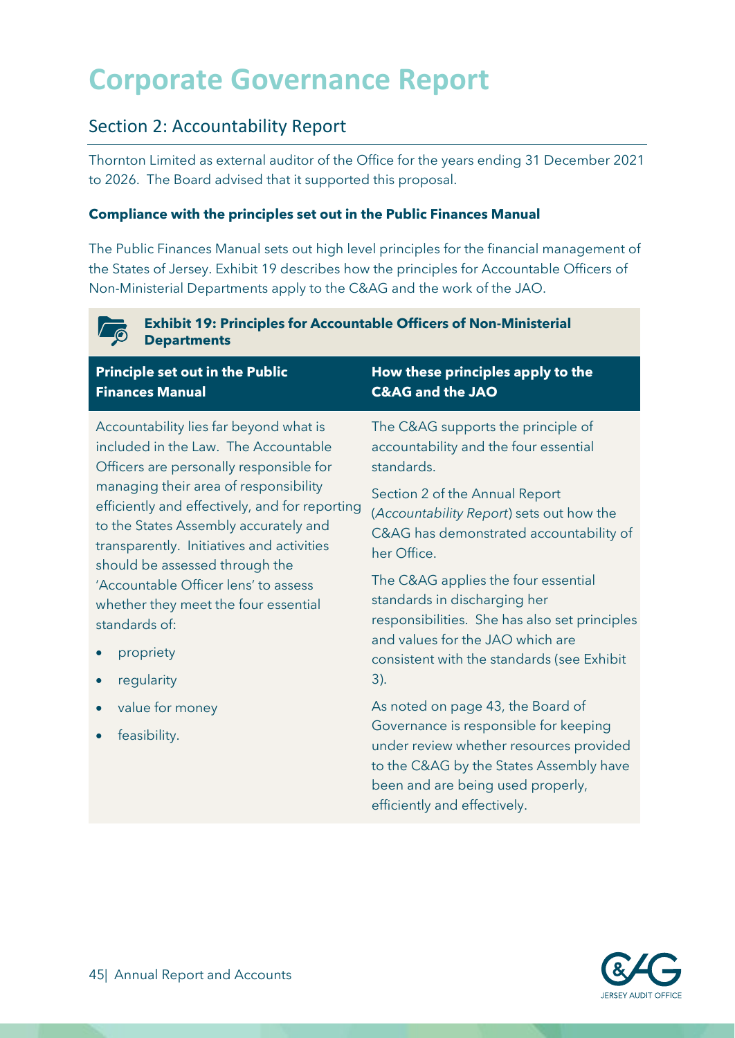# Corporate Governance Report

## Section 2: Accountability Report

Thornton Limited as external auditor of the Office for the years ending 31 December 2021 to 2026. The Board advised that it supported this proposal.

**Compliance with the principles set out in the Public Finances Manual**

The Public Finances Manual sets out high level principles for the financial management of the States of Jersey. Exhibit 19 describes how the principles for Accountable Officers of Non-Ministerial Departments apply to the C&AG and the work of the JAO.

**Exhibit 19: Principles for Accountable Officers of Non-Ministerial Departments**

| Principle set out in the Public Finances Manual | How these principles apply to the C&AG and the JAO |
| --- | --- |
| Accountability lies far beyond what is included in the Law. The Accountable Officers are personally responsible for managing their area of responsibility efficiently and effectively, and for reporting to the States Assembly accurately and transparently. Initiatives and activities should be assessed through the 'Accountable Officer lens' to assess whether they meet the four essential standards of: <br>• propriety <br>• regularity <br>• value for money <br>• feasibility. | The C&AG supports the principle of accountability and the four essential standards. <br><br>Section 2 of the Annual Report (*Accountability Report*) sets out how the C&AG has demonstrated accountability of her Office. <br><br>The C&AG applies the four essential standards in discharging her responsibilities. She has also set principles and values for the JAO which are consistent with the standards (see Exhibit 3). <br><br>As noted on page 43, the Board of Governance is responsible for keeping under review whether resources provided to the C&AG by the States Assembly have been and are being used properly, efficiently and effectively. |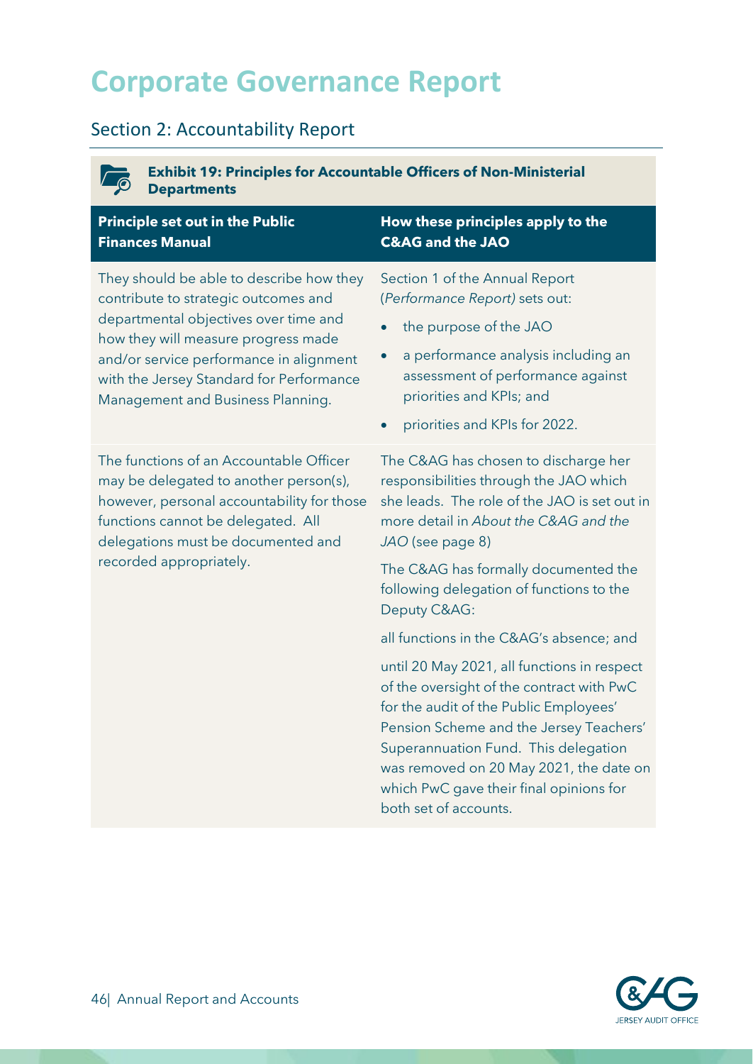# Corporate Governance Report

## Section 2: Accountability Report

**Exhibit 19: Principles for Accountable Officers of Non-Ministerial Departments**

| Principle set out in the Public Finances Manual | How these principles apply to the C&AG and the JAO |
|---|---|
| They should be able to describe how they contribute to strategic outcomes and departmental objectives over time and how they will measure progress made and/or service performance in alignment with the Jersey Standard for Performance Management and Business Planning. | Section 1 of the Annual Report (*Performance Report)* sets out:<br>• the purpose of the JAO<br>• a performance analysis including an assessment of performance against priorities and KPIs; and<br>• priorities and KPIs for 2022. |
| The functions of an Accountable Officer may be delegated to another person(s), however, personal accountability for those functions cannot be delegated. All delegations must be documented and recorded appropriately. | The C&AG has chosen to discharge her responsibilities through the JAO which she leads. The role of the JAO is set out in more detail in *About the C&AG and the JAO* (see page 8)<br><br>The C&AG has formally documented the following delegation of functions to the Deputy C&AG:<br><br>all functions in the C&AG's absence; and<br><br>until 20 May 2021, all functions in respect of the oversight of the contract with PwC for the audit of the Public Employees' Pension Scheme and the Jersey Teachers' Superannuation Fund. This delegation was removed on 20 May 2021, the date on which PwC gave their final opinions for both set of accounts. |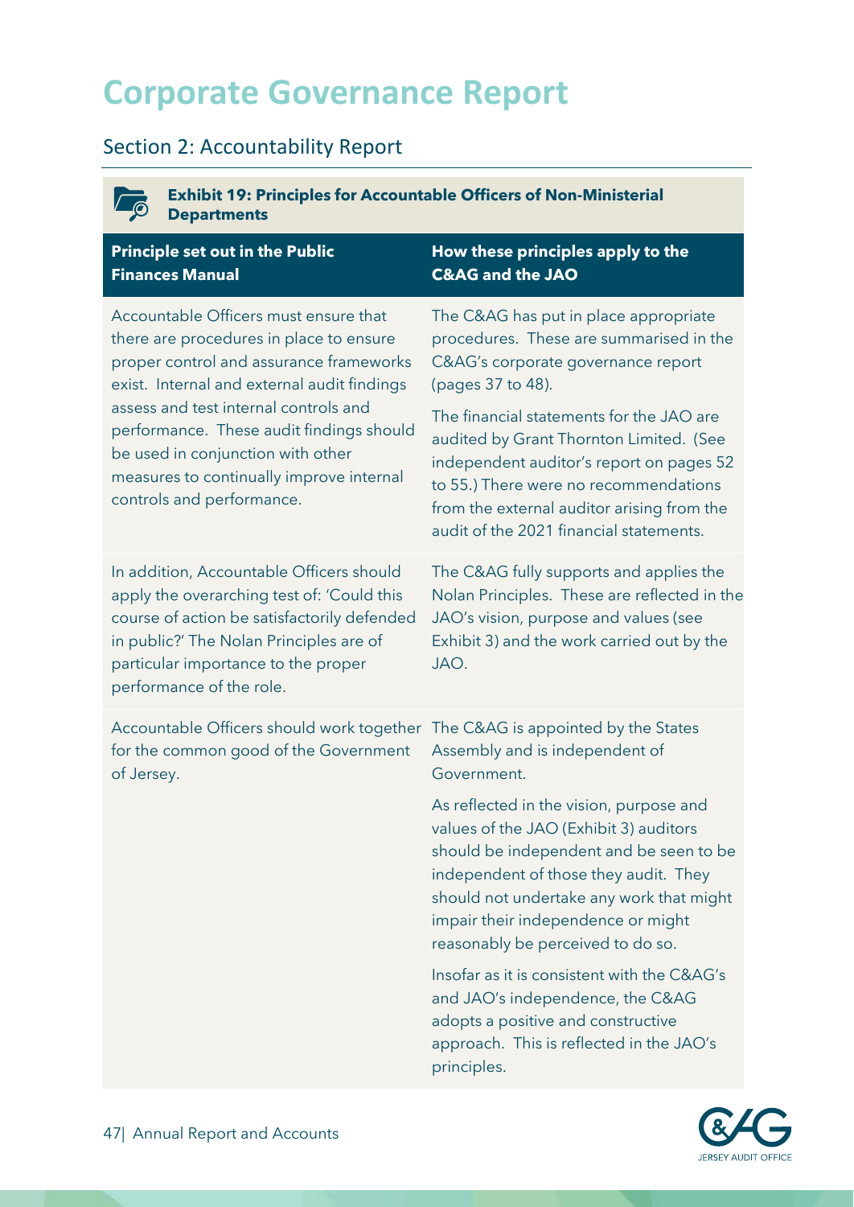# Corporate Governance Report

## Section 2: Accountability Report

**Exhibit 19: Principles for Accountable Officers of Non-Ministerial Departments**

| Principle set out in the Public Finances Manual | How these principles apply to the C&AG and the JAO |
|---|---|
| Accountable Officers must ensure that there are procedures in place to ensure proper control and assurance frameworks exist. Internal and external audit findings assess and test internal controls and performance. These audit findings should be used in conjunction with other measures to continually improve internal controls and performance. | The C&AG has put in place appropriate procedures. These are summarised in the C&AG's corporate governance report (pages 37 to 48).<br><br>The financial statements for the JAO are audited by Grant Thornton Limited. (See independent auditor's report on pages 52 to 55.) There were no recommendations from the external auditor arising from the audit of the 2021 financial statements. |
| In addition, Accountable Officers should apply the overarching test of: 'Could this course of action be satisfactorily defended in public?' The Nolan Principles are of particular importance to the proper performance of the role. | The C&AG fully supports and applies the Nolan Principles. These are reflected in the JAO's vision, purpose and values (see Exhibit 3) and the work carried out by the JAO. |
| Accountable Officers should work together for the common good of the Government of Jersey. | The C&AG is appointed by the States Assembly and is independent of Government.<br><br>As reflected in the vision, purpose and values of the JAO (Exhibit 3) auditors should be independent and be seen to be independent of those they audit. They should not undertake any work that might impair their independence or might reasonably be perceived to do so.<br><br>Insofar as it is consistent with the C&AG's and JAO's independence, the C&AG adopts a positive and constructive approach. This is reflected in the JAO's principles. |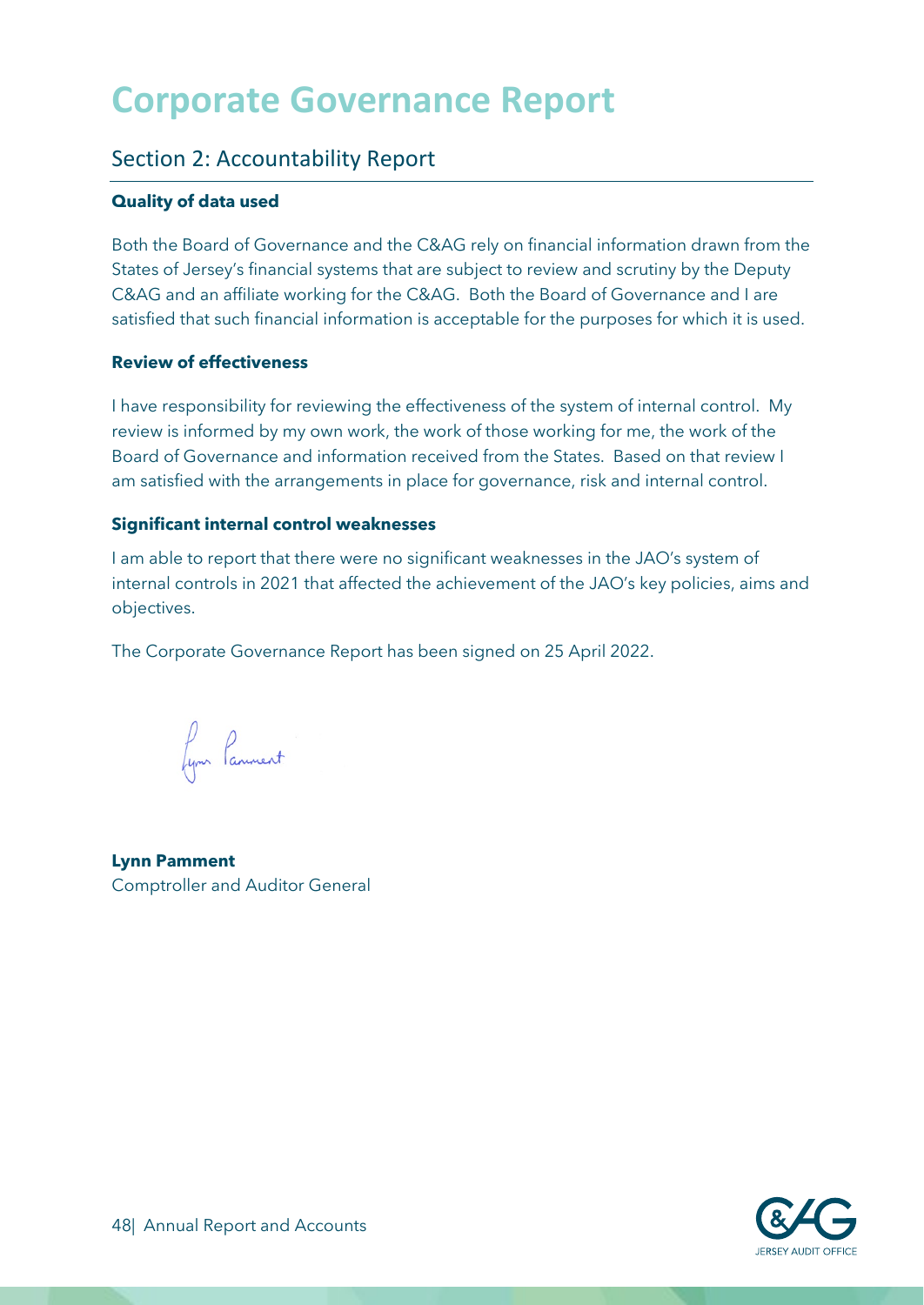# Corporate Governance Report

## Section 2: Accountability Report

**Quality of data used**

Both the Board of Governance and the C&AG rely on financial information drawn from the States of Jersey's financial systems that are subject to review and scrutiny by the Deputy C&AG and an affiliate working for the C&AG. Both the Board of Governance and I are satisfied that such financial information is acceptable for the purposes for which it is used.

**Review of effectiveness**

I have responsibility for reviewing the effectiveness of the system of internal control. My review is informed by my own work, the work of those working for me, the work of the Board of Governance and information received from the States. Based on that review I am satisfied with the arrangements in place for governance, risk and internal control.

**Significant internal control weaknesses**

I am able to report that there were no significant weaknesses in the JAO's system of internal controls in 2021 that affected the achievement of the JAO's key policies, aims and objectives.

The Corporate Governance Report has been signed on 25 April 2022.

**Lynn Pamment**
Comptroller and Auditor General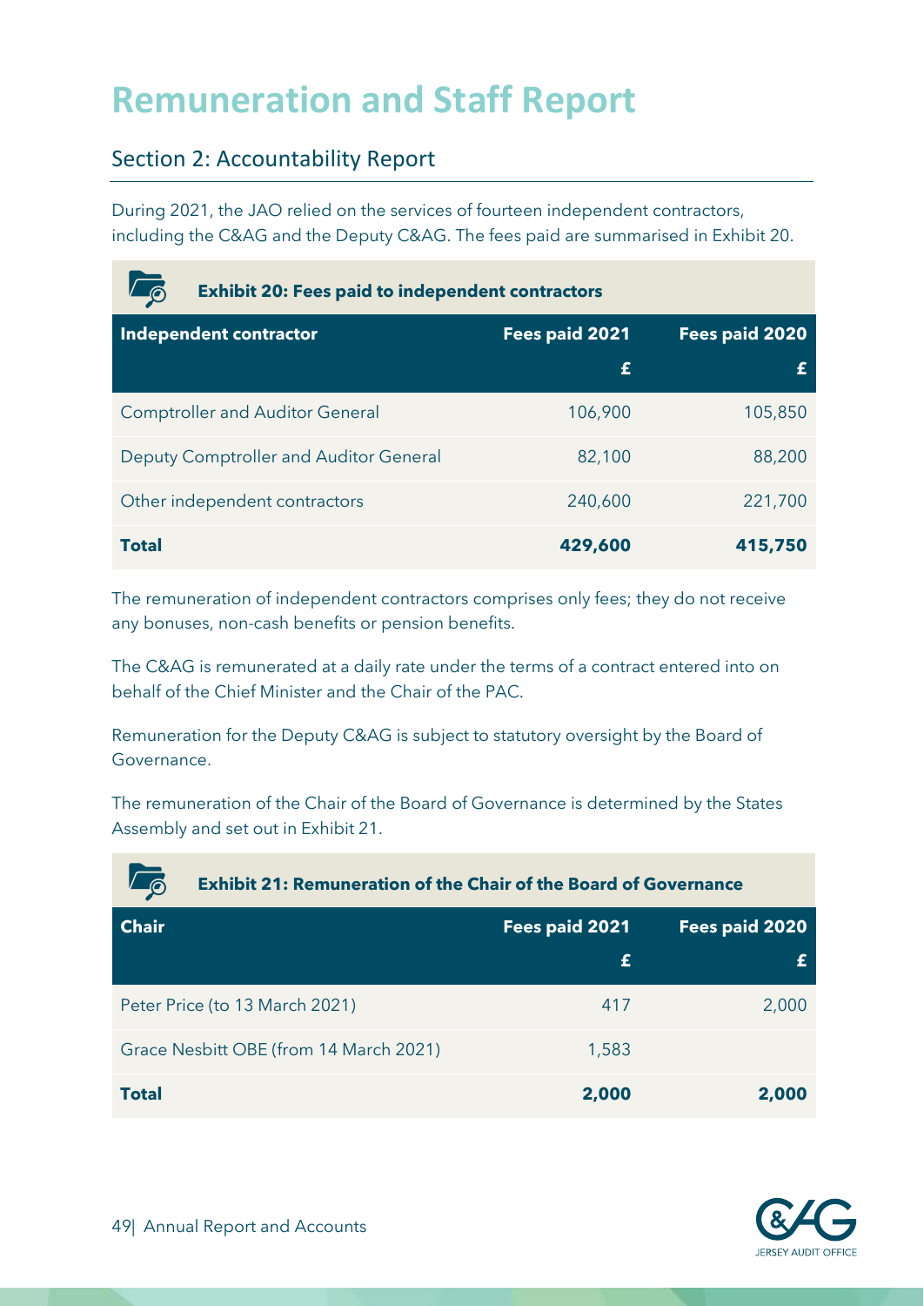# Remuneration and Staff Report

## Section 2: Accountability Report

During 2021, the JAO relied on the services of fourteen independent contractors, including the C&AG and the Deputy C&AG. The fees paid are summarised in Exhibit 20.

**Exhibit 20: Fees paid to independent contractors**

| Independent contractor | Fees paid 2021 £ | Fees paid 2020 £ |
|---|---|---|
| Comptroller and Auditor General | 106,900 | 105,850 |
| Deputy Comptroller and Auditor General | 82,100 | 88,200 |
| Other independent contractors | 240,600 | 221,700 |
| **Total** | **429,600** | **415,750** |

The remuneration of independent contractors comprises only fees; they do not receive any bonuses, non-cash benefits or pension benefits.

The C&AG is remunerated at a daily rate under the terms of a contract entered into on behalf of the Chief Minister and the Chair of the PAC.

Remuneration for the Deputy C&AG is subject to statutory oversight by the Board of Governance.

The remuneration of the Chair of the Board of Governance is determined by the States Assembly and set out in Exhibit 21.

**Exhibit 21: Remuneration of the Chair of the Board of Governance**

| Chair | Fees paid 2021 £ | Fees paid 2020 £ |
|---|---|---|
| Peter Price (to 13 March 2021) | 417 | 2,000 |
| Grace Nesbitt OBE (from 14 March 2021) | 1,583 | |
| **Total** | **2,000** | **2,000** |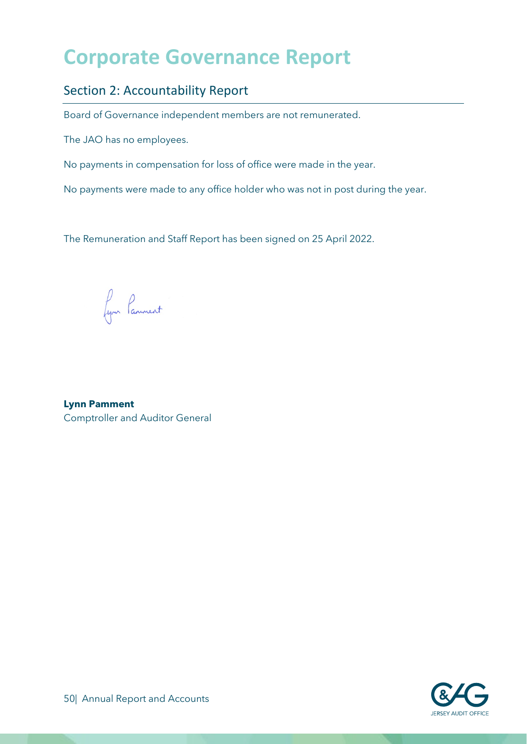# Corporate Governance Report

## Section 2: Accountability Report

Board of Governance independent members are not remunerated.

The JAO has no employees.

No payments in compensation for loss of office were made in the year.

No payments were made to any office holder who was not in post during the year.

The Remuneration and Staff Report has been signed on 25 April 2022.

**Lynn Pamment**
Comptroller and Auditor General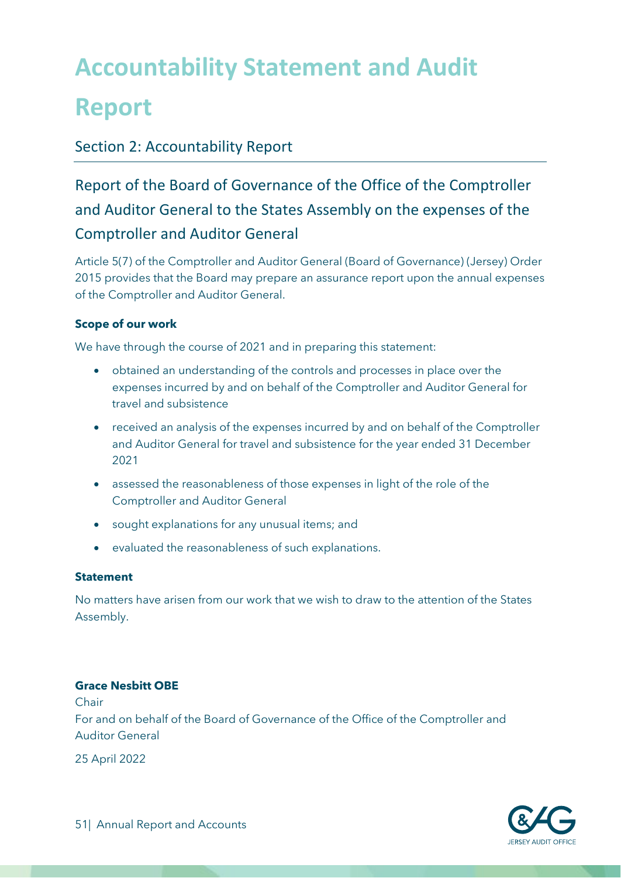# Accountability Statement and Audit Report

## Section 2: Accountability Report

### Report of the Board of Governance of the Office of the Comptroller and Auditor General to the States Assembly on the expenses of the Comptroller and Auditor General

Article 5(7) of the Comptroller and Auditor General (Board of Governance) (Jersey) Order 2015 provides that the Board may prepare an assurance report upon the annual expenses of the Comptroller and Auditor General.

**Scope of our work**

We have through the course of 2021 and in preparing this statement:

- obtained an understanding of the controls and processes in place over the expenses incurred by and on behalf of the Comptroller and Auditor General for travel and subsistence
- received an analysis of the expenses incurred by and on behalf of the Comptroller and Auditor General for travel and subsistence for the year ended 31 December 2021
- assessed the reasonableness of those expenses in light of the role of the Comptroller and Auditor General
- sought explanations for any unusual items; and
- evaluated the reasonableness of such explanations.

**Statement**

No matters have arisen from our work that we wish to draw to the attention of the States Assembly.

**Grace Nesbitt OBE**
Chair
For and on behalf of the Board of Governance of the Office of the Comptroller and Auditor General

25 April 2022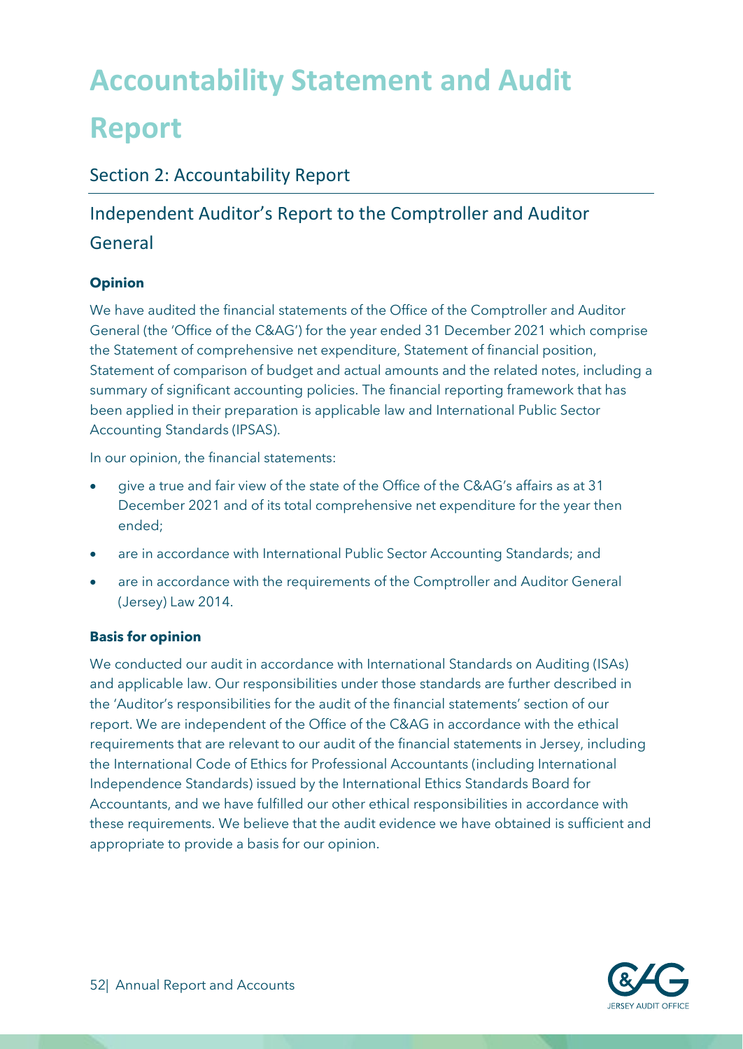# Accountability Statement and Audit Report

## Section 2: Accountability Report

## Independent Auditor's Report to the Comptroller and Auditor General

**Opinion**

We have audited the financial statements of the Office of the Comptroller and Auditor General (the 'Office of the C&AG') for the year ended 31 December 2021 which comprise the Statement of comprehensive net expenditure, Statement of financial position, Statement of comparison of budget and actual amounts and the related notes, including a summary of significant accounting policies. The financial reporting framework that has been applied in their preparation is applicable law and International Public Sector Accounting Standards (IPSAS).

In our opinion, the financial statements:

- give a true and fair view of the state of the Office of the C&AG's affairs as at 31 December 2021 and of its total comprehensive net expenditure for the year then ended;
- are in accordance with International Public Sector Accounting Standards; and
- are in accordance with the requirements of the Comptroller and Auditor General (Jersey) Law 2014.

**Basis for opinion**

We conducted our audit in accordance with International Standards on Auditing (ISAs) and applicable law. Our responsibilities under those standards are further described in the 'Auditor's responsibilities for the audit of the financial statements' section of our report. We are independent of the Office of the C&AG in accordance with the ethical requirements that are relevant to our audit of the financial statements in Jersey, including the International Code of Ethics for Professional Accountants (including International Independence Standards) issued by the International Ethics Standards Board for Accountants, and we have fulfilled our other ethical responsibilities in accordance with these requirements. We believe that the audit evidence we have obtained is sufficient and appropriate to provide a basis for our opinion.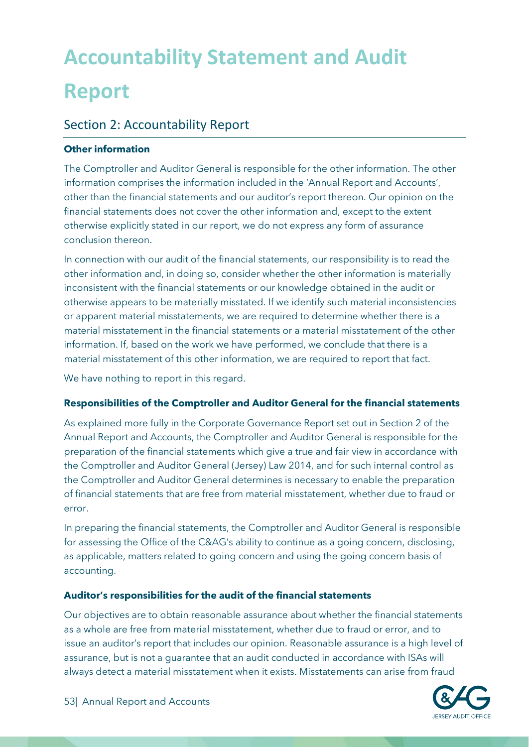# Accountability Statement and Audit Report

## Section 2: Accountability Report

**Other information**

The Comptroller and Auditor General is responsible for the other information. The other information comprises the information included in the 'Annual Report and Accounts', other than the financial statements and our auditor's report thereon. Our opinion on the financial statements does not cover the other information and, except to the extent otherwise explicitly stated in our report, we do not express any form of assurance conclusion thereon.

In connection with our audit of the financial statements, our responsibility is to read the other information and, in doing so, consider whether the other information is materially inconsistent with the financial statements or our knowledge obtained in the audit or otherwise appears to be materially misstated. If we identify such material inconsistencies or apparent material misstatements, we are required to determine whether there is a material misstatement in the financial statements or a material misstatement of the other information. If, based on the work we have performed, we conclude that there is a material misstatement of this other information, we are required to report that fact.

We have nothing to report in this regard.

**Responsibilities of the Comptroller and Auditor General for the financial statements**

As explained more fully in the Corporate Governance Report set out in Section 2 of the Annual Report and Accounts, the Comptroller and Auditor General is responsible for the preparation of the financial statements which give a true and fair view in accordance with the Comptroller and Auditor General (Jersey) Law 2014, and for such internal control as the Comptroller and Auditor General determines is necessary to enable the preparation of financial statements that are free from material misstatement, whether due to fraud or error.

In preparing the financial statements, the Comptroller and Auditor General is responsible for assessing the Office of the C&AG's ability to continue as a going concern, disclosing, as applicable, matters related to going concern and using the going concern basis of accounting.

**Auditor's responsibilities for the audit of the financial statements**

Our objectives are to obtain reasonable assurance about whether the financial statements as a whole are free from material misstatement, whether due to fraud or error, and to issue an auditor's report that includes our opinion. Reasonable assurance is a high level of assurance, but is not a guarantee that an audit conducted in accordance with ISAs will always detect a material misstatement when it exists. Misstatements can arise from fraud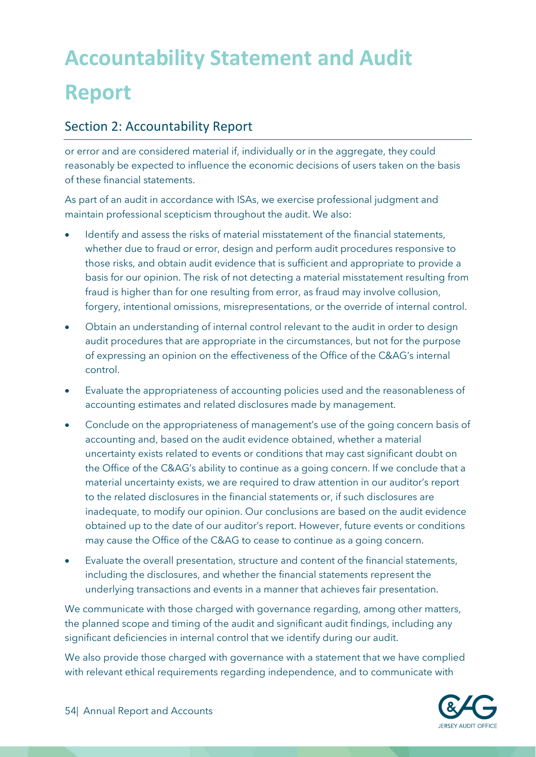# Accountability Statement and Audit Report

## Section 2: Accountability Report

or error and are considered material if, individually or in the aggregate, they could reasonably be expected to influence the economic decisions of users taken on the basis of these financial statements.

As part of an audit in accordance with ISAs, we exercise professional judgment and maintain professional scepticism throughout the audit. We also:

- Identify and assess the risks of material misstatement of the financial statements, whether due to fraud or error, design and perform audit procedures responsive to those risks, and obtain audit evidence that is sufficient and appropriate to provide a basis for our opinion. The risk of not detecting a material misstatement resulting from fraud is higher than for one resulting from error, as fraud may involve collusion, forgery, intentional omissions, misrepresentations, or the override of internal control.
- Obtain an understanding of internal control relevant to the audit in order to design audit procedures that are appropriate in the circumstances, but not for the purpose of expressing an opinion on the effectiveness of the Office of the C&AG's internal control.
- Evaluate the appropriateness of accounting policies used and the reasonableness of accounting estimates and related disclosures made by management.
- Conclude on the appropriateness of management's use of the going concern basis of accounting and, based on the audit evidence obtained, whether a material uncertainty exists related to events or conditions that may cast significant doubt on the Office of the C&AG's ability to continue as a going concern. If we conclude that a material uncertainty exists, we are required to draw attention in our auditor's report to the related disclosures in the financial statements or, if such disclosures are inadequate, to modify our opinion. Our conclusions are based on the audit evidence obtained up to the date of our auditor's report. However, future events or conditions may cause the Office of the C&AG to cease to continue as a going concern.
- Evaluate the overall presentation, structure and content of the financial statements, including the disclosures, and whether the financial statements represent the underlying transactions and events in a manner that achieves fair presentation.

We communicate with those charged with governance regarding, among other matters, the planned scope and timing of the audit and significant audit findings, including any significant deficiencies in internal control that we identify during our audit.

We also provide those charged with governance with a statement that we have complied with relevant ethical requirements regarding independence, and to communicate with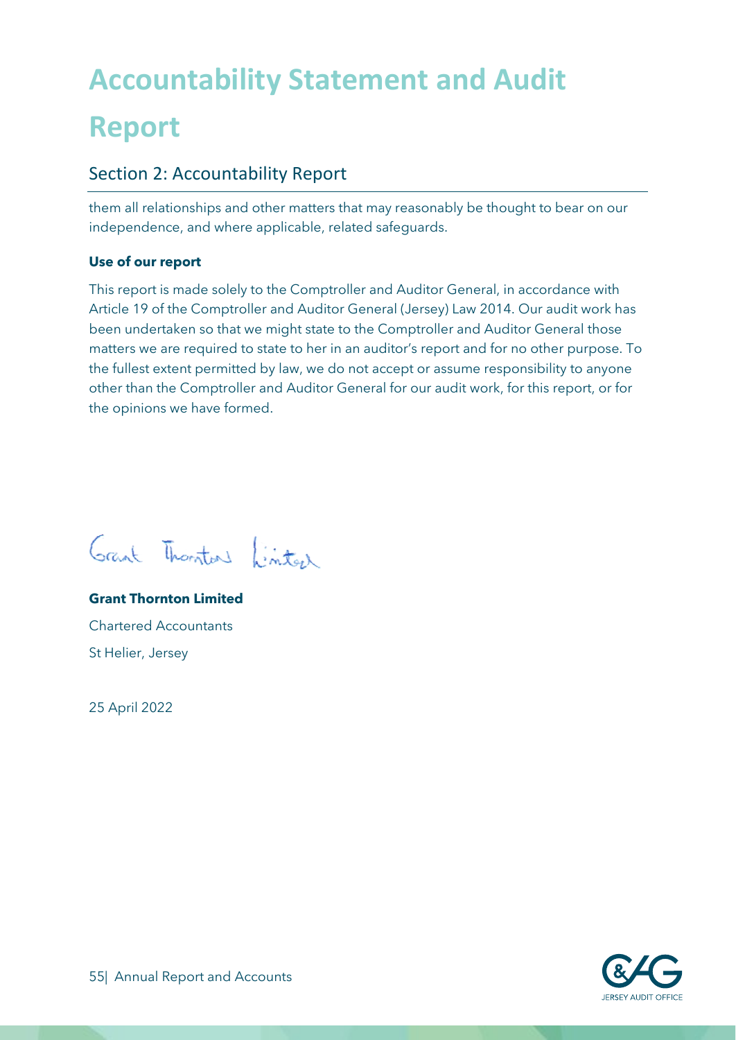# Accountability Statement and Audit Report

## Section 2: Accountability Report

them all relationships and other matters that may reasonably be thought to bear on our independence, and where applicable, related safeguards.

**Use of our report**

This report is made solely to the Comptroller and Auditor General, in accordance with Article 19 of the Comptroller and Auditor General (Jersey) Law 2014. Our audit work has been undertaken so that we might state to the Comptroller and Auditor General those matters we are required to state to her in an auditor's report and for no other purpose. To the fullest extent permitted by law, we do not accept or assume responsibility to anyone other than the Comptroller and Auditor General for our audit work, for this report, or for the opinions we have formed.

Grant Thornton Limited

**Grant Thornton Limited**

Chartered Accountants

St Helier, Jersey

25 April 2022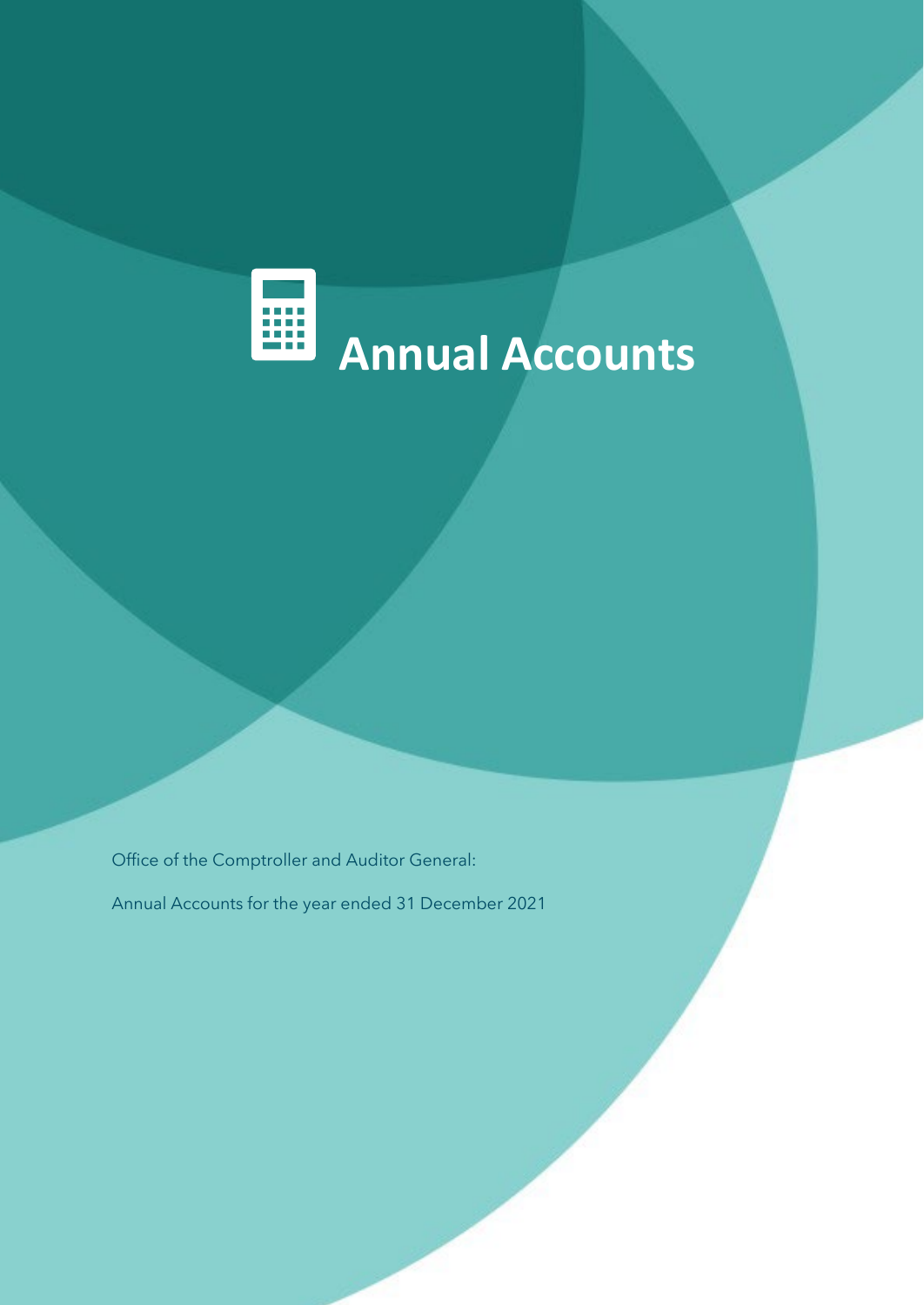# Annual Accounts

Office of the Comptroller and Auditor General:

Annual Accounts for the year ended 31 December 2021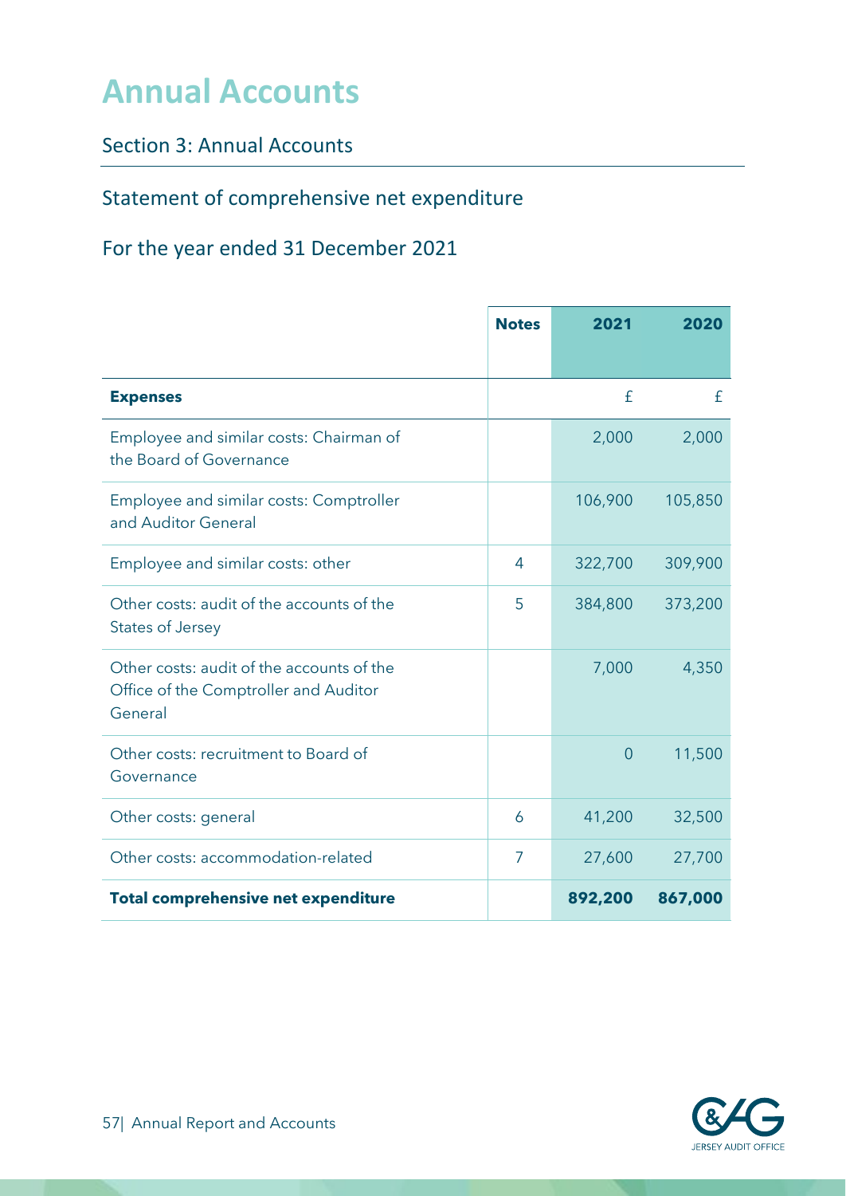# Annual Accounts

## Section 3: Annual Accounts

### Statement of comprehensive net expenditure

### For the year ended 31 December 2021

| | Notes | 2021 | 2020 |
|---|---|---|---|
| **Expenses** | | £ | £ |
| Employee and similar costs: Chairman of the Board of Governance | | 2,000 | 2,000 |
| Employee and similar costs: Comptroller and Auditor General | | 106,900 | 105,850 |
| Employee and similar costs: other | 4 | 322,700 | 309,900 |
| Other costs: audit of the accounts of the States of Jersey | 5 | 384,800 | 373,200 |
| Other costs: audit of the accounts of the Office of the Comptroller and Auditor General | | 7,000 | 4,350 |
| Other costs: recruitment to Board of Governance | | 0 | 11,500 |
| Other costs: general | 6 | 41,200 | 32,500 |
| Other costs: accommodation-related | 7 | 27,600 | 27,700 |
| **Total comprehensive net expenditure** | | **892,200** | **867,000** |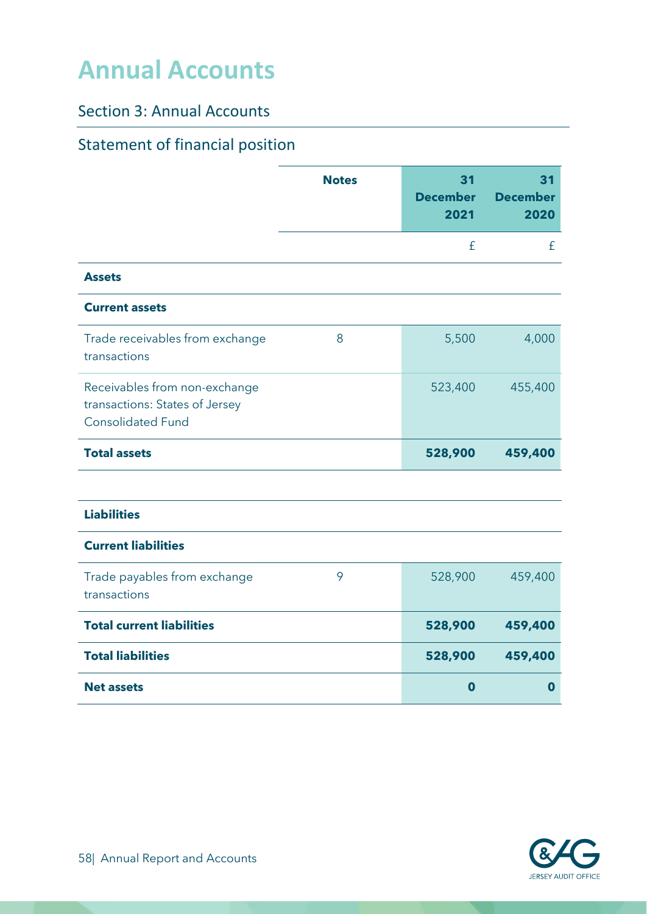# Annual Accounts

## Section 3: Annual Accounts

### Statement of financial position

| | Notes | 31 December 2021 | 31 December 2020 |
|---|---|---|---|
| | | £ | £ |
| **Assets** | | | |
| **Current assets** | | | |
| Trade receivables from exchange transactions | 8 | 5,500 | 4,000 |
| Receivables from non-exchange transactions: States of Jersey Consolidated Fund | | 523,400 | 455,400 |
| **Total assets** | | **528,900** | **459,400** |
| | | | |
| **Liabilities** | | | |
| **Current liabilities** | | | |
| Trade payables from exchange transactions | 9 | 528,900 | 459,400 |
| **Total current liabilities** | | **528,900** | **459,400** |
| **Total liabilities** | | **528,900** | **459,400** |
| **Net assets** | | **0** | **0** |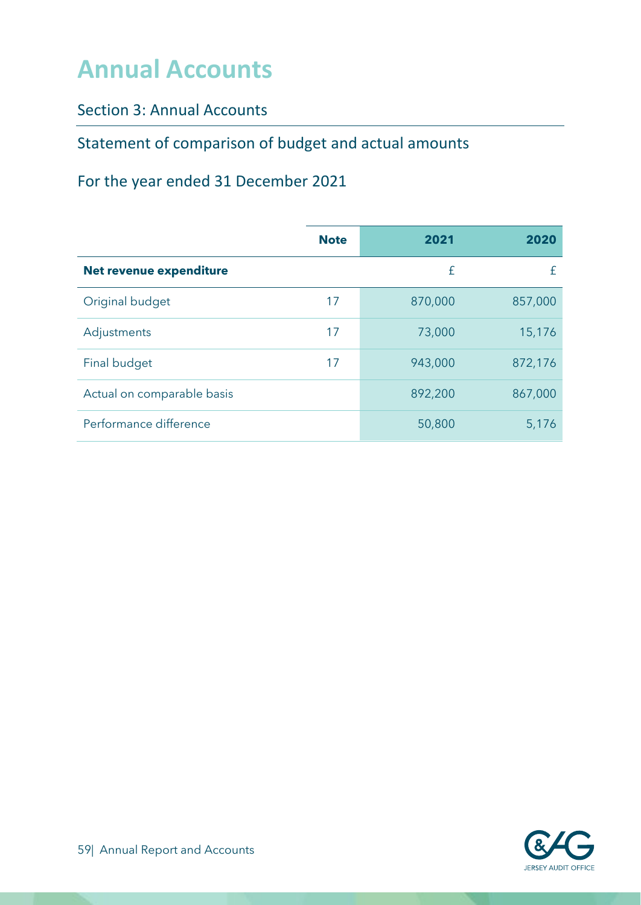# Annual Accounts

## Section 3: Annual Accounts

### Statement of comparison of budget and actual amounts

### For the year ended 31 December 2021

| | Note | 2021 | 2020 |
|---|---|---|---|
| **Net revenue expenditure** | | £ | £ |
| Original budget | 17 | 870,000 | 857,000 |
| Adjustments | 17 | 73,000 | 15,176 |
| Final budget | 17 | 943,000 | 872,176 |
| Actual on comparable basis | | 892,200 | 867,000 |
| Performance difference | | 50,800 | 5,176 |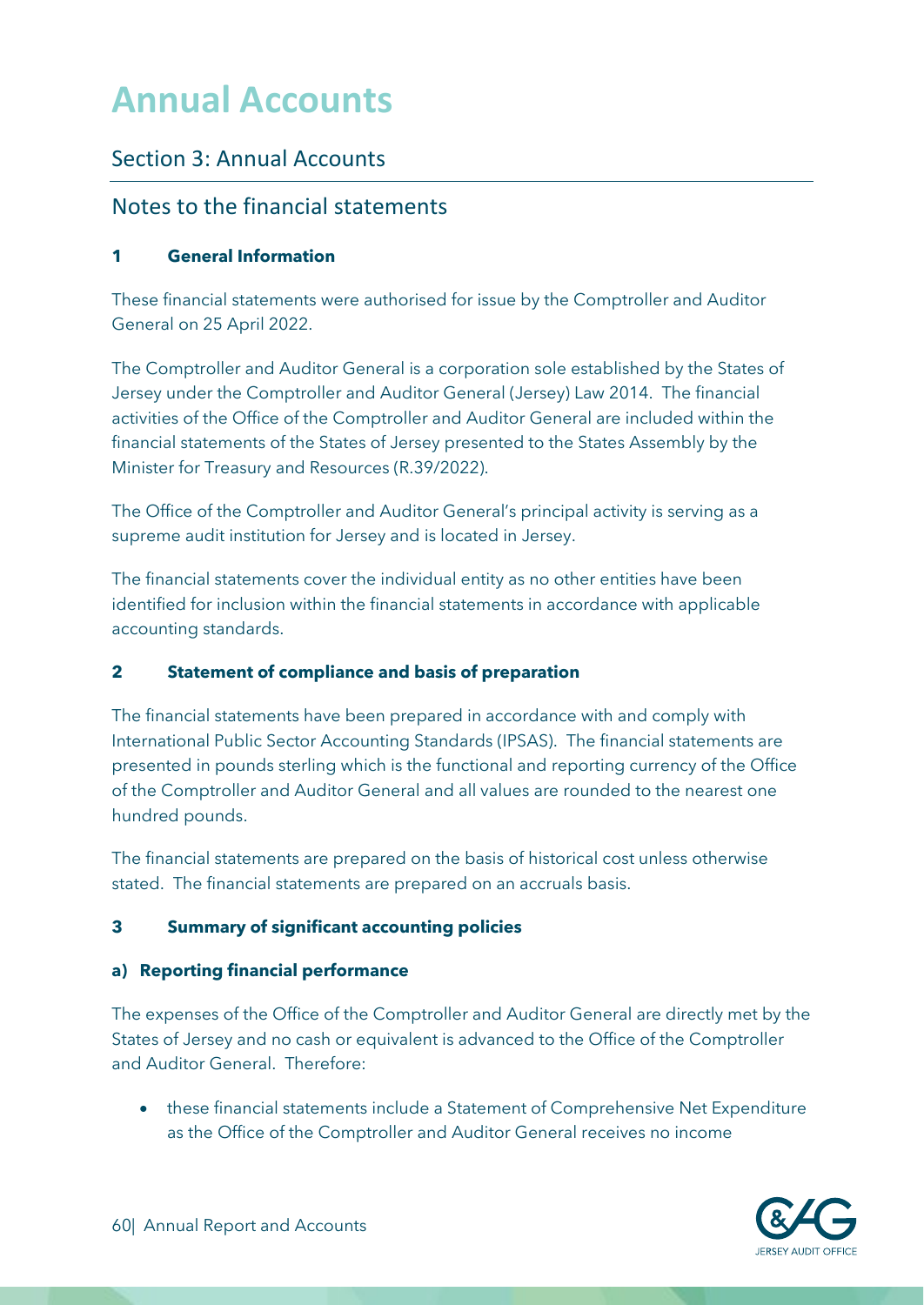# Annual Accounts

## Section 3: Annual Accounts

## Notes to the financial statements

### 1 General Information

These financial statements were authorised for issue by the Comptroller and Auditor General on 25 April 2022.

The Comptroller and Auditor General is a corporation sole established by the States of Jersey under the Comptroller and Auditor General (Jersey) Law 2014. The financial activities of the Office of the Comptroller and Auditor General are included within the financial statements of the States of Jersey presented to the States Assembly by the Minister for Treasury and Resources (R.39/2022).

The Office of the Comptroller and Auditor General's principal activity is serving as a supreme audit institution for Jersey and is located in Jersey.

The financial statements cover the individual entity as no other entities have been identified for inclusion within the financial statements in accordance with applicable accounting standards.

### 2 Statement of compliance and basis of preparation

The financial statements have been prepared in accordance with and comply with International Public Sector Accounting Standards (IPSAS). The financial statements are presented in pounds sterling which is the functional and reporting currency of the Office of the Comptroller and Auditor General and all values are rounded to the nearest one hundred pounds.

The financial statements are prepared on the basis of historical cost unless otherwise stated. The financial statements are prepared on an accruals basis.

### 3 Summary of significant accounting policies

#### a) Reporting financial performance

The expenses of the Office of the Comptroller and Auditor General are directly met by the States of Jersey and no cash or equivalent is advanced to the Office of the Comptroller and Auditor General. Therefore:

- these financial statements include a Statement of Comprehensive Net Expenditure as the Office of the Comptroller and Auditor General receives no income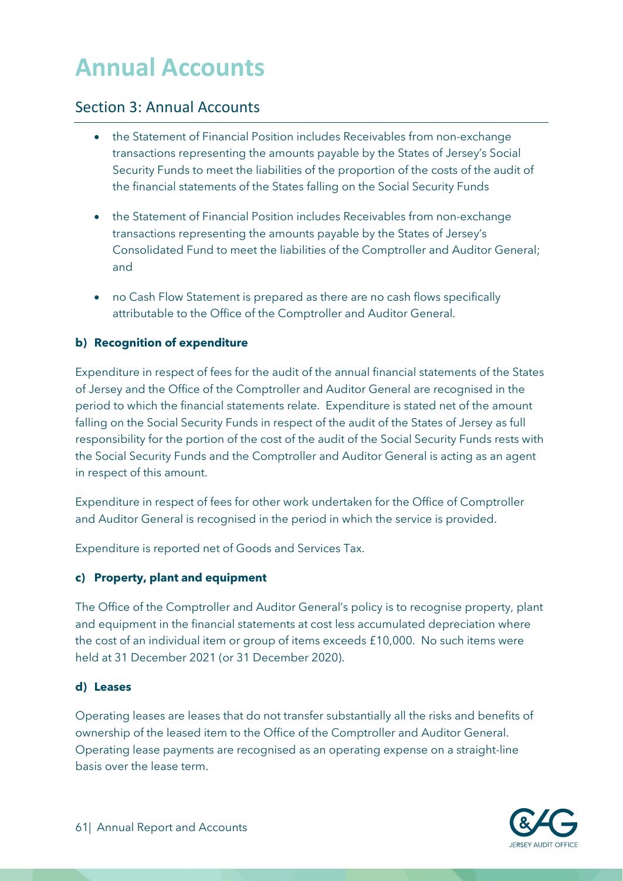# Annual Accounts

## Section 3: Annual Accounts

- the Statement of Financial Position includes Receivables from non-exchange transactions representing the amounts payable by the States of Jersey's Social Security Funds to meet the liabilities of the proportion of the costs of the audit of the financial statements of the States falling on the Social Security Funds
- the Statement of Financial Position includes Receivables from non-exchange transactions representing the amounts payable by the States of Jersey's Consolidated Fund to meet the liabilities of the Comptroller and Auditor General; and
- no Cash Flow Statement is prepared as there are no cash flows specifically attributable to the Office of the Comptroller and Auditor General.

**b) Recognition of expenditure**

Expenditure in respect of fees for the audit of the annual financial statements of the States of Jersey and the Office of the Comptroller and Auditor General are recognised in the period to which the financial statements relate. Expenditure is stated net of the amount falling on the Social Security Funds in respect of the audit of the States of Jersey as full responsibility for the portion of the cost of the audit of the Social Security Funds rests with the Social Security Funds and the Comptroller and Auditor General is acting as an agent in respect of this amount.

Expenditure in respect of fees for other work undertaken for the Office of Comptroller and Auditor General is recognised in the period in which the service is provided.

Expenditure is reported net of Goods and Services Tax.

**c) Property, plant and equipment**

The Office of the Comptroller and Auditor General's policy is to recognise property, plant and equipment in the financial statements at cost less accumulated depreciation where the cost of an individual item or group of items exceeds £10,000. No such items were held at 31 December 2021 (or 31 December 2020).

**d) Leases**

Operating leases are leases that do not transfer substantially all the risks and benefits of ownership of the leased item to the Office of the Comptroller and Auditor General. Operating lease payments are recognised as an operating expense on a straight-line basis over the lease term.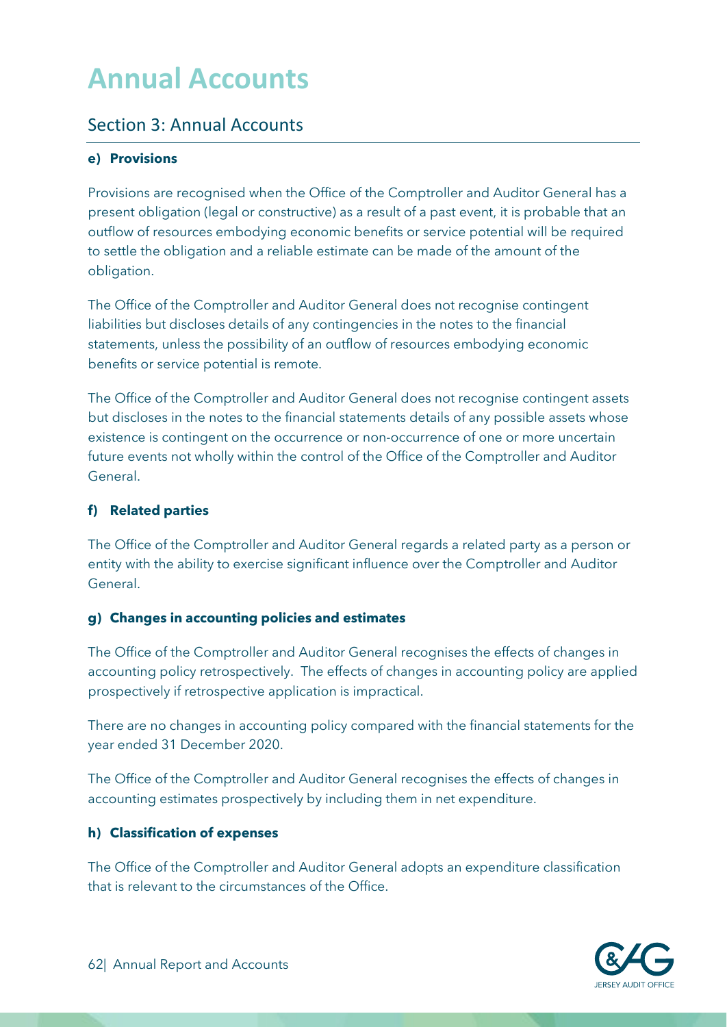# Annual Accounts

## Section 3: Annual Accounts

**e) Provisions**

Provisions are recognised when the Office of the Comptroller and Auditor General has a present obligation (legal or constructive) as a result of a past event, it is probable that an outflow of resources embodying economic benefits or service potential will be required to settle the obligation and a reliable estimate can be made of the amount of the obligation.

The Office of the Comptroller and Auditor General does not recognise contingent liabilities but discloses details of any contingencies in the notes to the financial statements, unless the possibility of an outflow of resources embodying economic benefits or service potential is remote.

The Office of the Comptroller and Auditor General does not recognise contingent assets but discloses in the notes to the financial statements details of any possible assets whose existence is contingent on the occurrence or non-occurrence of one or more uncertain future events not wholly within the control of the Office of the Comptroller and Auditor General.

**f) Related parties**

The Office of the Comptroller and Auditor General regards a related party as a person or entity with the ability to exercise significant influence over the Comptroller and Auditor General.

**g) Changes in accounting policies and estimates**

The Office of the Comptroller and Auditor General recognises the effects of changes in accounting policy retrospectively. The effects of changes in accounting policy are applied prospectively if retrospective application is impractical.

There are no changes in accounting policy compared with the financial statements for the year ended 31 December 2020.

The Office of the Comptroller and Auditor General recognises the effects of changes in accounting estimates prospectively by including them in net expenditure.

**h) Classification of expenses**

The Office of the Comptroller and Auditor General adopts an expenditure classification that is relevant to the circumstances of the Office.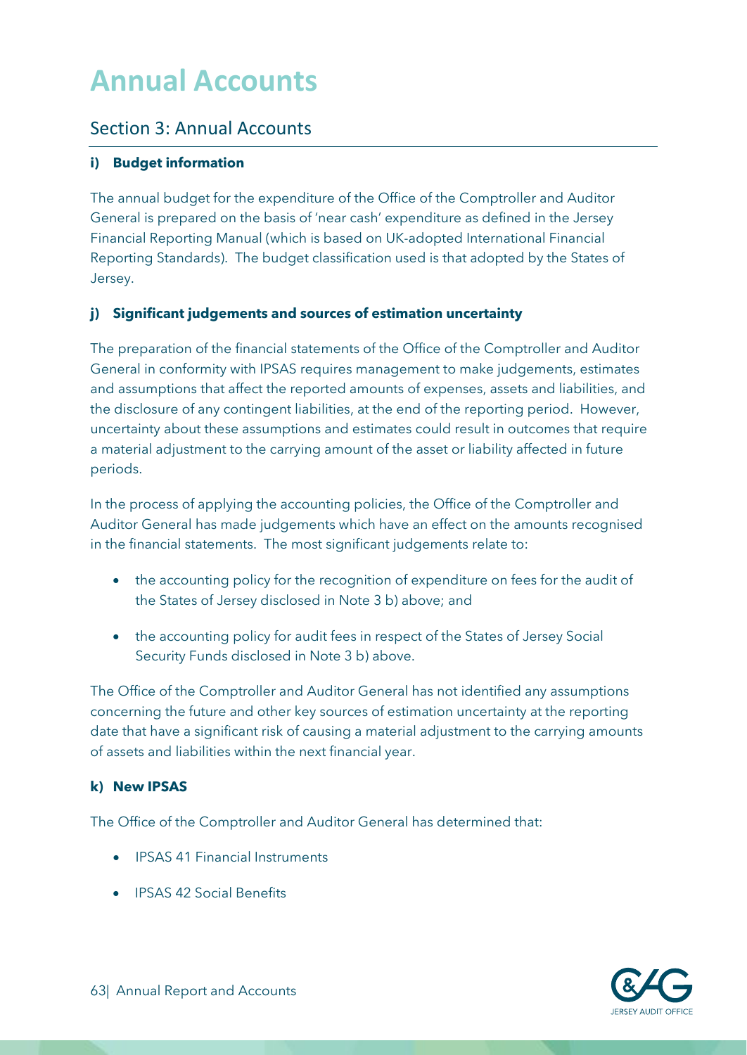# Annual Accounts

## Section 3: Annual Accounts

#### i) Budget information

The annual budget for the expenditure of the Office of the Comptroller and Auditor General is prepared on the basis of 'near cash' expenditure as defined in the Jersey Financial Reporting Manual (which is based on UK-adopted International Financial Reporting Standards). The budget classification used is that adopted by the States of Jersey.

#### j) Significant judgements and sources of estimation uncertainty

The preparation of the financial statements of the Office of the Comptroller and Auditor General in conformity with IPSAS requires management to make judgements, estimates and assumptions that affect the reported amounts of expenses, assets and liabilities, and the disclosure of any contingent liabilities, at the end of the reporting period. However, uncertainty about these assumptions and estimates could result in outcomes that require a material adjustment to the carrying amount of the asset or liability affected in future periods.

In the process of applying the accounting policies, the Office of the Comptroller and Auditor General has made judgements which have an effect on the amounts recognised in the financial statements. The most significant judgements relate to:

- the accounting policy for the recognition of expenditure on fees for the audit of the States of Jersey disclosed in Note 3 b) above; and
- the accounting policy for audit fees in respect of the States of Jersey Social Security Funds disclosed in Note 3 b) above.

The Office of the Comptroller and Auditor General has not identified any assumptions concerning the future and other key sources of estimation uncertainty at the reporting date that have a significant risk of causing a material adjustment to the carrying amounts of assets and liabilities within the next financial year.

#### k) New IPSAS

The Office of the Comptroller and Auditor General has determined that:

- IPSAS 41 Financial Instruments
- IPSAS 42 Social Benefits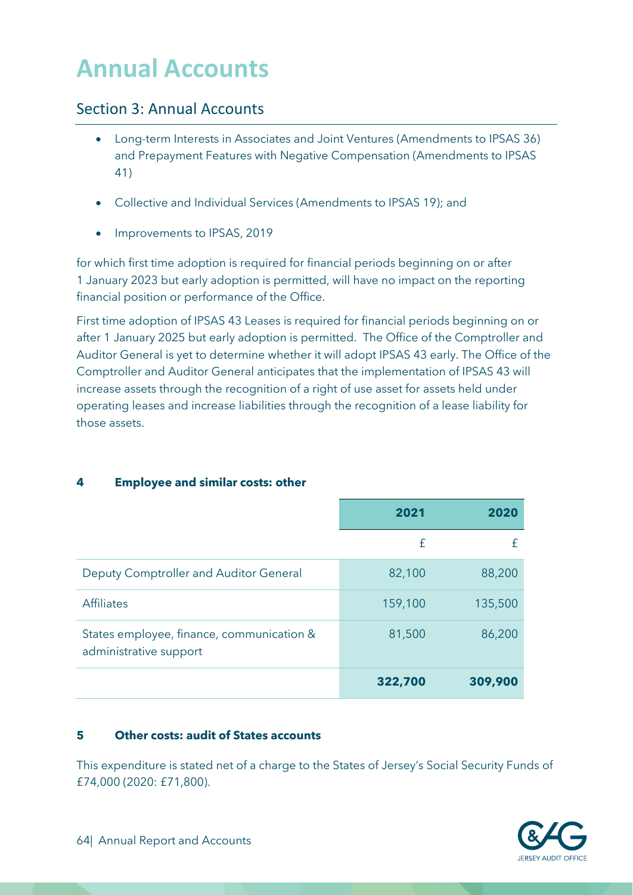# Annual Accounts

## Section 3: Annual Accounts

- Long-term Interests in Associates and Joint Ventures (Amendments to IPSAS 36) and Prepayment Features with Negative Compensation (Amendments to IPSAS 41)
- Collective and Individual Services (Amendments to IPSAS 19); and
- Improvements to IPSAS, 2019

for which first time adoption is required for financial periods beginning on or after 1 January 2023 but early adoption is permitted, will have no impact on the reporting financial position or performance of the Office.

First time adoption of IPSAS 43 Leases is required for financial periods beginning on or after 1 January 2025 but early adoption is permitted. The Office of the Comptroller and Auditor General is yet to determine whether it will adopt IPSAS 43 early. The Office of the Comptroller and Auditor General anticipates that the implementation of IPSAS 43 will increase assets through the recognition of a right of use asset for assets held under operating leases and increase liabilities through the recognition of a lease liability for those assets.

**4 Employee and similar costs: other**

| | **2021** | **2020** |
|---|---:|---:|
| | £ | £ |
| Deputy Comptroller and Auditor General | 82,100 | 88,200 |
| Affiliates | 159,100 | 135,500 |
| States employee, finance, communication & administrative support | 81,500 | 86,200 |
| | **322,700** | **309,900** |

**5 Other costs: audit of States accounts**

This expenditure is stated net of a charge to the States of Jersey's Social Security Funds of £74,000 (2020: £71,800).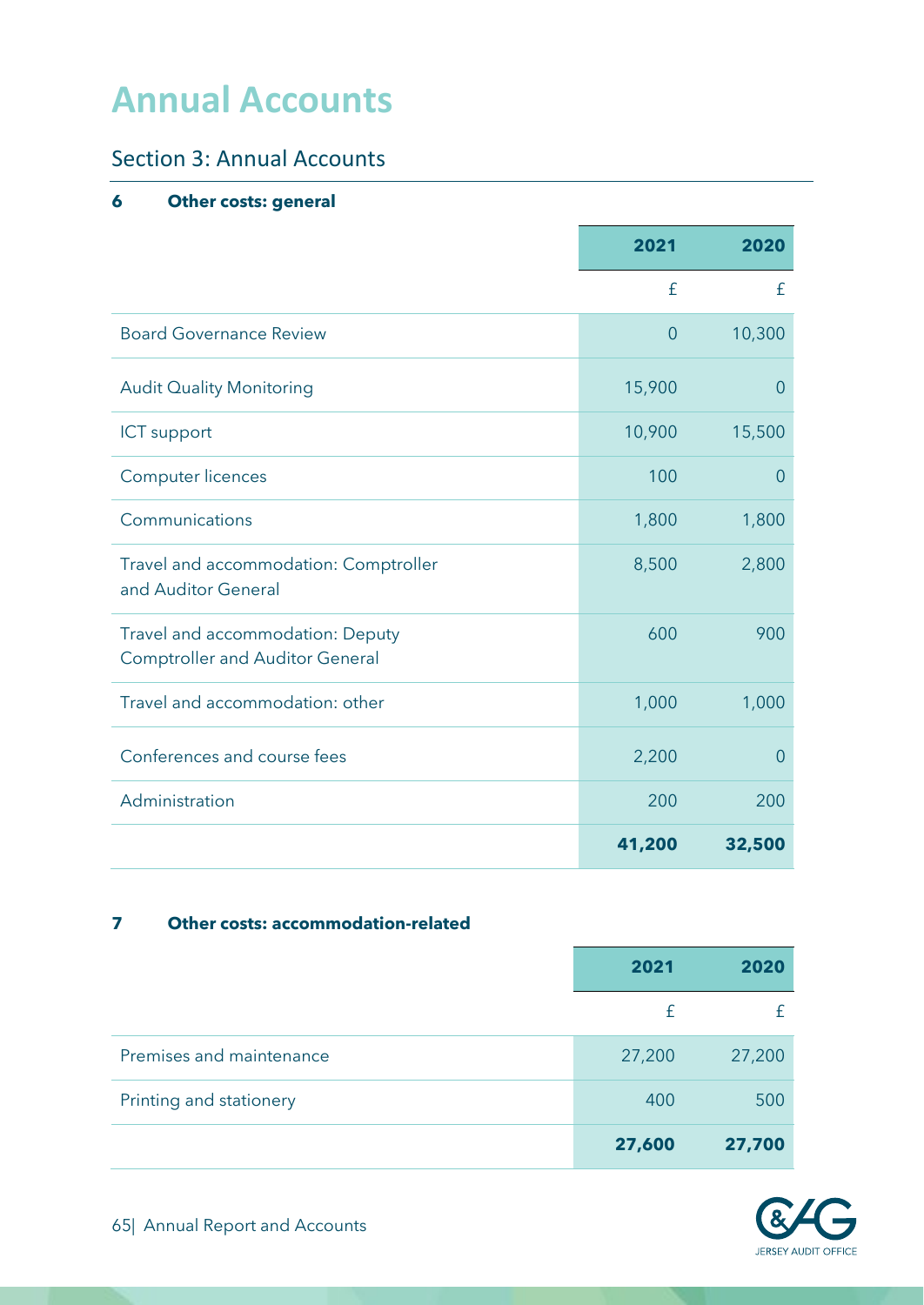# Annual Accounts

## Section 3: Annual Accounts

### 6 Other costs: general

| | 2021 | 2020 |
|---|---|---|
| | £ | £ |
| Board Governance Review | 0 | 10,300 |
| Audit Quality Monitoring | 15,900 | 0 |
| ICT support | 10,900 | 15,500 |
| Computer licences | 100 | 0 |
| Communications | 1,800 | 1,800 |
| Travel and accommodation: Comptroller and Auditor General | 8,500 | 2,800 |
| Travel and accommodation: Deputy Comptroller and Auditor General | 600 | 900 |
| Travel and accommodation: other | 1,000 | 1,000 |
| Conferences and course fees | 2,200 | 0 |
| Administration | 200 | 200 |
| | **41,200** | **32,500** |

### 7 Other costs: accommodation-related

| | 2021 | 2020 |
|---|---|---|
| | £ | £ |
| Premises and maintenance | 27,200 | 27,200 |
| Printing and stationery | 400 | 500 |
| | **27,600** | **27,700** |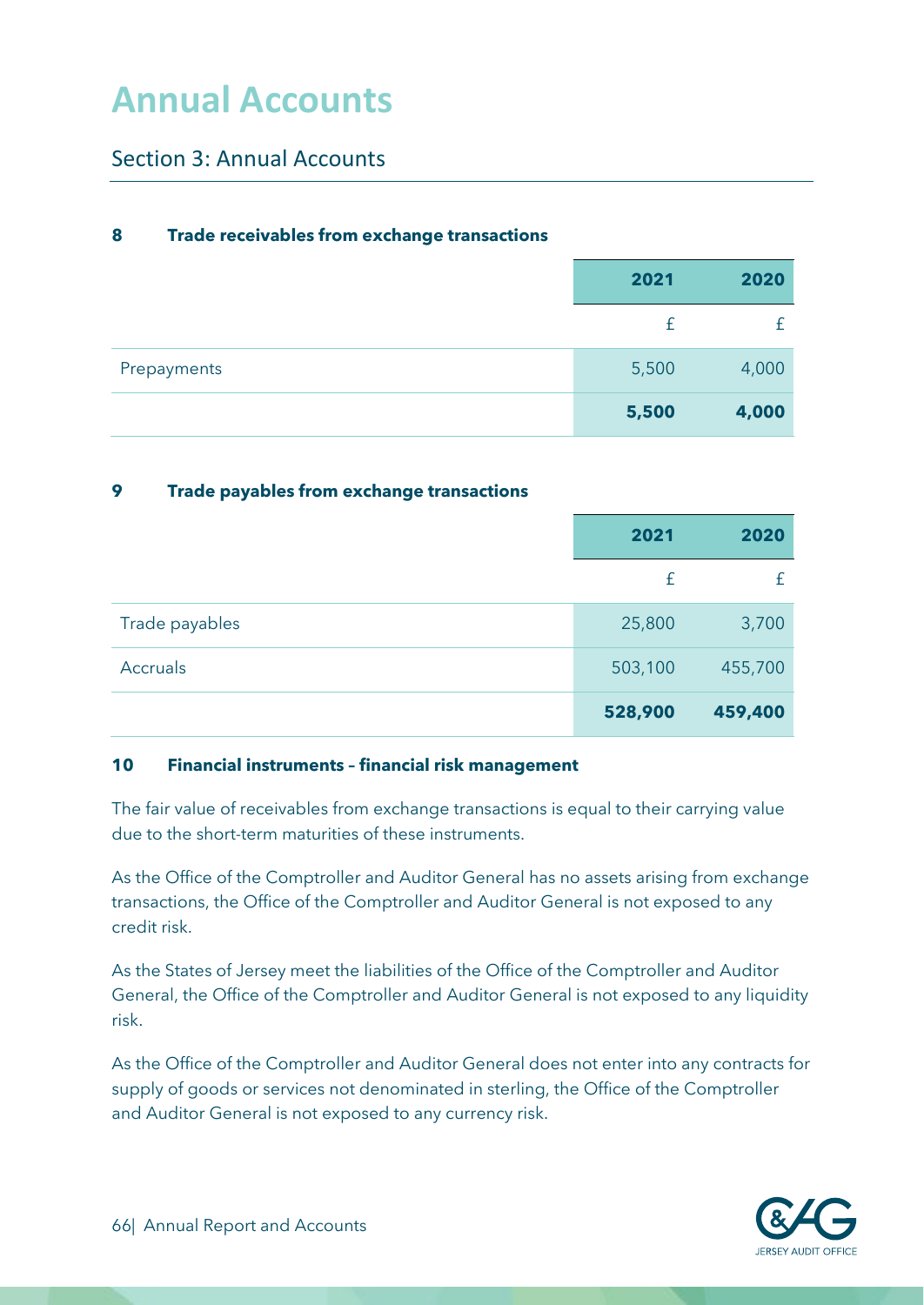# Annual Accounts

## Section 3: Annual Accounts

### 8 Trade receivables from exchange transactions

| | 2021 | 2020 |
|---|---:|---:|
| | £ | £ |
| Prepayments | 5,500 | 4,000 |
| | **5,500** | **4,000** |

### 9 Trade payables from exchange transactions

| | 2021 | 2020 |
|---|---:|---:|
| | £ | £ |
| Trade payables | 25,800 | 3,700 |
| Accruals | 503,100 | 455,700 |
| | **528,900** | **459,400** |

### 10 Financial instruments – financial risk management

The fair value of receivables from exchange transactions is equal to their carrying value due to the short-term maturities of these instruments.

As the Office of the Comptroller and Auditor General has no assets arising from exchange transactions, the Office of the Comptroller and Auditor General is not exposed to any credit risk.

As the States of Jersey meet the liabilities of the Office of the Comptroller and Auditor General, the Office of the Comptroller and Auditor General is not exposed to any liquidity risk.

As the Office of the Comptroller and Auditor General does not enter into any contracts for supply of goods or services not denominated in sterling, the Office of the Comptroller and Auditor General is not exposed to any currency risk.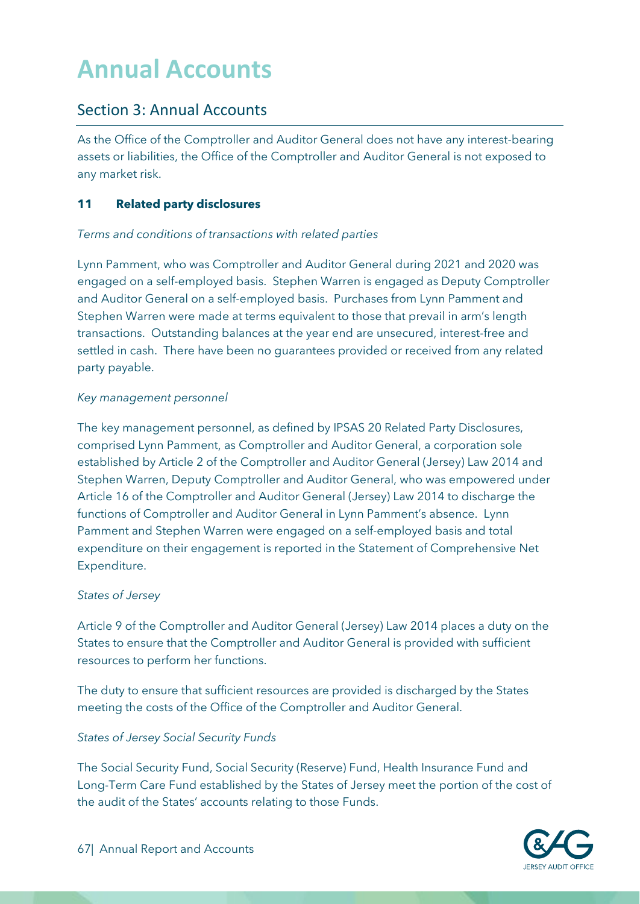# Annual Accounts

## Section 3: Annual Accounts

As the Office of the Comptroller and Auditor General does not have any interest-bearing assets or liabilities, the Office of the Comptroller and Auditor General is not exposed to any market risk.

### 11 Related party disclosures

*Terms and conditions of transactions with related parties*

Lynn Pamment, who was Comptroller and Auditor General during 2021 and 2020 was engaged on a self-employed basis. Stephen Warren is engaged as Deputy Comptroller and Auditor General on a self-employed basis. Purchases from Lynn Pamment and Stephen Warren were made at terms equivalent to those that prevail in arm's length transactions. Outstanding balances at the year end are unsecured, interest-free and settled in cash. There have been no guarantees provided or received from any related party payable.

*Key management personnel*

The key management personnel, as defined by IPSAS 20 Related Party Disclosures, comprised Lynn Pamment, as Comptroller and Auditor General, a corporation sole established by Article 2 of the Comptroller and Auditor General (Jersey) Law 2014 and Stephen Warren, Deputy Comptroller and Auditor General, who was empowered under Article 16 of the Comptroller and Auditor General (Jersey) Law 2014 to discharge the functions of Comptroller and Auditor General in Lynn Pamment's absence. Lynn Pamment and Stephen Warren were engaged on a self-employed basis and total expenditure on their engagement is reported in the Statement of Comprehensive Net Expenditure.

*States of Jersey*

Article 9 of the Comptroller and Auditor General (Jersey) Law 2014 places a duty on the States to ensure that the Comptroller and Auditor General is provided with sufficient resources to perform her functions.

The duty to ensure that sufficient resources are provided is discharged by the States meeting the costs of the Office of the Comptroller and Auditor General.

*States of Jersey Social Security Funds*

The Social Security Fund, Social Security (Reserve) Fund, Health Insurance Fund and Long-Term Care Fund established by the States of Jersey meet the portion of the cost of the audit of the States' accounts relating to those Funds.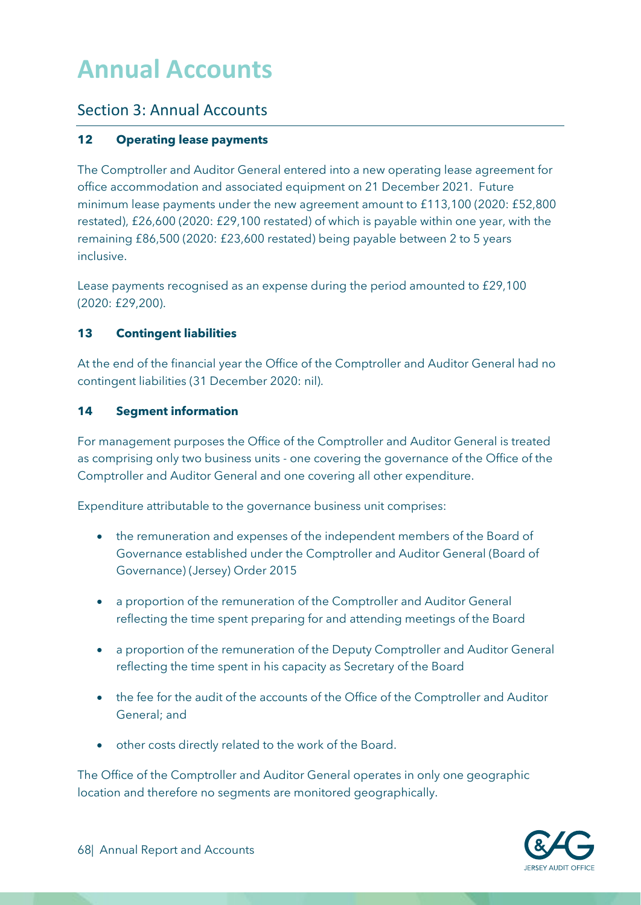# Annual Accounts

## Section 3: Annual Accounts

### 12 Operating lease payments

The Comptroller and Auditor General entered into a new operating lease agreement for office accommodation and associated equipment on 21 December 2021. Future minimum lease payments under the new agreement amount to £113,100 (2020: £52,800 restated), £26,600 (2020: £29,100 restated) of which is payable within one year, with the remaining £86,500 (2020: £23,600 restated) being payable between 2 to 5 years inclusive.

Lease payments recognised as an expense during the period amounted to £29,100 (2020: £29,200).

### 13 Contingent liabilities

At the end of the financial year the Office of the Comptroller and Auditor General had no contingent liabilities (31 December 2020: nil).

### 14 Segment information

For management purposes the Office of the Comptroller and Auditor General is treated as comprising only two business units - one covering the governance of the Office of the Comptroller and Auditor General and one covering all other expenditure.

Expenditure attributable to the governance business unit comprises:

- the remuneration and expenses of the independent members of the Board of Governance established under the Comptroller and Auditor General (Board of Governance) (Jersey) Order 2015
- a proportion of the remuneration of the Comptroller and Auditor General reflecting the time spent preparing for and attending meetings of the Board
- a proportion of the remuneration of the Deputy Comptroller and Auditor General reflecting the time spent in his capacity as Secretary of the Board
- the fee for the audit of the accounts of the Office of the Comptroller and Auditor General; and
- other costs directly related to the work of the Board.

The Office of the Comptroller and Auditor General operates in only one geographic location and therefore no segments are monitored geographically.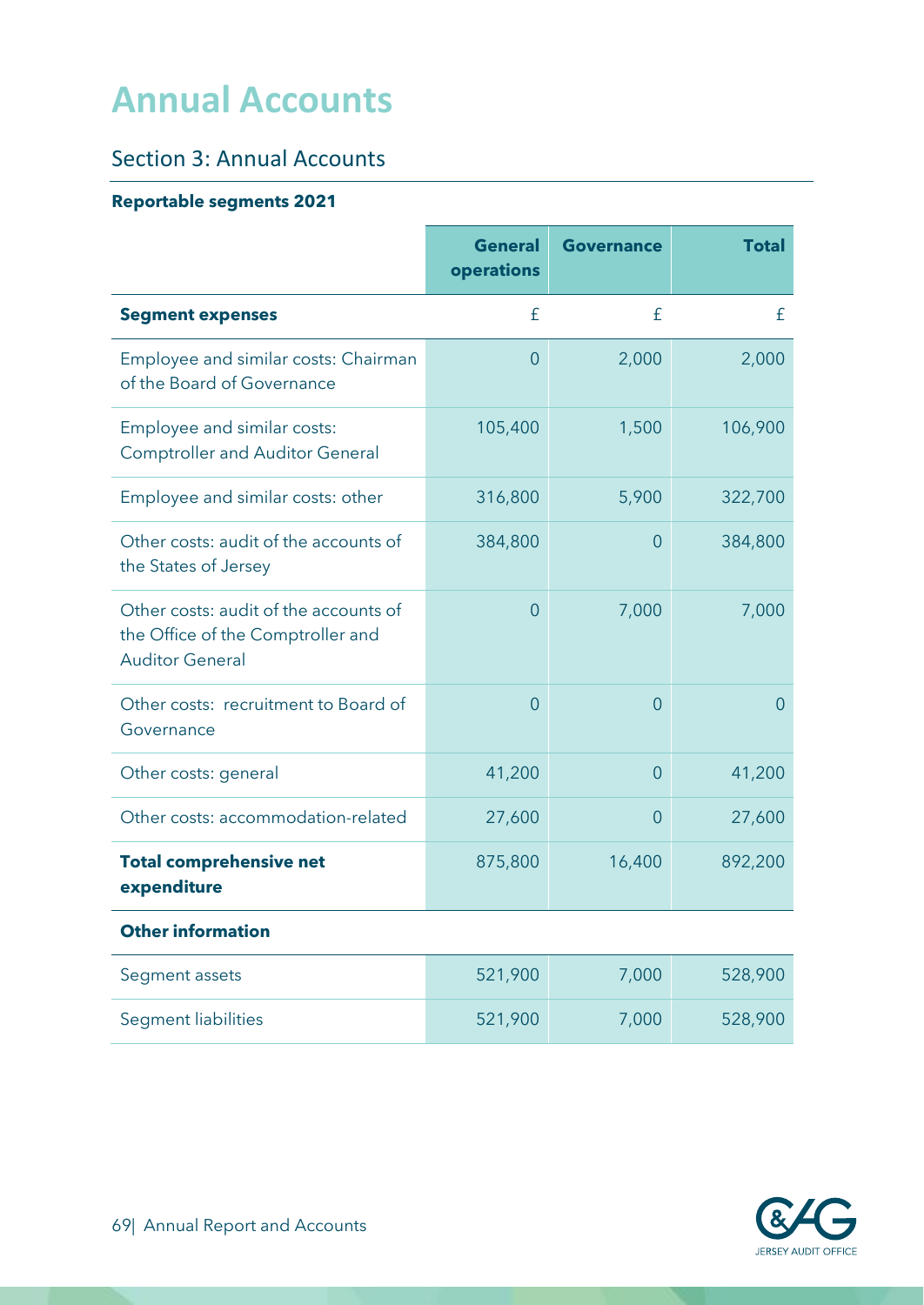# Annual Accounts

## Section 3: Annual Accounts

**Reportable segments 2021**

| | General operations | Governance | Total |
|---|---|---|---|
| **Segment expenses** | £ | £ | £ |
| Employee and similar costs: Chairman of the Board of Governance | 0 | 2,000 | 2,000 |
| Employee and similar costs: Comptroller and Auditor General | 105,400 | 1,500 | 106,900 |
| Employee and similar costs: other | 316,800 | 5,900 | 322,700 |
| Other costs: audit of the accounts of the States of Jersey | 384,800 | 0 | 384,800 |
| Other costs: audit of the accounts of the Office of the Comptroller and Auditor General | 0 | 7,000 | 7,000 |
| Other costs: recruitment to Board of Governance | 0 | 0 | 0 |
| Other costs: general | 41,200 | 0 | 41,200 |
| Other costs: accommodation-related | 27,600 | 0 | 27,600 |
| **Total comprehensive net expenditure** | 875,800 | 16,400 | 892,200 |
| **Other information** | | | |
| Segment assets | 521,900 | 7,000 | 528,900 |
| Segment liabilities | 521,900 | 7,000 | 528,900 |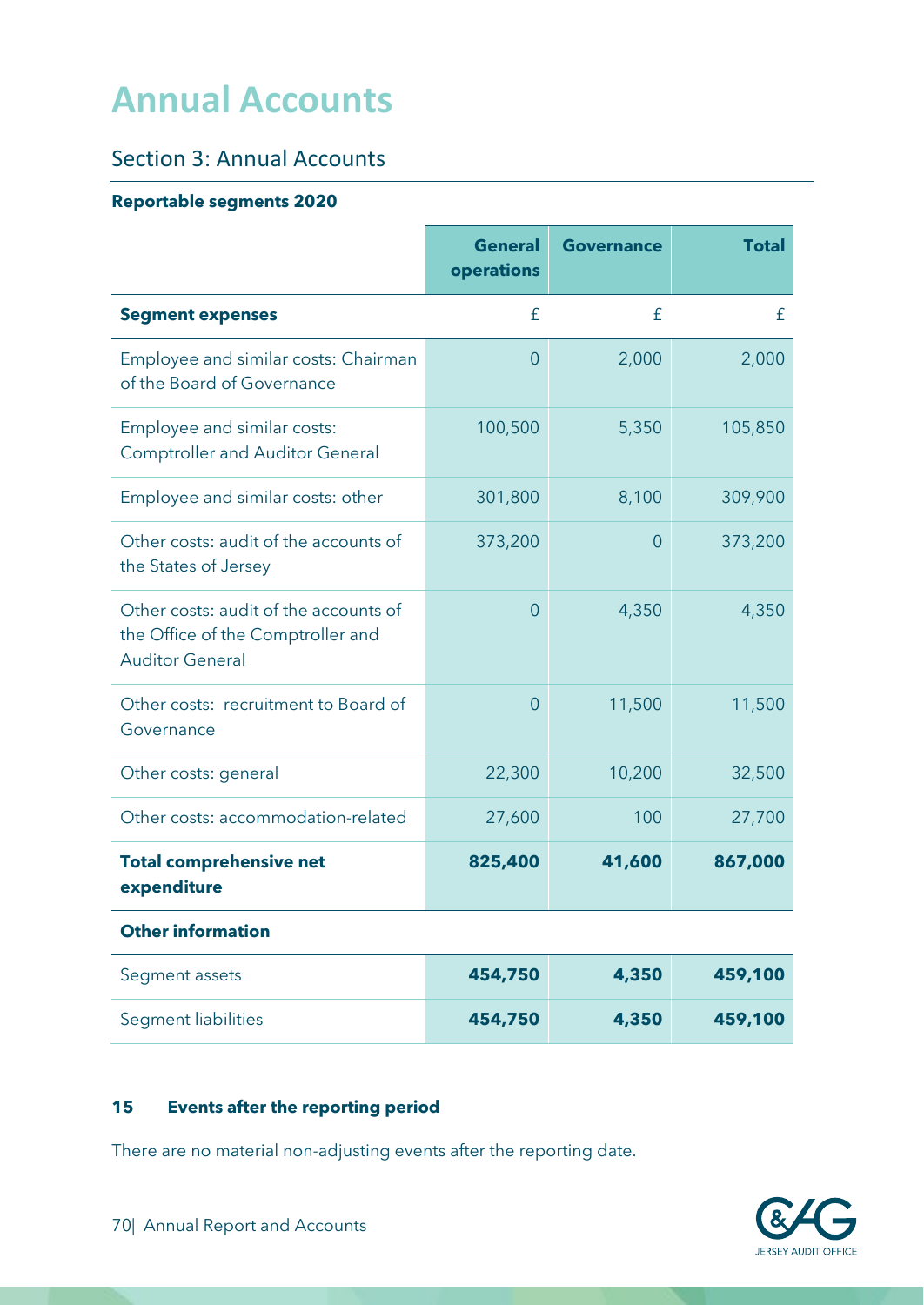# Annual Accounts

## Section 3: Annual Accounts

**Reportable segments 2020**

| | General operations | Governance | Total |
|---|---|---|---|
| **Segment expenses** | £ | £ | £ |
| Employee and similar costs: Chairman of the Board of Governance | 0 | 2,000 | 2,000 |
| Employee and similar costs: Comptroller and Auditor General | 100,500 | 5,350 | 105,850 |
| Employee and similar costs: other | 301,800 | 8,100 | 309,900 |
| Other costs: audit of the accounts of the States of Jersey | 373,200 | 0 | 373,200 |
| Other costs: audit of the accounts of the Office of the Comptroller and Auditor General | 0 | 4,350 | 4,350 |
| Other costs: recruitment to Board of Governance | 0 | 11,500 | 11,500 |
| Other costs: general | 22,300 | 10,200 | 32,500 |
| Other costs: accommodation-related | 27,600 | 100 | 27,700 |
| **Total comprehensive net expenditure** | **825,400** | **41,600** | **867,000** |
| **Other information** | | | |
| Segment assets | **454,750** | **4,350** | **459,100** |
| Segment liabilities | **454,750** | **4,350** | **459,100** |

### 15 Events after the reporting period

There are no material non-adjusting events after the reporting date.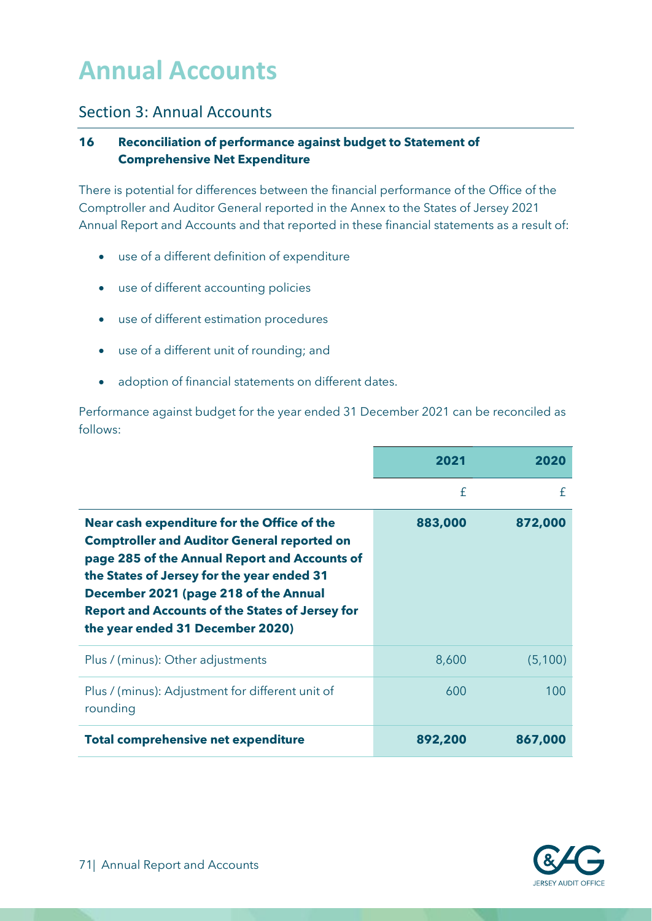# Annual Accounts

## Section 3: Annual Accounts

### 16 Reconciliation of performance against budget to Statement of Comprehensive Net Expenditure

There is potential for differences between the financial performance of the Office of the Comptroller and Auditor General reported in the Annex to the States of Jersey 2021 Annual Report and Accounts and that reported in these financial statements as a result of:

- use of a different definition of expenditure
- use of different accounting policies
- use of different estimation procedures
- use of a different unit of rounding; and
- adoption of financial statements on different dates.

Performance against budget for the year ended 31 December 2021 can be reconciled as follows:

| | 2021 | 2020 |
|---|---|---|
| | £ | £ |
| **Near cash expenditure for the Office of the Comptroller and Auditor General reported on page 285 of the Annual Report and Accounts of the States of Jersey for the year ended 31 December 2021 (page 218 of the Annual Report and Accounts of the States of Jersey for the year ended 31 December 2020)** | **883,000** | **872,000** |
| Plus / (minus): Other adjustments | 8,600 | (5,100) |
| Plus / (minus): Adjustment for different unit of rounding | 600 | 100 |
| **Total comprehensive net expenditure** | **892,200** | **867,000** |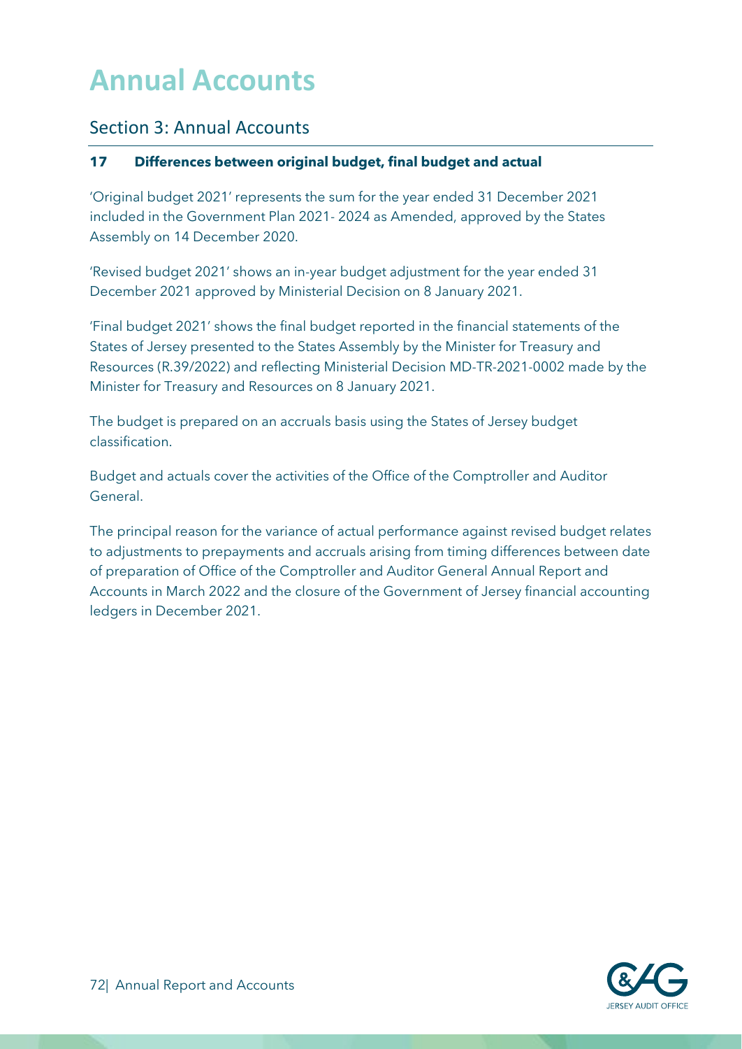# Annual Accounts

## Section 3: Annual Accounts

### 17 Differences between original budget, final budget and actual

'Original budget 2021' represents the sum for the year ended 31 December 2021 included in the Government Plan 2021- 2024 as Amended, approved by the States Assembly on 14 December 2020.

'Revised budget 2021' shows an in-year budget adjustment for the year ended 31 December 2021 approved by Ministerial Decision on 8 January 2021.

'Final budget 2021' shows the final budget reported in the financial statements of the States of Jersey presented to the States Assembly by the Minister for Treasury and Resources (R.39/2022) and reflecting Ministerial Decision MD-TR-2021-0002 made by the Minister for Treasury and Resources on 8 January 2021.

The budget is prepared on an accruals basis using the States of Jersey budget classification.

Budget and actuals cover the activities of the Office of the Comptroller and Auditor General.

The principal reason for the variance of actual performance against revised budget relates to adjustments to prepayments and accruals arising from timing differences between date of preparation of Office of the Comptroller and Auditor General Annual Report and Accounts in March 2022 and the closure of the Government of Jersey financial accounting ledgers in December 2021.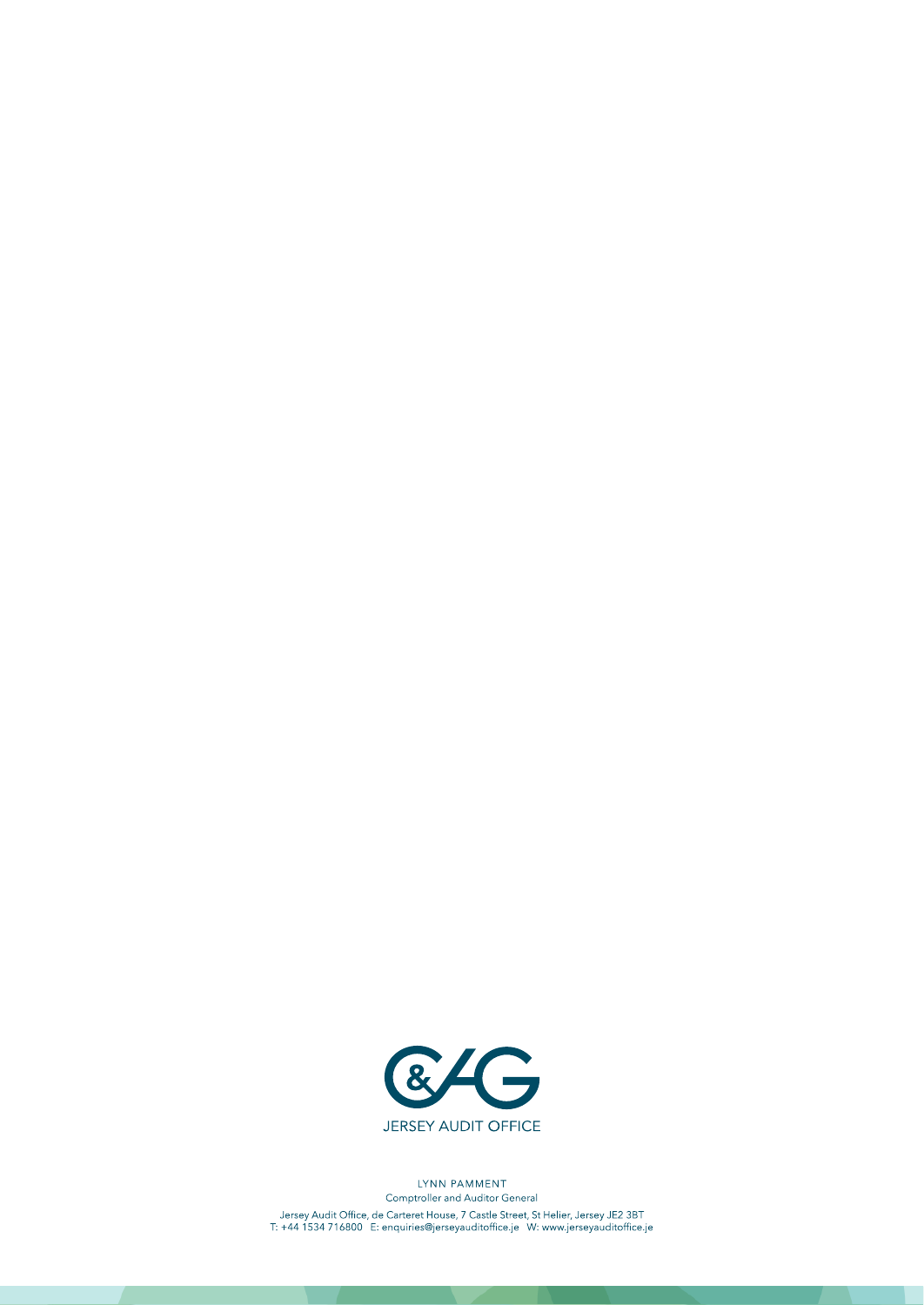JERSEY AUDIT OFFICE

LYNN PAMMENT

Comptroller and Auditor General

Jersey Audit Office, de Carteret House, 7 Castle Street, St Helier, Jersey JE2 3BT

T: +44 1534 716800 E: enquiries@jerseyauditoffice.je W: www.jerseyauditoffice.je